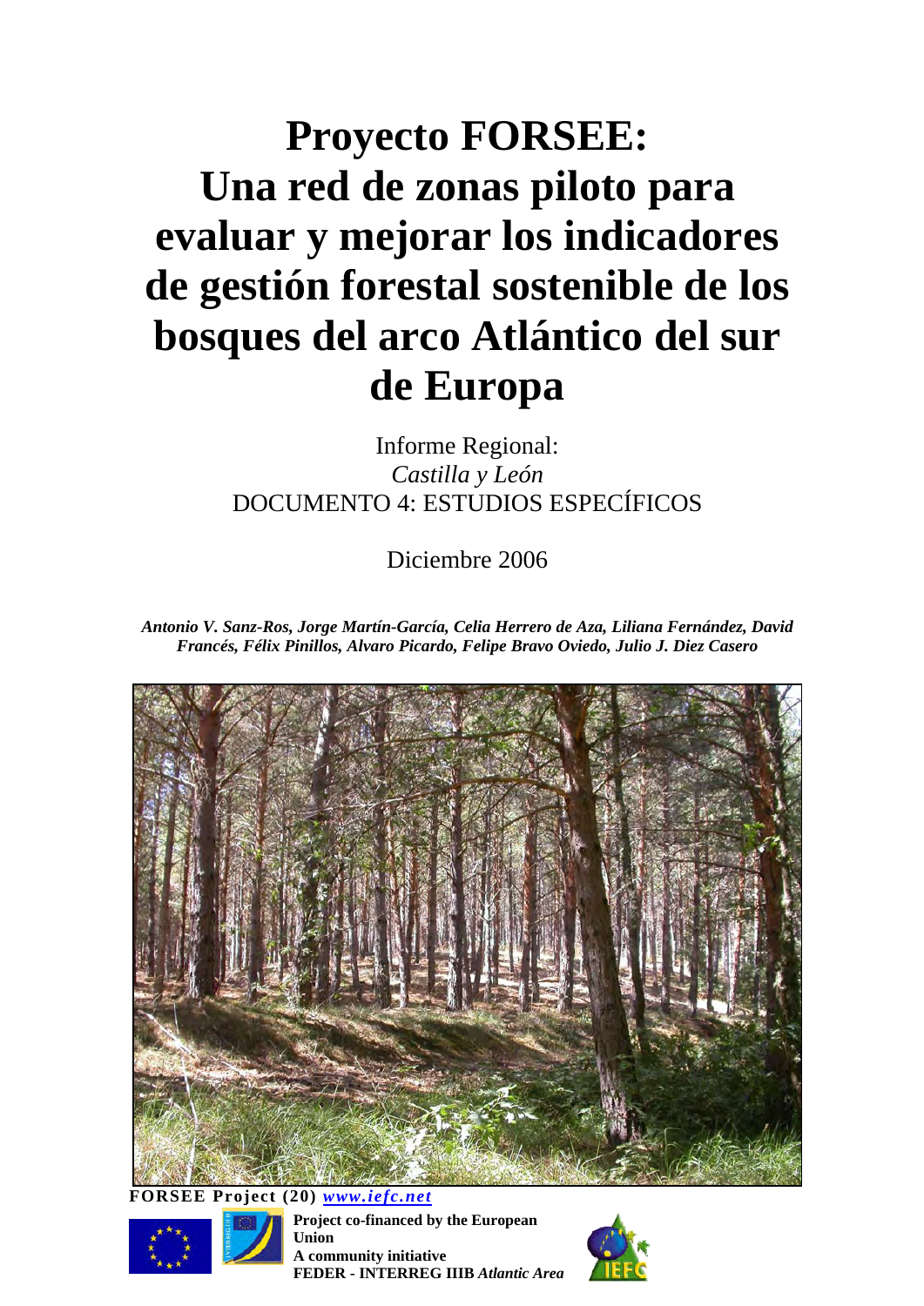# Proyecto FORSEE: Una red de zonas piloto para evaluar y mejorar los indicadores de gestión forestal sostenible de los bosques del arco Atlántico del sur de Europa

Informe Regional:
*Castilla y León*
DOCUMENTO 4: ESTUDIOS ESPECÍFICOS

Diciembre 2006

***Antonio V. Sanz-Ros, Jorge Martín-García, Celia Herrero de Aza, Liliana Fernández, David Francés, Félix Pinillos, Alvaro Picardo, Felipe Bravo Oviedo, Julio J. Diez Casero***

**FORSEE Project (20)** ***www.iefc.net***

**Project co-financed by the European Union**
**A community initiative**
**FEDER - INTERREG IIIB *Atlantic Area***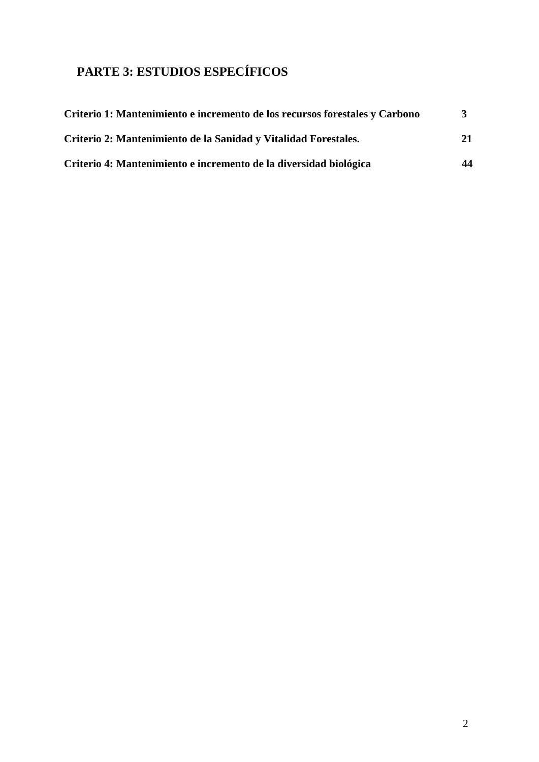# PARTE 3: ESTUDIOS ESPECÍFICOS

| | |
|---|---|
| **Criterio 1: Mantenimiento e incremento de los recursos forestales y Carbono** | **3** |
| **Criterio 2: Mantenimiento de la Sanidad y Vitalidad Forestales.** | **21** |
| **Criterio 4: Mantenimiento e incremento de la diversidad biológica** | **44** |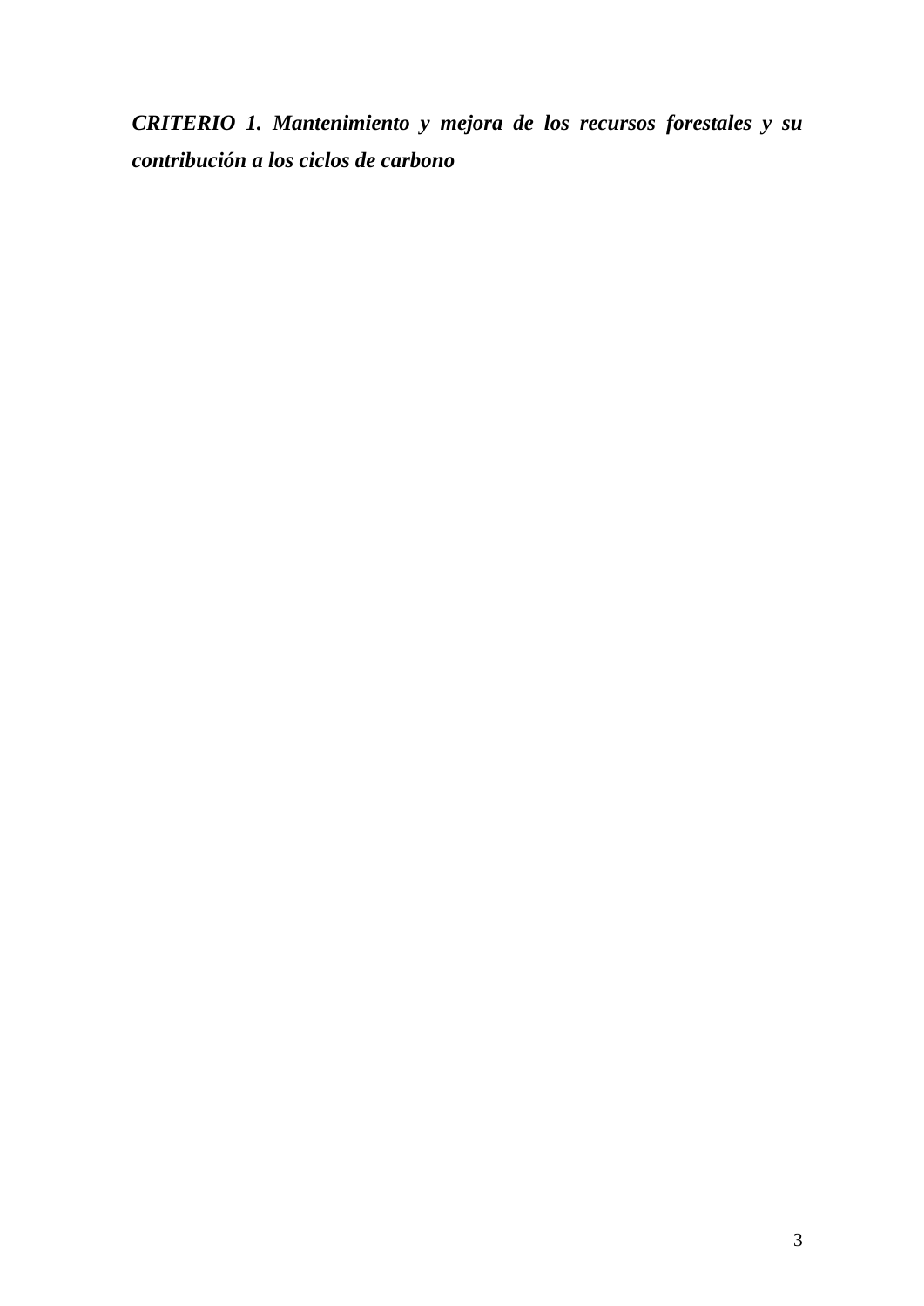***CRITERIO 1. Mantenimiento y mejora de los recursos forestales y su contribución a los ciclos de carbono***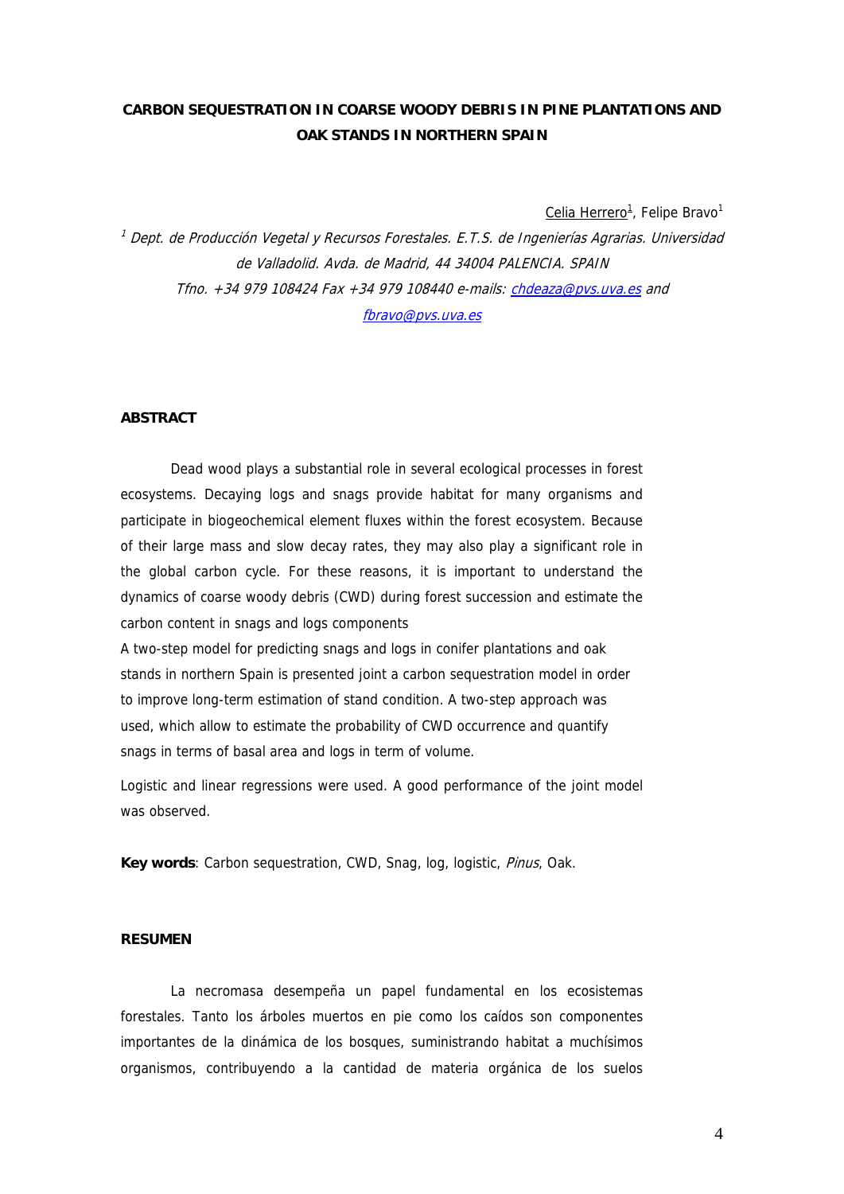**CARBON SEQUESTRATION IN COARSE WOODY DEBRIS IN PINE PLANTATIONS AND OAK STANDS IN NORTHERN SPAIN**

Celia Herrero[1], Felipe Bravo[1]

[1] *Dept. de Producción Vegetal y Recursos Forestales. E.T.S. de Ingenierías Agrarias. Universidad de Valladolid. Avda. de Madrid, 44 34004 PALENCIA. SPAIN*

*Tfno. +34 979 108424 Fax +34 979 108440 e-mails: chdeaza@pvs.uva.es and fbravo@pvs.uva.es*

**ABSTRACT**

Dead wood plays a substantial role in several ecological processes in forest ecosystems. Decaying logs and snags provide habitat for many organisms and participate in biogeochemical element fluxes within the forest ecosystem. Because of their large mass and slow decay rates, they may also play a significant role in the global carbon cycle. For these reasons, it is important to understand the dynamics of coarse woody debris (CWD) during forest succession and estimate the carbon content in snags and logs components

A two-step model for predicting snags and logs in conifer plantations and oak stands in northern Spain is presented joint a carbon sequestration model in order to improve long-term estimation of stand condition. A two-step approach was used, which allow to estimate the probability of CWD occurrence and quantify snags in terms of basal area and logs in term of volume.

Logistic and linear regressions were used. A good performance of the joint model was observed.

**Key words**: Carbon sequestration, CWD, Snag, log, logistic, *Pinus*, Oak.

**RESUMEN**

La necromasa desempeña un papel fundamental en los ecosistemas forestales. Tanto los árboles muertos en pie como los caídos son componentes importantes de la dinámica de los bosques, suministrando habitat a muchísimos organismos, contribuyendo a la cantidad de materia orgánica de los suelos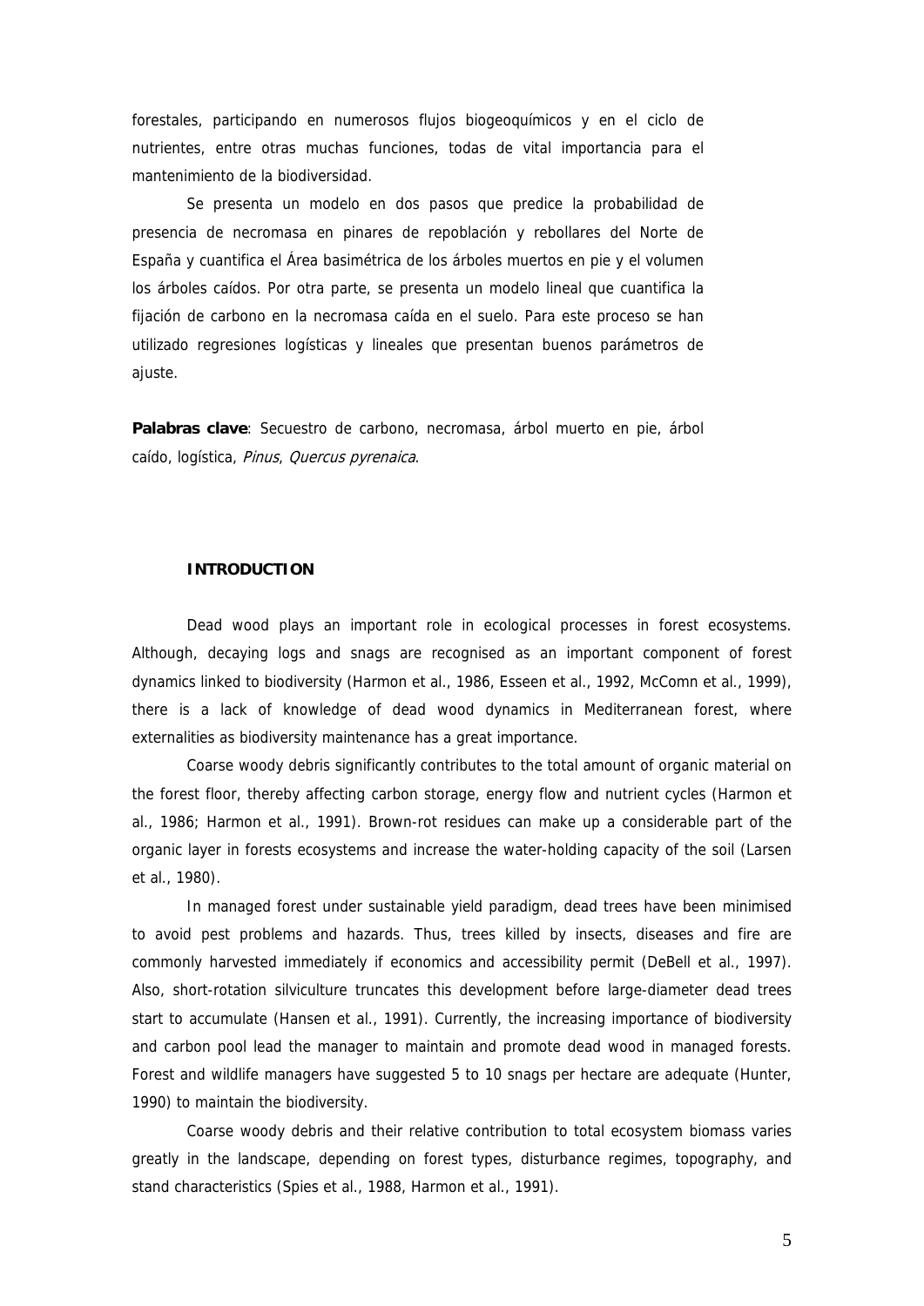forestales, participando en numerosos flujos biogeoquímicos y en el ciclo de nutrientes, entre otras muchas funciones, todas de vital importancia para el mantenimiento de la biodiversidad.

Se presenta un modelo en dos pasos que predice la probabilidad de presencia de necromasa en pinares de repoblación y rebollares del Norte de España y cuantifica el Área basimétrica de los árboles muertos en pie y el volumen los árboles caídos. Por otra parte, se presenta un modelo lineal que cuantifica la fijación de carbono en la necromasa caída en el suelo. Para este proceso se han utilizado regresiones logísticas y lineales que presentan buenos parámetros de ajuste.

**Palabras clave**: Secuestro de carbono, necromasa, árbol muerto en pie, árbol caído, logística, *Pinus*, *Quercus pyrenaica*.

## INTRODUCTION

Dead wood plays an important role in ecological processes in forest ecosystems. Although, decaying logs and snags are recognised as an important component of forest dynamics linked to biodiversity (Harmon et al., 1986, Esseen et al., 1992, McComn et al., 1999), there is a lack of knowledge of dead wood dynamics in Mediterranean forest, where externalities as biodiversity maintenance has a great importance.

Coarse woody debris significantly contributes to the total amount of organic material on the forest floor, thereby affecting carbon storage, energy flow and nutrient cycles (Harmon et al., 1986; Harmon et al., 1991). Brown-rot residues can make up a considerable part of the organic layer in forests ecosystems and increase the water-holding capacity of the soil (Larsen et al., 1980).

In managed forest under sustainable yield paradigm, dead trees have been minimised to avoid pest problems and hazards. Thus, trees killed by insects, diseases and fire are commonly harvested immediately if economics and accessibility permit (DeBell et al., 1997). Also, short-rotation silviculture truncates this development before large-diameter dead trees start to accumulate (Hansen et al., 1991). Currently, the increasing importance of biodiversity and carbon pool lead the manager to maintain and promote dead wood in managed forests. Forest and wildlife managers have suggested 5 to 10 snags per hectare are adequate (Hunter, 1990) to maintain the biodiversity.

Coarse woody debris and their relative contribution to total ecosystem biomass varies greatly in the landscape, depending on forest types, disturbance regimes, topography, and stand characteristics (Spies et al., 1988, Harmon et al., 1991).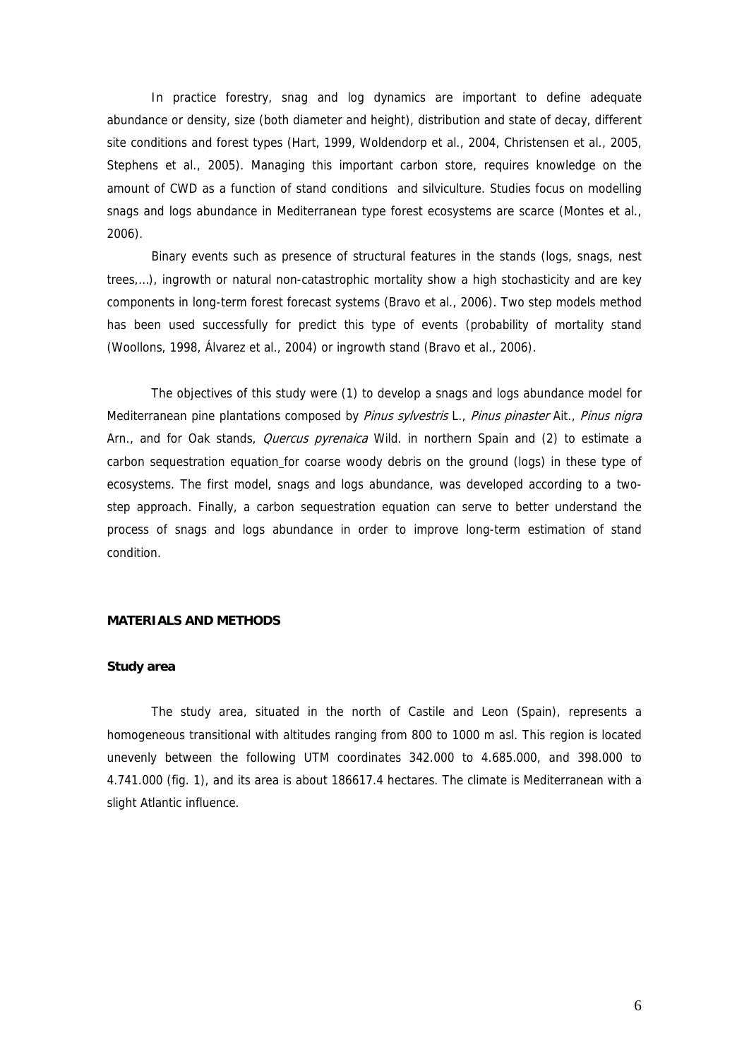In practice forestry, snag and log dynamics are important to define adequate abundance or density, size (both diameter and height), distribution and state of decay, different site conditions and forest types (Hart, 1999, Woldendorp et al., 2004, Christensen et al., 2005, Stephens et al., 2005). Managing this important carbon store, requires knowledge on the amount of CWD as a function of stand conditions and silviculture. Studies focus on modelling snags and logs abundance in Mediterranean type forest ecosystems are scarce (Montes et al., 2006).

Binary events such as presence of structural features in the stands (logs, snags, nest trees,…), ingrowth or natural non-catastrophic mortality show a high stochasticity and are key components in long-term forest forecast systems (Bravo et al., 2006). Two step models method has been used successfully for predict this type of events (probability of mortality stand (Woollons, 1998, Álvarez et al., 2004) or ingrowth stand (Bravo et al., 2006).

The objectives of this study were (1) to develop a snags and logs abundance model for Mediterranean pine plantations composed by *Pinus sylvestris* L., *Pinus pinaster* Ait., *Pinus nigra* Arn., and for Oak stands, *Quercus pyrenaica* Wild. in northern Spain and (2) to estimate a carbon sequestration equation for coarse woody debris on the ground (logs) in these type of ecosystems. The first model, snags and logs abundance, was developed according to a two-step approach. Finally, a carbon sequestration equation can serve to better understand the process of snags and logs abundance in order to improve long-term estimation of stand condition.

## MATERIALS AND METHODS

### Study area

The study area, situated in the north of Castile and Leon (Spain), represents a homogeneous transitional with altitudes ranging from 800 to 1000 m asl. This region is located unevenly between the following UTM coordinates 342.000 to 4.685.000, and 398.000 to 4.741.000 (fig. 1), and its area is about 186617.4 hectares. The climate is Mediterranean with a slight Atlantic influence.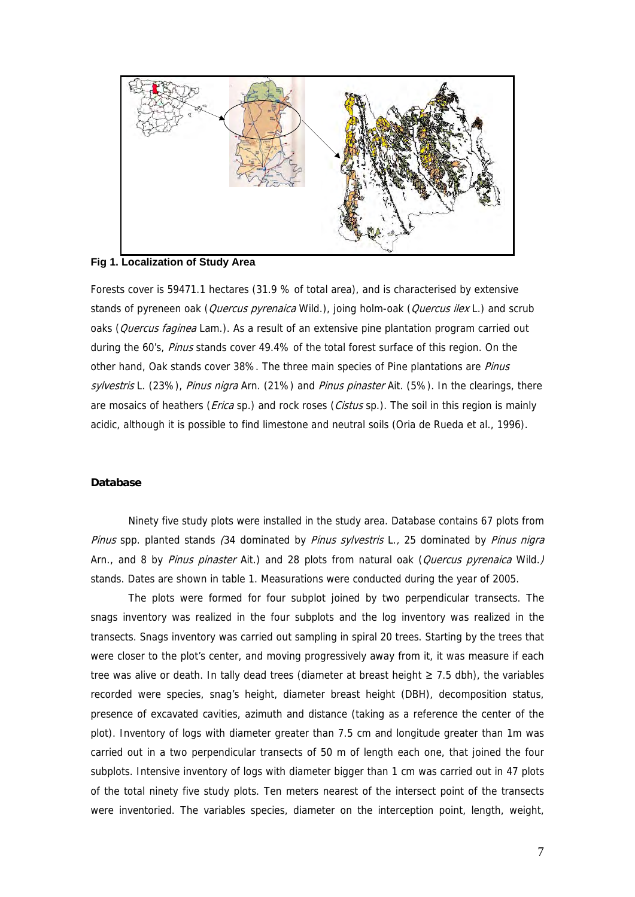**Fig 1. Localization of Study Area**

Forests cover is 59471.1 hectares (31.9 % of total area), and is characterised by extensive stands of pyreneen oak (*Quercus pyrenaica* Wild.), joing holm-oak (*Quercus ilex* L.) and scrub oaks (*Quercus faginea* Lam.). As a result of an extensive pine plantation program carried out during the 60's, *Pinus* stands cover 49.4% of the total forest surface of this region. On the other hand, Oak stands cover 38%. The three main species of Pine plantations are *Pinus sylvestris* L. (23%), *Pinus nigra* Arn. (21%) and *Pinus pinaster* Ait. (5%). In the clearings, there are mosaics of heathers (*Erica* sp.) and rock roses (*Cistus* sp.). The soil in this region is mainly acidic, although it is possible to find limestone and neutral soils (Oria de Rueda et al., 1996).

**Database**

Ninety five study plots were installed in the study area. Database contains 67 plots from *Pinus* spp. planted stands (34 dominated by *Pinus sylvestris* L., 25 dominated by *Pinus nigra* Arn., and 8 by *Pinus pinaster* Ait.) and 28 plots from natural oak (*Quercus pyrenaica* Wild.) stands. Dates are shown in table 1. Measurations were conducted during the year of 2005.

The plots were formed for four subplot joined by two perpendicular transects. The snags inventory was realized in the four subplots and the log inventory was realized in the transects. Snags inventory was carried out sampling in spiral 20 trees. Starting by the trees that were closer to the plot's center, and moving progressively away from it, it was measure if each tree was alive or death. In tally dead trees (diameter at breast height ≥ 7.5 dbh), the variables recorded were species, snag's height, diameter breast height (DBH), decomposition status, presence of excavated cavities, azimuth and distance (taking as a reference the center of the plot). Inventory of logs with diameter greater than 7.5 cm and longitude greater than 1m was carried out in a two perpendicular transects of 50 m of length each one, that joined the four subplots. Intensive inventory of logs with diameter bigger than 1 cm was carried out in 47 plots of the total ninety five study plots. Ten meters nearest of the intersect point of the transects were inventoried. The variables species, diameter on the interception point, length, weight,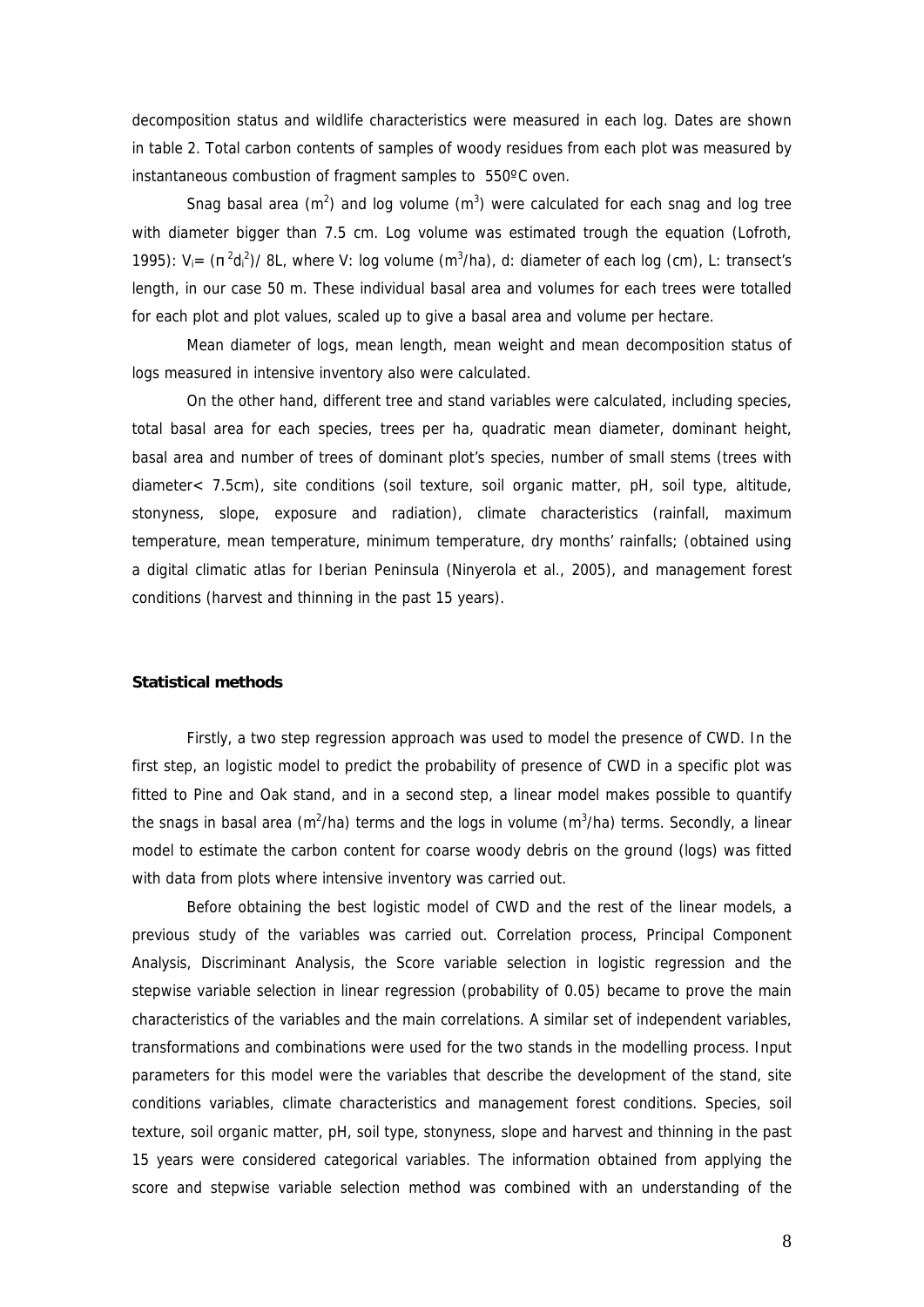decomposition status and wildlife characteristics were measured in each log. Dates are shown in table 2. Total carbon contents of samples of woody residues from each plot was measured by instantaneous combustion of fragment samples to 550ºC oven.

Snag basal area ($m^2$) and log volume ($m^3$) were calculated for each snag and log tree with diameter bigger than 7.5 cm. Log volume was estimated trough the equation (Lofroth, 1995): $V_i = (\pi^2 d_i^2)/ 8L$, where V: log volume ($m^3$/ha), d: diameter of each log (cm), L: transect's length, in our case 50 m. These individual basal area and volumes for each trees were totalled for each plot and plot values, scaled up to give a basal area and volume per hectare.

Mean diameter of logs, mean length, mean weight and mean decomposition status of logs measured in intensive inventory also were calculated.

On the other hand, different tree and stand variables were calculated, including species, total basal area for each species, trees per ha, quadratic mean diameter, dominant height, basal area and number of trees of dominant plot's species, number of small stems (trees with diameter< 7.5cm), site conditions (soil texture, soil organic matter, pH, soil type, altitude, stonyness, slope, exposure and radiation), climate characteristics (rainfall, maximum temperature, mean temperature, minimum temperature, dry months' rainfalls; (obtained using a digital climatic atlas for Iberian Peninsula (Ninyerola et al., 2005), and management forest conditions (harvest and thinning in the past 15 years).

### Statistical methods

Firstly, a two step regression approach was used to model the presence of CWD. In the first step, an logistic model to predict the probability of presence of CWD in a specific plot was fitted to Pine and Oak stand, and in a second step, a linear model makes possible to quantify the snags in basal area ($m^2$/ha) terms and the logs in volume ($m^3$/ha) terms. Secondly, a linear model to estimate the carbon content for coarse woody debris on the ground (logs) was fitted with data from plots where intensive inventory was carried out.

Before obtaining the best logistic model of CWD and the rest of the linear models, a previous study of the variables was carried out. Correlation process, Principal Component Analysis, Discriminant Analysis, the Score variable selection in logistic regression and the stepwise variable selection in linear regression (probability of 0.05) became to prove the main characteristics of the variables and the main correlations. A similar set of independent variables, transformations and combinations were used for the two stands in the modelling process. Input parameters for this model were the variables that describe the development of the stand, site conditions variables, climate characteristics and management forest conditions. Species, soil texture, soil organic matter, pH, soil type, stonyness, slope and harvest and thinning in the past 15 years were considered categorical variables. The information obtained from applying the score and stepwise variable selection method was combined with an understanding of the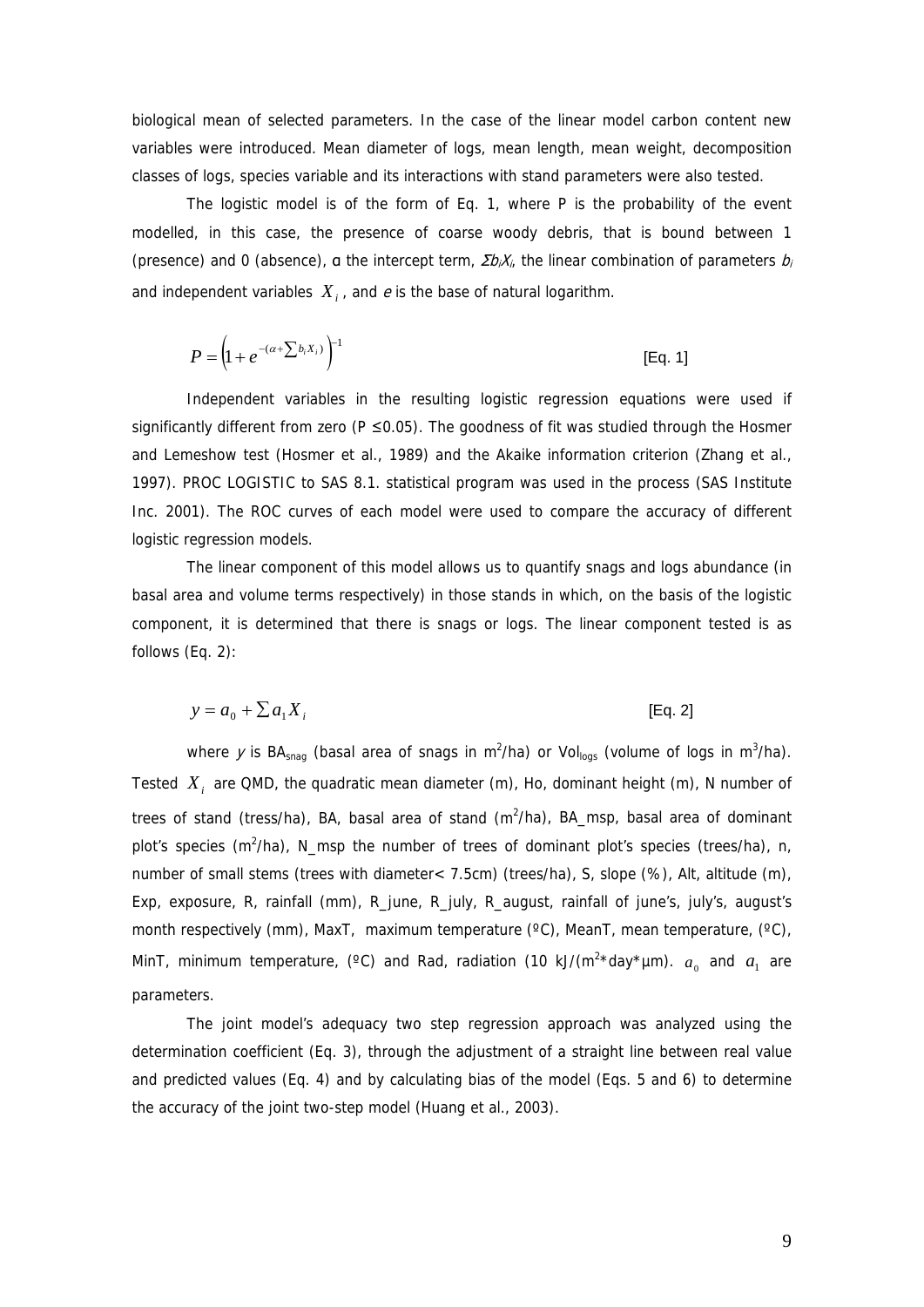biological mean of selected parameters. In the case of the linear model carbon content new variables were introduced. Mean diameter of logs, mean length, mean weight, decomposition classes of logs, species variable and its interactions with stand parameters were also tested.

The logistic model is of the form of Eq. 1, where P is the probability of the event modelled, in this case, the presence of coarse woody debris, that is bound between 1 (presence) and 0 (absence), α the intercept term, $\Sigma b_i X_i$, the linear combination of parameters $b_i$ and independent variables $X_i$, and *e* is the base of natural logarithm.

$$P = \left(1 + e^{-(\alpha + \sum b_i X_i)}\right)^{-1} \qquad \text{[Eq. 1]}$$

Independent variables in the resulting logistic regression equations were used if significantly different from zero ($P \leq 0.05$). The goodness of fit was studied through the Hosmer and Lemeshow test (Hosmer et al., 1989) and the Akaike information criterion (Zhang et al., 1997). PROC LOGISTIC to SAS 8.1. statistical program was used in the process (SAS Institute Inc. 2001). The ROC curves of each model were used to compare the accuracy of different logistic regression models.

The linear component of this model allows us to quantify snags and logs abundance (in basal area and volume terms respectively) in those stands in which, on the basis of the logistic component, it is determined that there is snags or logs. The linear component tested is as follows (Eq. 2):

$$y = a_0 + \sum a_1 X_i \qquad \text{[Eq. 2]}$$

where *y* is $BA_{snag}$ (basal area of snags in $m^2$/ha) or $Vol_{logs}$ (volume of logs in $m^3$/ha). Tested $X_i$ are QMD, the quadratic mean diameter (m), Ho, dominant height (m), N number of trees of stand (tress/ha), BA, basal area of stand ($m^2$/ha), BA_msp, basal area of dominant plot's species ($m^2$/ha), N_msp the number of trees of dominant plot's species (trees/ha), n, number of small stems (trees with diameter< 7.5cm) (trees/ha), S, slope (%), Alt, altitude (m), Exp, exposure, R, rainfall (mm), R_june, R_july, R_august, rainfall of june's, july's, august's month respectively (mm), MaxT, maximum temperature (ºC), MeanT, mean temperature, (ºC), MinT, minimum temperature, (ºC) and Rad, radiation (10 kJ/($m^2$*day*µm). $a_0$ and $a_1$ are parameters.

The joint model's adequacy two step regression approach was analyzed using the determination coefficient (Eq. 3), through the adjustment of a straight line between real value and predicted values (Eq. 4) and by calculating bias of the model (Eqs. 5 and 6) to determine the accuracy of the joint two-step model (Huang et al., 2003).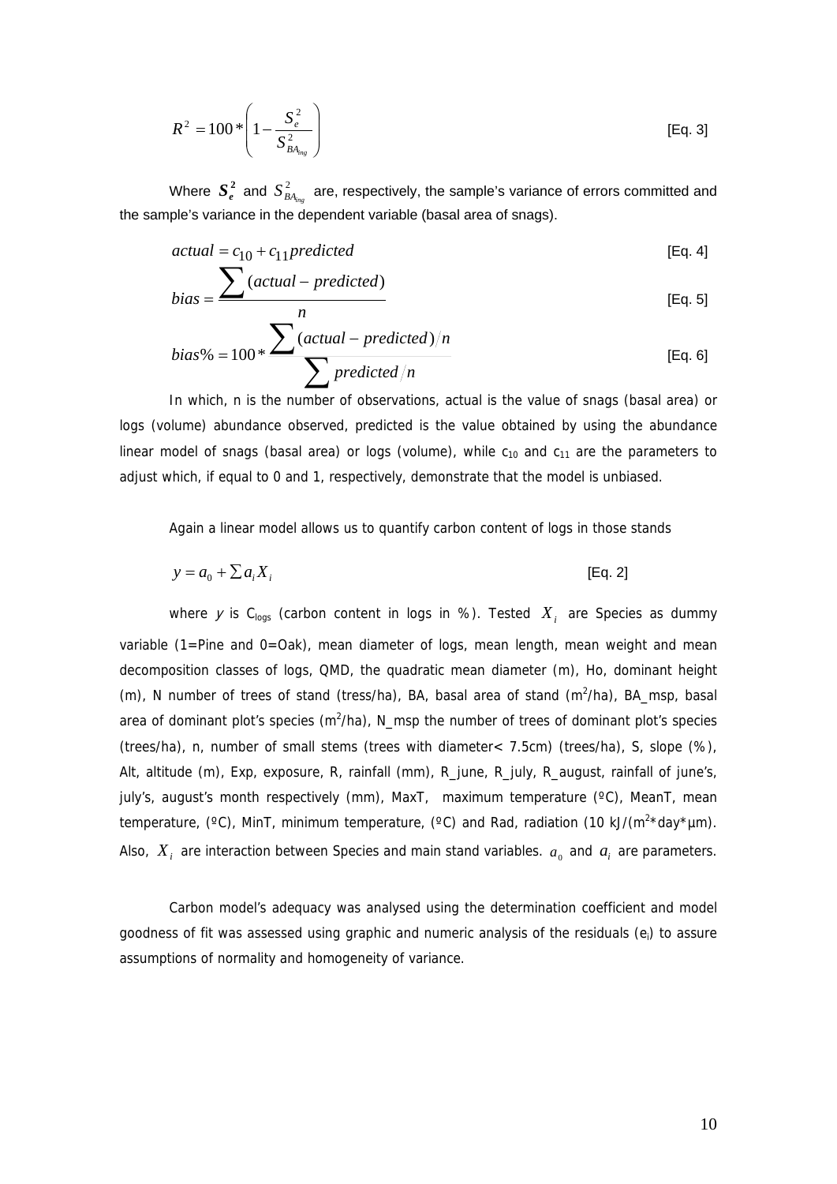$$R^2 = 100 * \left(1 - \frac{S_e^2}{S_{BA_{sng}}^2}\right) \quad \text{[Eq. 3]}$$

Where $S_e^2$ and $S_{BA_{sng}}^2$ are, respectively, the sample's variance of errors committed and the sample's variance in the dependent variable (basal area of snags).

$$actual = c_{10} + c_{11} predicted \quad \text{[Eq. 4]}$$

$$bias = \frac{\sum (actual - predicted)}{n} \quad \text{[Eq. 5]}$$

$$bias\% = 100 * \frac{\sum (actual - predicted)/n}{\sum predicted/n} \quad \text{[Eq. 6]}$$

In which, n is the number of observations, actual is the value of snags (basal area) or logs (volume) abundance observed, predicted is the value obtained by using the abundance linear model of snags (basal area) or logs (volume), while $c_{10}$ and $c_{11}$ are the parameters to adjust which, if equal to 0 and 1, respectively, demonstrate that the model is unbiased.

Again a linear model allows us to quantify carbon content of logs in those stands

$$y = a_0 + \sum a_i X_i \quad \text{[Eq. 2]}$$

where $y$ is $C_{logs}$ (carbon content in logs in %). Tested $X_i$ are Species as dummy variable (1=Pine and 0=Oak), mean diameter of logs, mean length, mean weight and mean decomposition classes of logs, QMD, the quadratic mean diameter (m), Ho, dominant height (m), N number of trees of stand (tress/ha), BA, basal area of stand ($m^2$/ha), BA_msp, basal area of dominant plot's species ($m^2$/ha), N_msp the number of trees of dominant plot's species (trees/ha), n, number of small stems (trees with diameter< 7.5cm) (trees/ha), S, slope (%), Alt, altitude (m), Exp, exposure, R, rainfall (mm), R_june, R_july, R_august, rainfall of june's, july's, august's month respectively (mm), MaxT, maximum temperature (ºC), MeanT, mean temperature, (ºC), MinT, minimum temperature, (ºC) and Rad, radiation (10 kJ/($m^2$*day*µm). Also, $X_i$ are interaction between Species and main stand variables. $a_0$ and $a_i$ are parameters.

Carbon model's adequacy was analysed using the determination coefficient and model goodness of fit was assessed using graphic and numeric analysis of the residuals ($e_i$) to assure assumptions of normality and homogeneity of variance.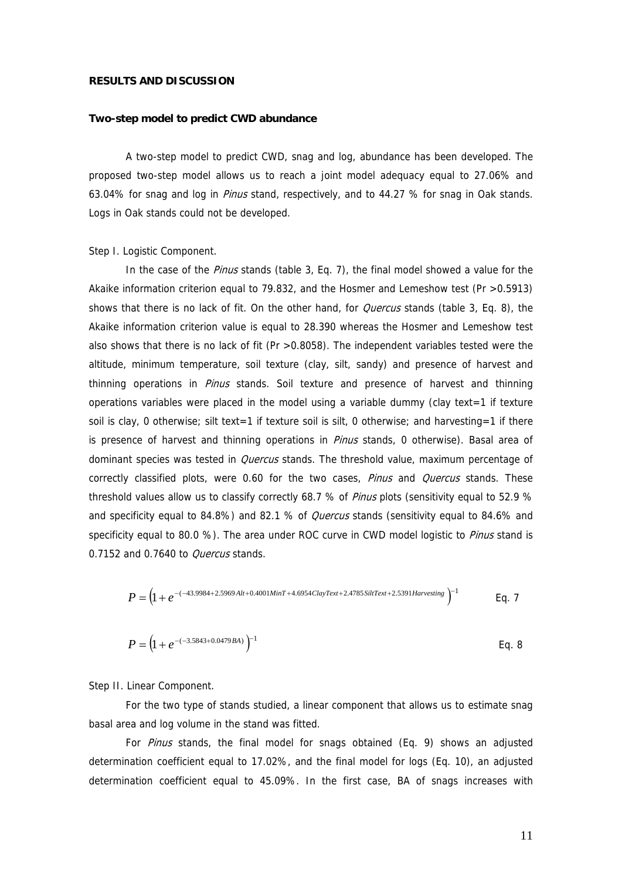## RESULTS AND DISCUSSION

### Two-step model to predict CWD abundance

A two-step model to predict CWD, snag and log, abundance has been developed. The proposed two-step model allows us to reach a joint model adequacy equal to 27.06% and 63.04% for snag and log in *Pinus* stand, respectively, and to 44.27 % for snag in Oak stands. Logs in Oak stands could not be developed.

Step I. Logistic Component.

In the case of the *Pinus* stands (table 3, Eq. 7), the final model showed a value for the Akaike information criterion equal to 79.832, and the Hosmer and Lemeshow test (Pr >0.5913) shows that there is no lack of fit. On the other hand, for *Quercus* stands (table 3, Eq. 8), the Akaike information criterion value is equal to 28.390 whereas the Hosmer and Lemeshow test also shows that there is no lack of fit (Pr >0.8058). The independent variables tested were the altitude, minimum temperature, soil texture (clay, silt, sandy) and presence of harvest and thinning operations in *Pinus* stands. Soil texture and presence of harvest and thinning operations variables were placed in the model using a variable dummy (clay text=1 if texture soil is clay, 0 otherwise; silt text=1 if texture soil is silt, 0 otherwise; and harvesting=1 if there is presence of harvest and thinning operations in *Pinus* stands, 0 otherwise). Basal area of dominant species was tested in *Quercus* stands. The threshold value, maximum percentage of correctly classified plots, were 0.60 for the two cases, *Pinus* and *Quercus* stands. These threshold values allow us to classify correctly 68.7 % of *Pinus* plots (sensitivity equal to 52.9 % and specificity equal to 84.8%) and 82.1 % of *Quercus* stands (sensitivity equal to 84.6% and specificity equal to 80.0 %). The area under ROC curve in CWD model logistic to *Pinus* stand is 0.7152 and 0.7640 to *Quercus* stands.

$$P = \left(1 + e^{-(-43.9984 + 2.5969\,Alt + 0.4001\,MinT + 4.6954\,ClayText + 2.4785\,SiltText + 2.5391\,Harvesting\,)}\right)^{-1} \qquad \text{Eq. 7}$$

$$P = \left(1 + e^{-(-3.5843 + 0.0479\,BA)}\right)^{-1} \qquad \text{Eq. 8}$$

Step II. Linear Component.

For the two type of stands studied, a linear component that allows us to estimate snag basal area and log volume in the stand was fitted.

For *Pinus* stands, the final model for snags obtained (Eq. 9) shows an adjusted determination coefficient equal to 17.02%, and the final model for logs (Eq. 10), an adjusted determination coefficient equal to 45.09%. In the first case, BA of snags increases with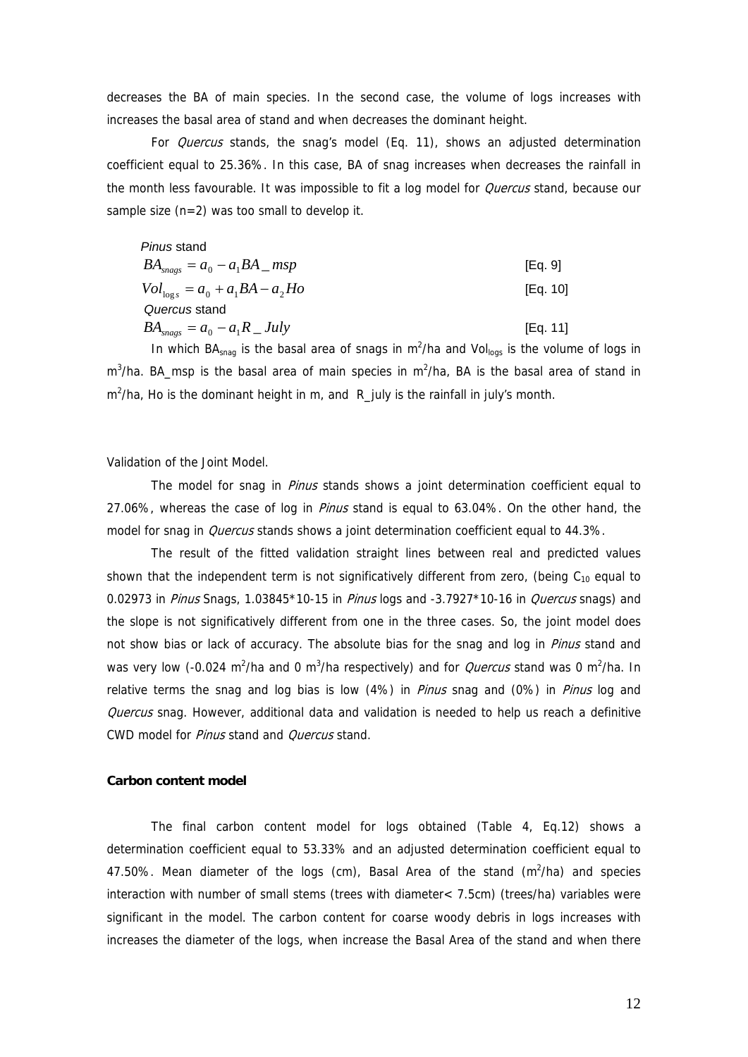decreases the BA of main species. In the second case, the volume of logs increases with increases the basal area of stand and when decreases the dominant height.

For *Quercus* stands, the snag's model (Eq. 11), shows an adjusted determination coefficient equal to 25.36%. In this case, BA of snag increases when decreases the rainfall in the month less favourable. It was impossible to fit a log model for *Quercus* stand, because our sample size (n=2) was too small to develop it.

*Pinus* stand

$$BA_{snags} = a_0 - a_1 BA\_msp \quad \text{[Eq. 9]}$$

$$Vol_{\log s} = a_0 + a_1 BA - a_2 Ho \quad \text{[Eq. 10]}$$

*Quercus* stand

$$BA_{snags} = a_0 - a_1 R\_July \quad \text{[Eq. 11]}$$

In which $BA_{snag}$ is the basal area of snags in $m^2$/ha and $Vol_{logs}$ is the volume of logs in $m^3$/ha. BA_msp is the basal area of main species in $m^2$/ha, BA is the basal area of stand in $m^2$/ha, Ho is the dominant height in m, and R_july is the rainfall in july's month.

Validation of the Joint Model.

The model for snag in *Pinus* stands shows a joint determination coefficient equal to 27.06%, whereas the case of log in *Pinus* stand is equal to 63.04%. On the other hand, the model for snag in *Quercus* stands shows a joint determination coefficient equal to 44.3%.

The result of the fitted validation straight lines between real and predicted values shown that the independent term is not significatively different from zero, (being $C_{10}$ equal to 0.02973 in *Pinus* Snags, 1.03845*10-15 in *Pinus* logs and -3.7927*10-16 in *Quercus* snags) and the slope is not significatively different from one in the three cases. So, the joint model does not show bias or lack of accuracy. The absolute bias for the snag and log in *Pinus* stand and was very low (-0.024 $m^2$/ha and 0 $m^3$/ha respectively) and for *Quercus* stand was 0 $m^2$/ha. In relative terms the snag and log bias is low (4%) in *Pinus* snag and (0%) in *Pinus* log and *Quercus* snag. However, additional data and validation is needed to help us reach a definitive CWD model for *Pinus* stand and *Quercus* stand.

**Carbon content model**

The final carbon content model for logs obtained (Table 4, Eq.12) shows a determination coefficient equal to 53.33% and an adjusted determination coefficient equal to 47.50%. Mean diameter of the logs (cm), Basal Area of the stand ($m^2$/ha) and species interaction with number of small stems (trees with diameter< 7.5cm) (trees/ha) variables were significant in the model. The carbon content for coarse woody debris in logs increases with increases the diameter of the logs, when increase the Basal Area of the stand and when there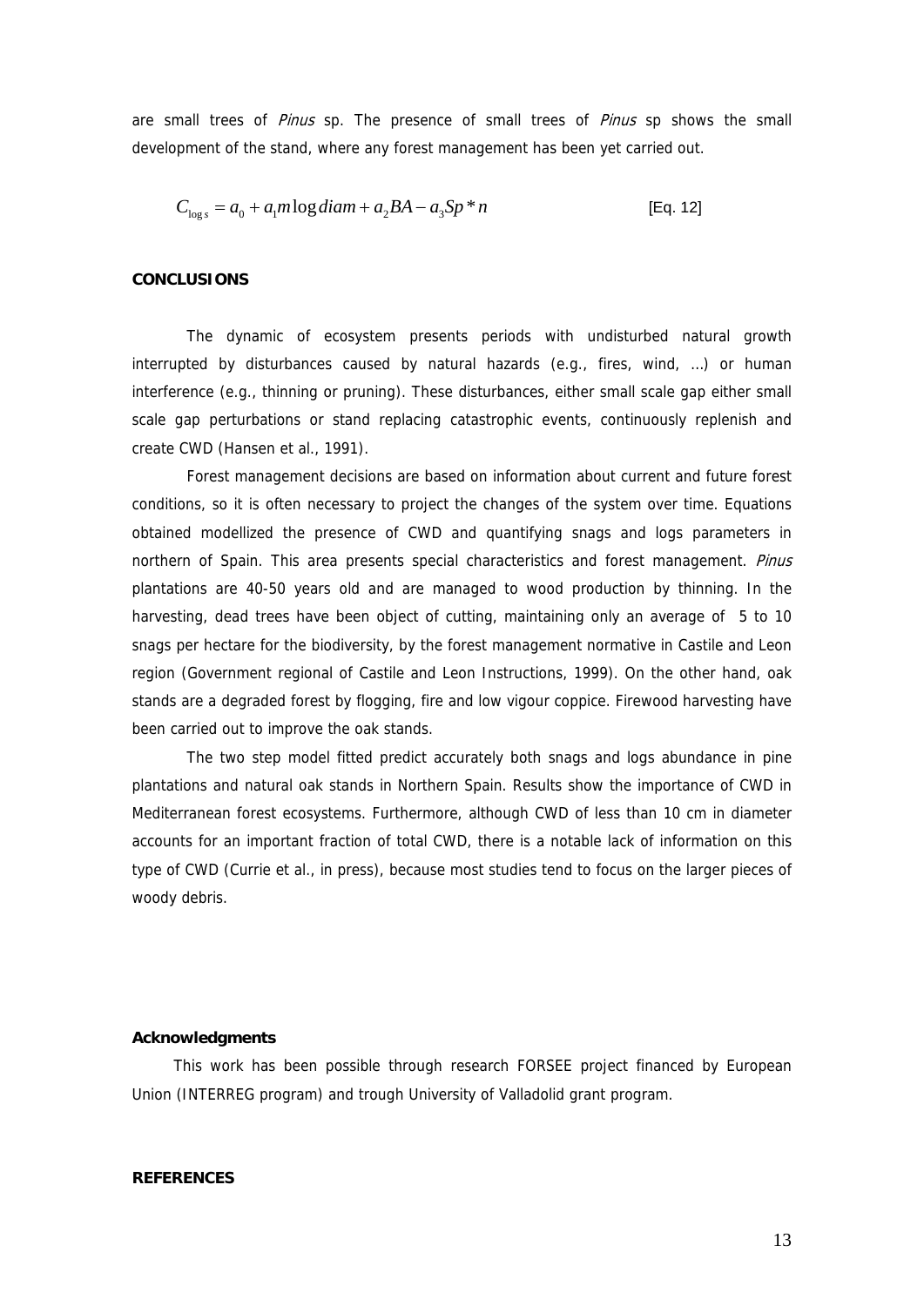are small trees of *Pinus* sp. The presence of small trees of *Pinus* sp shows the small development of the stand, where any forest management has been yet carried out.

$$C_{\log s} = a_0 + a_1 m \log diam + a_2 BA - a_3 Sp * n \qquad \text{[Eq. 12]}$$

**CONCLUSIONS**

The dynamic of ecosystem presents periods with undisturbed natural growth interrupted by disturbances caused by natural hazards (e.g., fires, wind, …) or human interference (e.g., thinning or pruning). These disturbances, either small scale gap either small scale gap perturbations or stand replacing catastrophic events, continuously replenish and create CWD (Hansen et al., 1991).

Forest management decisions are based on information about current and future forest conditions, so it is often necessary to project the changes of the system over time. Equations obtained modellized the presence of CWD and quantifying snags and logs parameters in northern of Spain. This area presents special characteristics and forest management. *Pinus* plantations are 40-50 years old and are managed to wood production by thinning. In the harvesting, dead trees have been object of cutting, maintaining only an average of 5 to 10 snags per hectare for the biodiversity, by the forest management normative in Castile and Leon region (Government regional of Castile and Leon Instructions, 1999). On the other hand, oak stands are a degraded forest by flogging, fire and low vigour coppice. Firewood harvesting have been carried out to improve the oak stands.

The two step model fitted predict accurately both snags and logs abundance in pine plantations and natural oak stands in Northern Spain. Results show the importance of CWD in Mediterranean forest ecosystems. Furthermore, although CWD of less than 10 cm in diameter accounts for an important fraction of total CWD, there is a notable lack of information on this type of CWD (Currie et al., in press), because most studies tend to focus on the larger pieces of woody debris.

**Acknowledgments**

This work has been possible through research FORSEE project financed by European Union (INTERREG program) and trough University of Valladolid grant program.

**REFERENCES**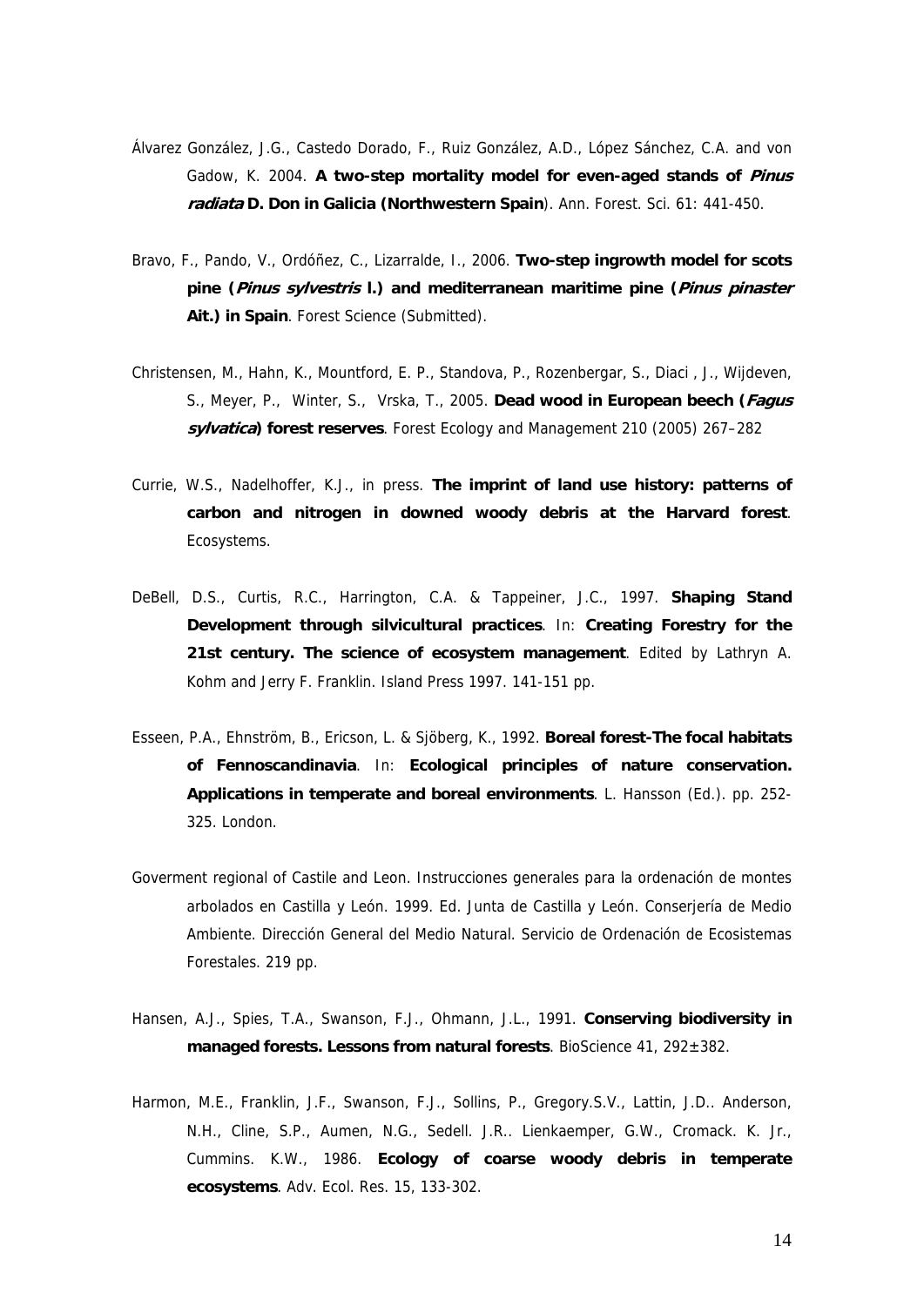Álvarez González, J.G., Castedo Dorado, F., Ruiz González, A.D., López Sánchez, C.A. and von Gadow, K. 2004. **A two-step mortality model for even-aged stands of *Pinus radiata* D. Don in Galicia (Northwestern Spain**). Ann. Forest. Sci. 61: 441-450.

Bravo, F., Pando, V., Ordóñez, C., Lizarralde, I., 2006. **Two-step ingrowth model for scots pine (*Pinus sylvestris* l.) and mediterranean maritime pine (*Pinus pinaster* Ait.) in Spain**. Forest Science (Submitted).

Christensen, M., Hahn, K., Mountford, E. P., Standova, P., Rozenbergar, S., Diaci , J., Wijdeven, S., Meyer, P., Winter, S., Vrska, T., 2005. **Dead wood in European beech (*Fagus sylvatica*) forest reserves**. Forest Ecology and Management 210 (2005) 267–282

Currie, W.S., Nadelhoffer, K.J., in press. **The imprint of land use history: patterns of carbon and nitrogen in downed woody debris at the Harvard forest**. Ecosystems.

DeBell, D.S., Curtis, R.C., Harrington, C.A. & Tappeiner, J.C., 1997. **Shaping Stand Development through silvicultural practices**. In: **Creating Forestry for the 21st century. The science of ecosystem management**. Edited by Lathryn A. Kohm and Jerry F. Franklin. Island Press 1997. 141-151 pp.

Esseen, P.A., Ehnström, B., Ericson, L. & Sjöberg, K., 1992. **Boreal forest-The focal habitats of Fennoscandinavia**. In: **Ecological principles of nature conservation. Applications in temperate and boreal environments**. L. Hansson (Ed.). pp. 252-325. London.

Goverment regional of Castile and Leon. Instrucciones generales para la ordenación de montes arbolados en Castilla y León. 1999. Ed. Junta de Castilla y León. Conserjería de Medio Ambiente. Dirección General del Medio Natural. Servicio de Ordenación de Ecosistemas Forestales. 219 pp.

Hansen, A.J., Spies, T.A., Swanson, F.J., Ohmann, J.L., 1991. **Conserving biodiversity in managed forests. Lessons from natural forests**. BioScience 41, 292±382.

Harmon, M.E., Franklin, J.F., Swanson, F.J., Sollins, P., Gregory.S.V., Lattin, J.D.. Anderson, N.H., Cline, S.P., Aumen, N.G., Sedell. J.R.. Lienkaemper, G.W., Cromack. K. Jr., Cummins. K.W., 1986. **Ecology of coarse woody debris in temperate ecosystems**. Adv. Ecol. Res. 15, 133-302.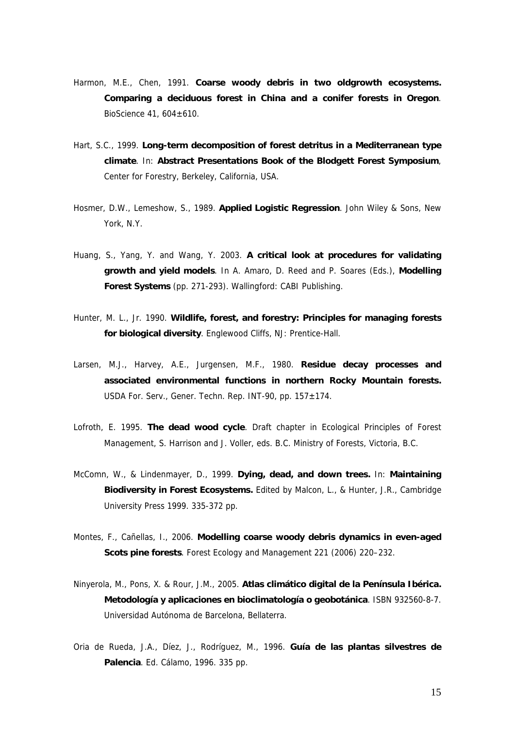Harmon, M.E., Chen, 1991. **Coarse woody debris in two oldgrowth ecosystems. Comparing a deciduous forest in China and a conifer forests in Oregon**. BioScience 41, 604±610.

Hart, S.C., 1999. **Long-term decomposition of forest detritus in a Mediterranean type climate**. In: **Abstract Presentations Book of the Blodgett Forest Symposium**, Center for Forestry, Berkeley, California, USA.

Hosmer, D.W., Lemeshow, S., 1989. **Applied Logistic Regression**. John Wiley & Sons, New York, N.Y.

Huang, S., Yang, Y. and Wang, Y. 2003. **A critical look at procedures for validating growth and yield models**. In A. Amaro, D. Reed and P. Soares (Eds.), **Modelling Forest Systems** (pp. 271-293). Wallingford: CABI Publishing.

Hunter, M. L., Jr. 1990. **Wildlife, forest, and forestry: Principles for managing forests for biological diversity**. Englewood Cliffs, NJ: Prentice-Hall.

Larsen, M.J., Harvey, A.E., Jurgensen, M.F., 1980. **Residue decay processes and associated environmental functions in northern Rocky Mountain forests.** USDA For. Serv., Gener. Techn. Rep. INT-90, pp. 157±174.

Lofroth, E. 1995. **The dead wood cycle**. Draft chapter in Ecological Principles of Forest Management, S. Harrison and J. Voller, eds. B.C. Ministry of Forests, Victoria, B.C.

McComn, W., & Lindenmayer, D., 1999. **Dying, dead, and down trees.** In: **Maintaining Biodiversity in Forest Ecosystems.** Edited by Malcon, L., & Hunter, J.R., Cambridge University Press 1999. 335-372 pp.

Montes, F., Cañellas, I., 2006. **Modelling coarse woody debris dynamics in even-aged Scots pine forests**. Forest Ecology and Management 221 (2006) 220–232.

Ninyerola, M., Pons, X. & Rour, J.M., 2005. **Atlas climático digital de la Península Ibérica. Metodología y aplicaciones en bioclimatología o geobotánica**. ISBN 932560-8-7. Universidad Autónoma de Barcelona, Bellaterra.

Oria de Rueda, J.A., Díez, J., Rodríguez, M., 1996. **Guía de las plantas silvestres de Palencia**. Ed. Cálamo, 1996. 335 pp.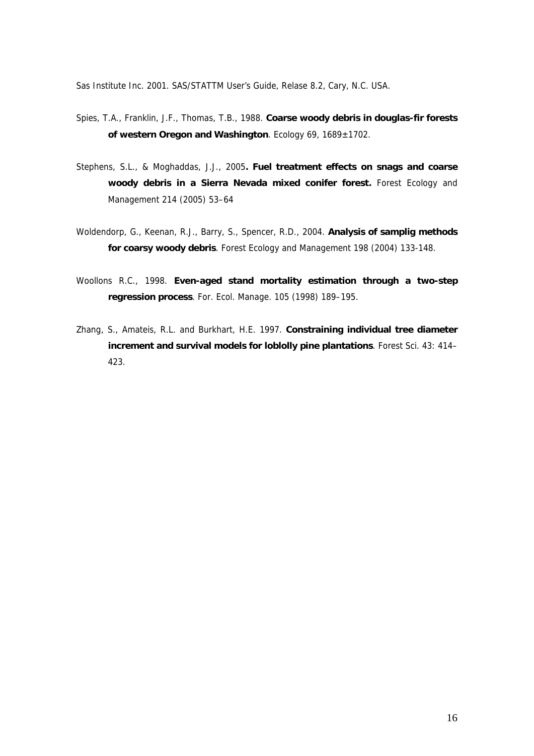Sas Institute Inc. 2001. SAS/STATTM User's Guide, Relase 8.2, Cary, N.C. USA.

Spies, T.A., Franklin, J.F., Thomas, T.B., 1988. **Coarse woody debris in douglas-fir forests of western Oregon and Washington**. Ecology 69, 1689±1702.

Stephens, S.L., & Moghaddas, J.J., 2005**. Fuel treatment effects on snags and coarse woody debris in a Sierra Nevada mixed conifer forest.** Forest Ecology and Management 214 (2005) 53–64

Woldendorp, G., Keenan, R.J., Barry, S., Spencer, R.D., 2004. **Analysis of samplig methods for coarsy woody debris**. Forest Ecology and Management 198 (2004) 133-148.

Woollons R.C., 1998. **Even-aged stand mortality estimation through a two-step regression process**. For. Ecol. Manage. 105 (1998) 189–195.

Zhang, S., Amateis, R.L. and Burkhart, H.E. 1997. **Constraining individual tree diameter increment and survival models for loblolly pine plantations**. Forest Sci. 43: 414–423.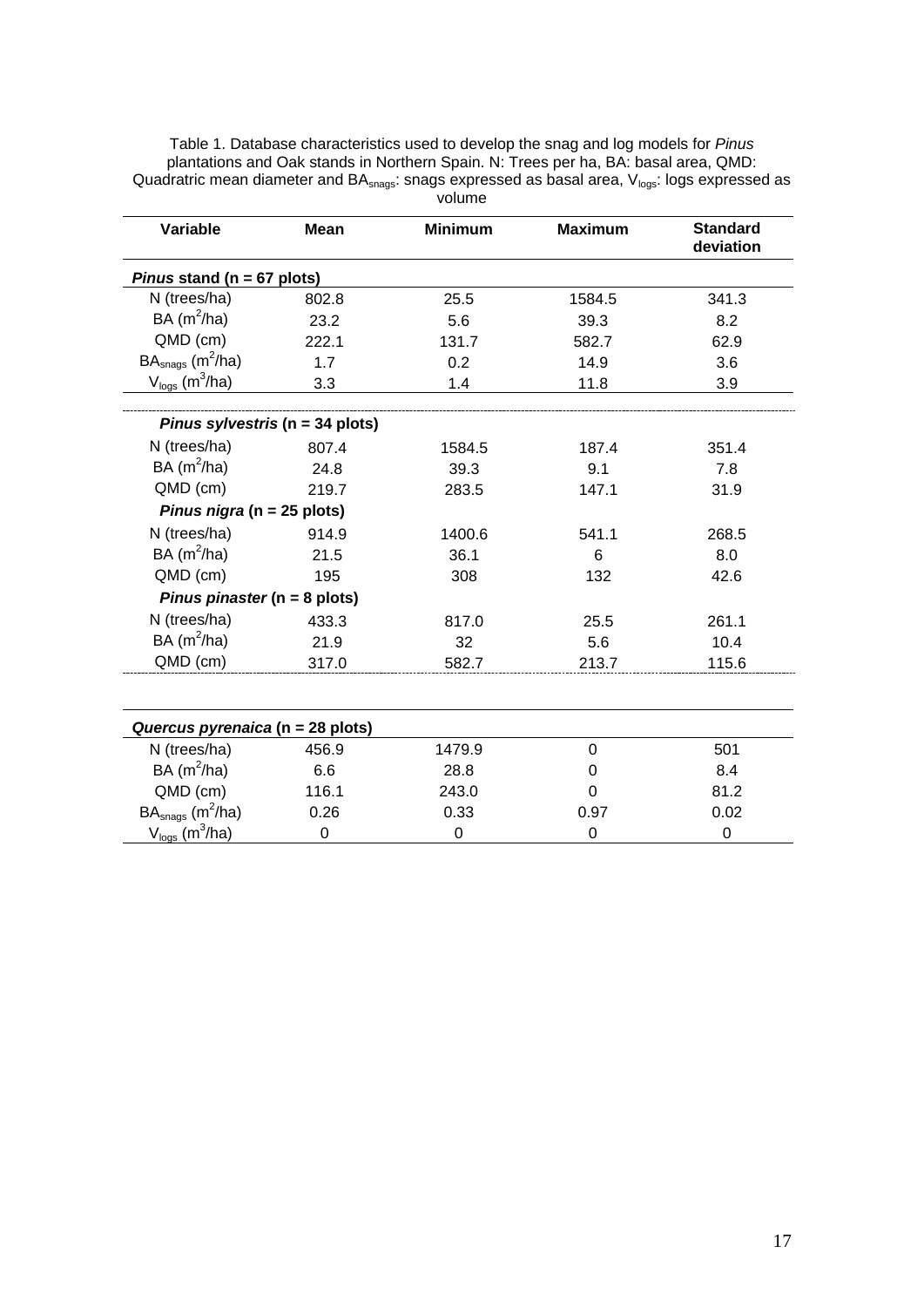Table 1. Database characteristics used to develop the snag and log models for *Pinus* plantations and Oak stands in Northern Spain. N: Trees per ha, BA: basal area, QMD: Quadratic mean diameter and $BA_{snags}$: snags expressed as basal area, $V_{logs}$: logs expressed as volume

| Variable | Mean | Minimum | Maximum | Standard deviation |
|---|---|---|---|---|
| ***Pinus* stand (n = 67 plots)** | | | | |
| N (trees/ha) | 802.8 | 25.5 | 1584.5 | 341.3 |
| BA ($m^2$/ha) | 23.2 | 5.6 | 39.3 | 8.2 |
| QMD (cm) | 222.1 | 131.7 | 582.7 | 62.9 |
| $BA_{snags}$ ($m^2$/ha) | 1.7 | 0.2 | 14.9 | 3.6 |
| $V_{logs}$ ($m^3$/ha) | 3.3 | 1.4 | 11.8 | 3.9 |
| ***Pinus sylvestris* (n = 34 plots)** | | | | |
| N (trees/ha) | 807.4 | 1584.5 | 187.4 | 351.4 |
| BA ($m^2$/ha) | 24.8 | 39.3 | 9.1 | 7.8 |
| QMD (cm) | 219.7 | 283.5 | 147.1 | 31.9 |
| ***Pinus nigra* (n = 25 plots)** | | | | |
| N (trees/ha) | 914.9 | 1400.6 | 541.1 | 268.5 |
| BA ($m^2$/ha) | 21.5 | 36.1 | 6 | 8.0 |
| QMD (cm) | 195 | 308 | 132 | 42.6 |
| ***Pinus pinaster* (n = 8 plots)** | | | | |
| N (trees/ha) | 433.3 | 817.0 | 25.5 | 261.1 |
| BA ($m^2$/ha) | 21.9 | 32 | 5.6 | 10.4 |
| QMD (cm) | 317.0 | 582.7 | 213.7 | 115.6 |
| ***Quercus pyrenaica* (n = 28 plots)** | | | | |
| N (trees/ha) | 456.9 | 1479.9 | 0 | 501 |
| BA ($m^2$/ha) | 6.6 | 28.8 | 0 | 8.4 |
| QMD (cm) | 116.1 | 243.0 | 0 | 81.2 |
| $BA_{snags}$ ($m^2$/ha) | 0.26 | 0.33 | 0.97 | 0.02 |
| $V_{logs}$ ($m^3$/ha) | 0 | 0 | 0 | 0 |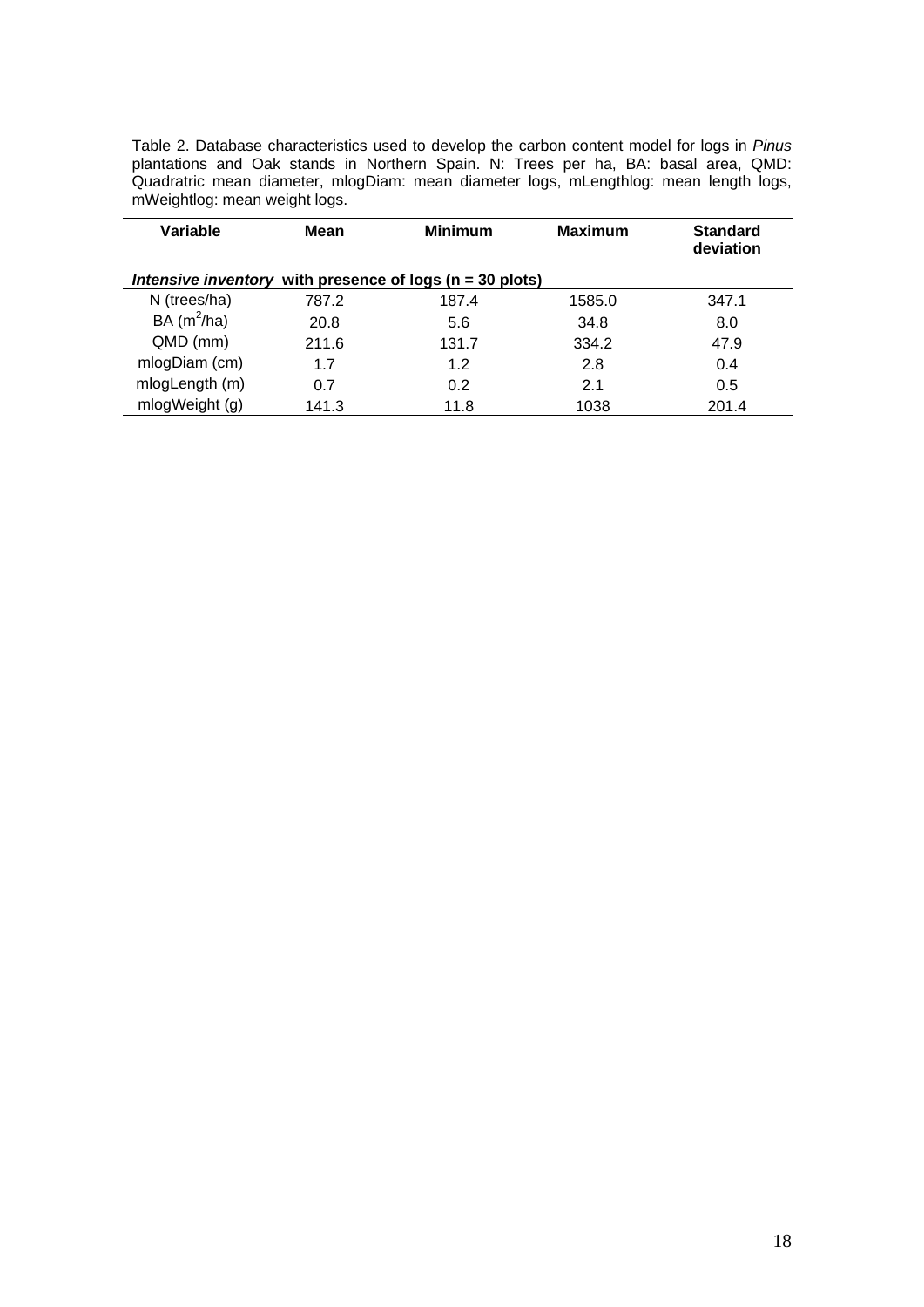Table 2. Database characteristics used to develop the carbon content model for logs in *Pinus* plantations and Oak stands in Northern Spain. N: Trees per ha, BA: basal area, QMD: Quadratric mean diameter, mlogDiam: mean diameter logs, mLengthlog: mean length logs, mWeightlog: mean weight logs.

| Variable | Mean | Minimum | Maximum | Standard deviation |
|---|---|---|---|---|
| ***Intensive inventory* with presence of logs (n = 30 plots)** | | | | |
| N (trees/ha) | 787.2 | 187.4 | 1585.0 | 347.1 |
| BA ($m^2$/ha) | 20.8 | 5.6 | 34.8 | 8.0 |
| QMD (mm) | 211.6 | 131.7 | 334.2 | 47.9 |
| mlogDiam (cm) | 1.7 | 1.2 | 2.8 | 0.4 |
| mlogLength (m) | 0.7 | 0.2 | 2.1 | 0.5 |
| mlogWeight (g) | 141.3 | 11.8 | 1038 | 201.4 |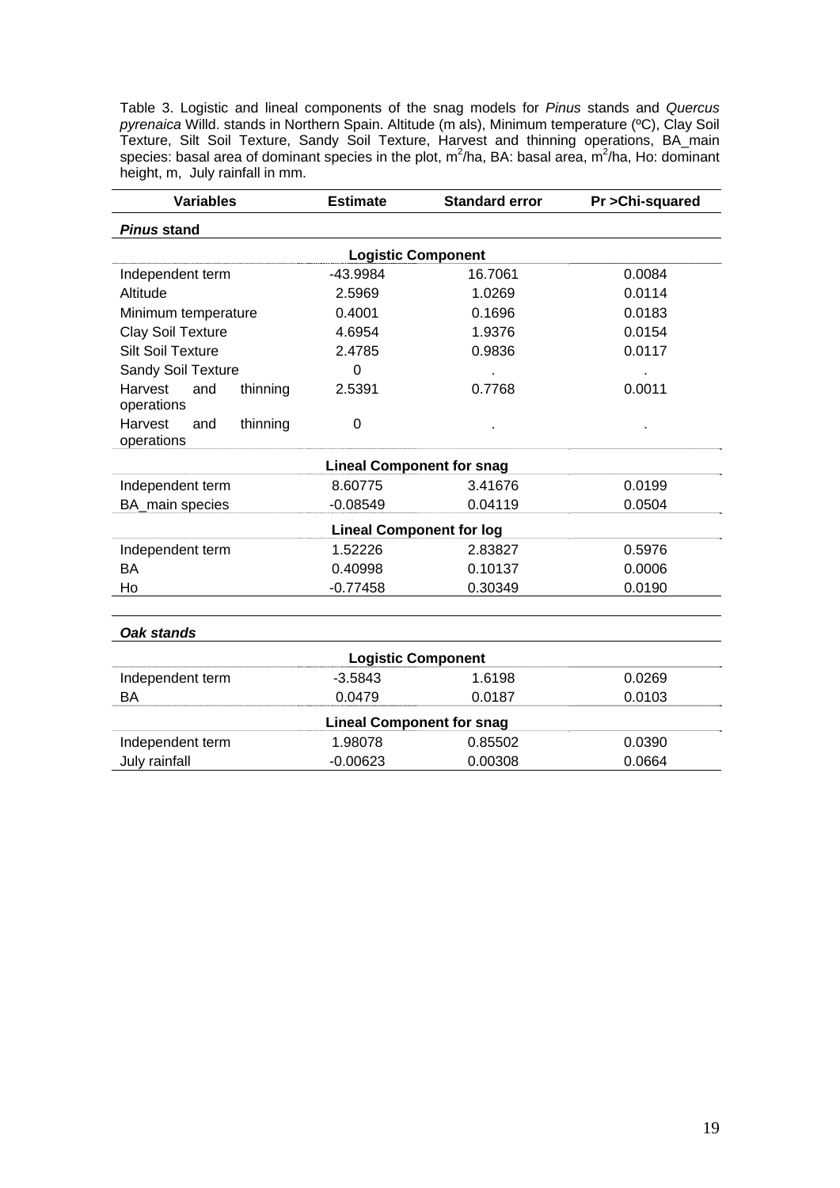Table 3. Logistic and lineal components of the snag models for *Pinus* stands and *Quercus pyrenaica* Willd. stands in Northern Spain. Altitude (m als), Minimum temperature (ºC), Clay Soil Texture, Silt Soil Texture, Sandy Soil Texture, Harvest and thinning operations, BA_main species: basal area of dominant species in the plot, $m^2$/ha, BA: basal area, $m^2$/ha, Ho: dominant height, m, July rainfall in mm.

| Variables | Estimate | Standard error | Pr >Chi-squared |
|---|---|---|---|
| ***Pinus* stand** | | | |
| | **Logistic Component** | | |
| Independent term | -43.9984 | 16.7061 | 0.0084 |
| Altitude | 2.5969 | 1.0269 | 0.0114 |
| Minimum temperature | 0.4001 | 0.1696 | 0.0183 |
| Clay Soil Texture | 4.6954 | 1.9376 | 0.0154 |
| Silt Soil Texture | 2.4785 | 0.9836 | 0.0117 |
| Sandy Soil Texture | 0 | . | . |
| Harvest and thinning operations | 2.5391 | 0.7768 | 0.0011 |
| Harvest and thinning operations | 0 | . | . |
| | **Lineal Component for snag** | | |
| Independent term | 8.60775 | 3.41676 | 0.0199 |
| BA_main species | -0.08549 | 0.04119 | 0.0504 |
| | **Lineal Component for log** | | |
| Independent term | 1.52226 | 2.83827 | 0.5976 |
| BA | 0.40998 | 0.10137 | 0.0006 |
| Ho | -0.77458 | 0.30349 | 0.0190 |
| ***Oak stands*** | | | |
| | **Logistic Component** | | |
| Independent term | -3.5843 | 1.6198 | 0.0269 |
| BA | 0.0479 | 0.0187 | 0.0103 |
| | **Lineal Component for snag** | | |
| Independent term | 1.98078 | 0.85502 | 0.0390 |
| July rainfall | -0.00623 | 0.00308 | 0.0664 |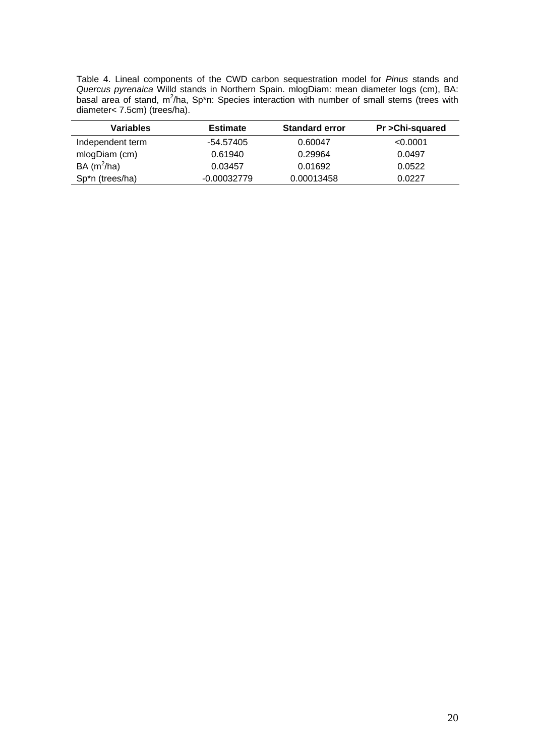Table 4. Lineal components of the CWD carbon sequestration model for *Pinus* stands and *Quercus pyrenaica* Willd stands in Northern Spain. mlogDiam: mean diameter logs (cm), BA: basal area of stand, $m^2$/ha, Sp*n: Species interaction with number of small stems (trees with diameter< 7.5cm) (trees/ha).

| Variables | Estimate | Standard error | Pr >Chi-squared |
|---|---|---|---|
| Independent term | -54.57405 | 0.60047 | <0.0001 |
| mlogDiam (cm) | 0.61940 | 0.29964 | 0.0497 |
| BA ($m^2$/ha) | 0.03457 | 0.01692 | 0.0522 |
| Sp*n (trees/ha) | -0.00032779 | 0.00013458 | 0.0227 |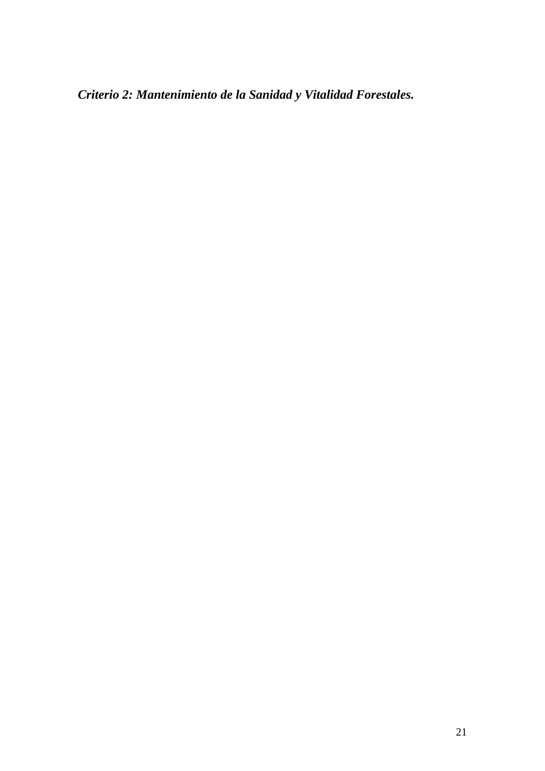## *Criterio 2: Mantenimiento de la Sanidad y Vitalidad Forestales.*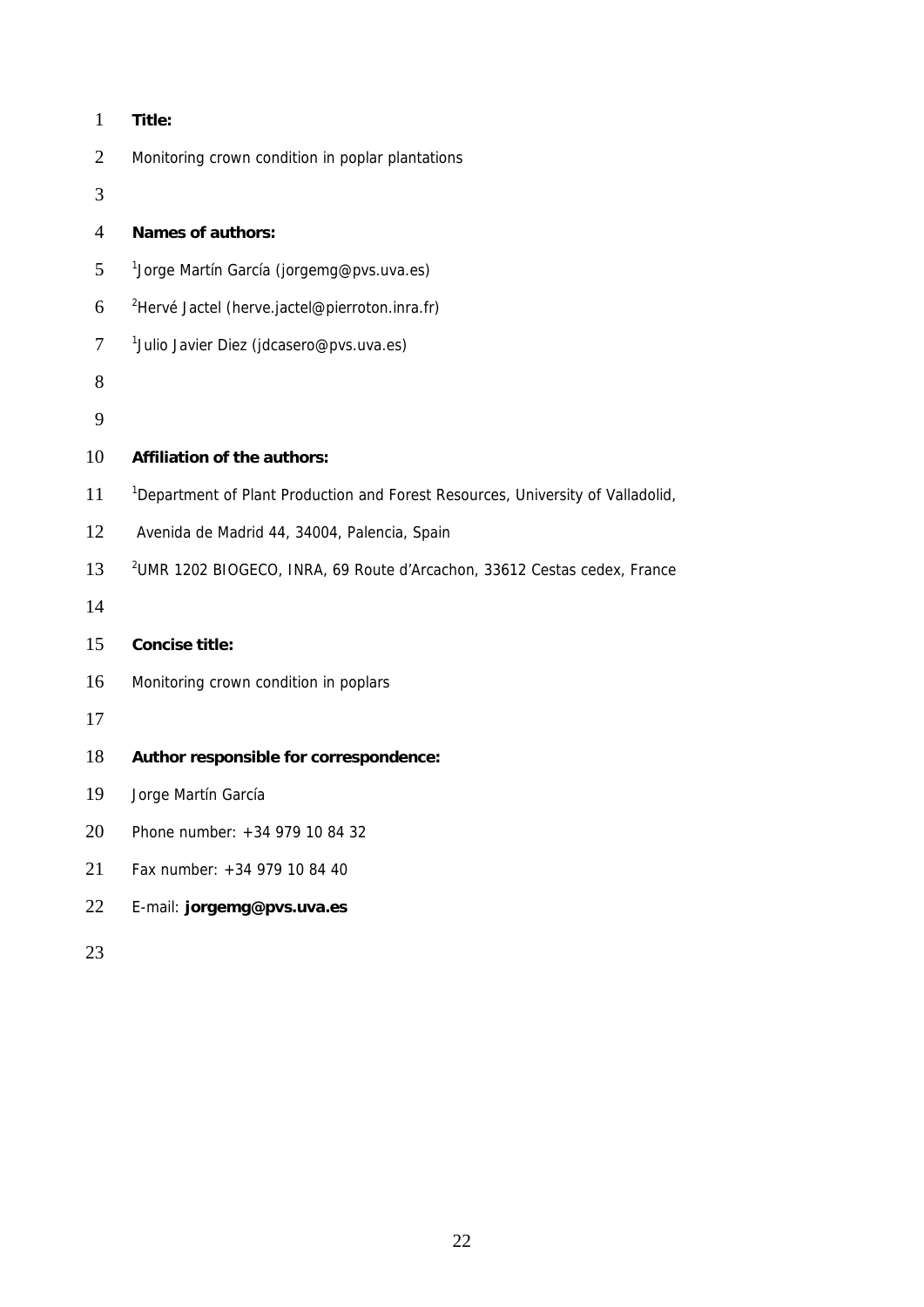**Title:**

Monitoring crown condition in poplar plantations

**Names of authors:**

[1]Jorge Martín García (jorgemg@pvs.uva.es)

[2]Hervé Jactel (herve.jactel@pierroton.inra.fr)

[1]Julio Javier Diez (jdcasero@pvs.uva.es)

**Affiliation of the authors:**

[1]Department of Plant Production and Forest Resources, University of Valladolid, Avenida de Madrid 44, 34004, Palencia, Spain

[2]UMR 1202 BIOGECO, INRA, 69 Route d'Arcachon, 33612 Cestas cedex, France

**Concise title:**

Monitoring crown condition in poplars

**Author responsible for correspondence:**

Jorge Martín García

Phone number: +34 979 10 84 32

Fax number: +34 979 10 84 40

E-mail: **jorgemg@pvs.uva.es**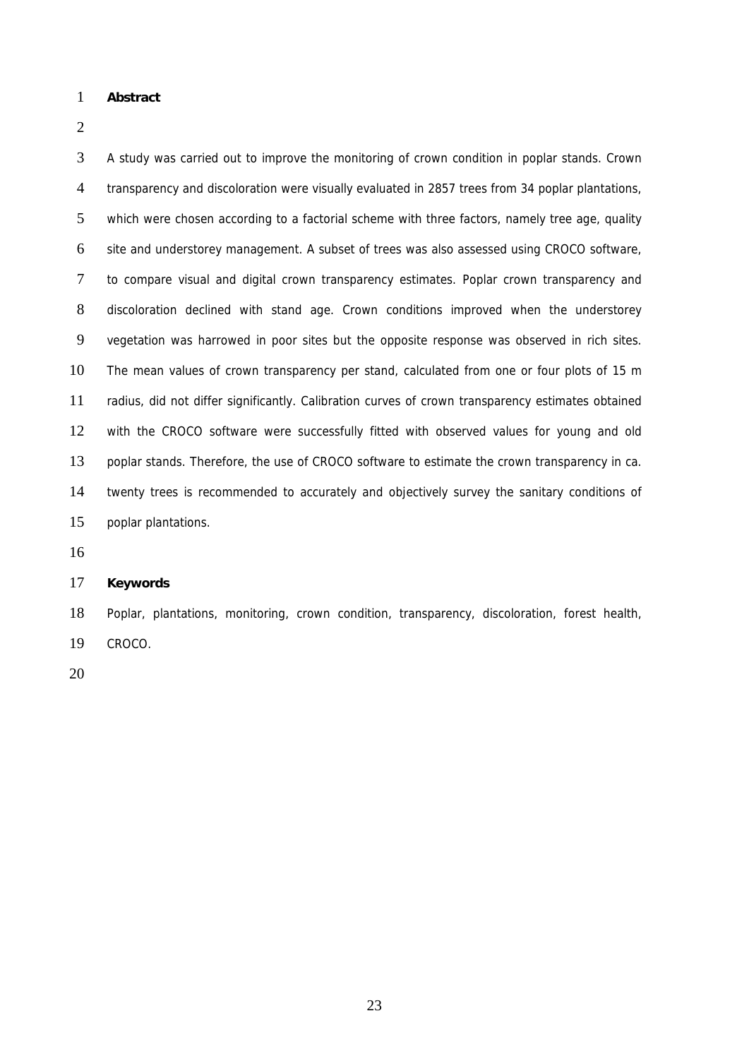## Abstract

A study was carried out to improve the monitoring of crown condition in poplar stands. Crown transparency and discoloration were visually evaluated in 2857 trees from 34 poplar plantations, which were chosen according to a factorial scheme with three factors, namely tree age, quality site and understorey management. A subset of trees was also assessed using CROCO software, to compare visual and digital crown transparency estimates. Poplar crown transparency and discoloration declined with stand age. Crown conditions improved when the understorey vegetation was harrowed in poor sites but the opposite response was observed in rich sites. The mean values of crown transparency per stand, calculated from one or four plots of 15 m radius, did not differ significantly. Calibration curves of crown transparency estimates obtained with the CROCO software were successfully fitted with observed values for young and old poplar stands. Therefore, the use of CROCO software to estimate the crown transparency in ca. twenty trees is recommended to accurately and objectively survey the sanitary conditions of poplar plantations.

## Keywords

Poplar, plantations, monitoring, crown condition, transparency, discoloration, forest health, CROCO.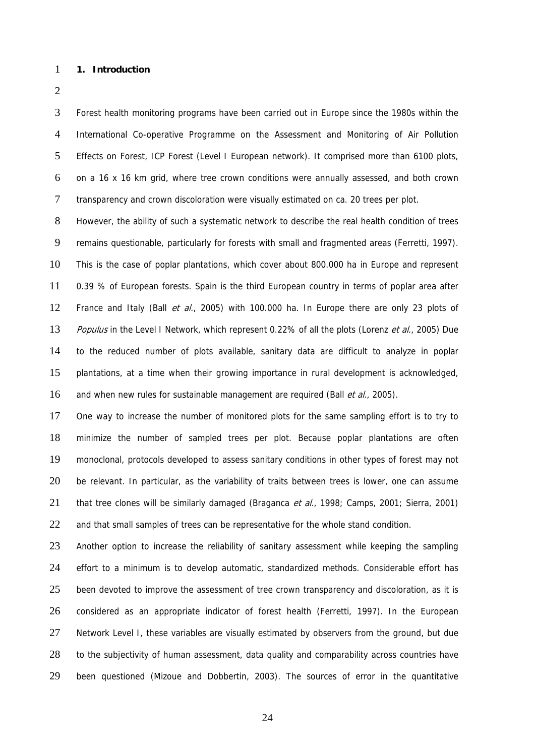## 1. Introduction

Forest health monitoring programs have been carried out in Europe since the 1980s within the International Co-operative Programme on the Assessment and Monitoring of Air Pollution Effects on Forest, ICP Forest (Level I European network). It comprised more than 6100 plots, on a 16 x 16 km grid, where tree crown conditions were annually assessed, and both crown transparency and crown discoloration were visually estimated on ca. 20 trees per plot.

However, the ability of such a systematic network to describe the real health condition of trees remains questionable, particularly for forests with small and fragmented areas (Ferretti, 1997). This is the case of poplar plantations, which cover about 800.000 ha in Europe and represent 0.39 % of European forests. Spain is the third European country in terms of poplar area after France and Italy (Ball *et al.*, 2005) with 100.000 ha. In Europe there are only 23 plots of *Populus* in the Level I Network, which represent 0.22% of all the plots (Lorenz *et al.*, 2005) Due to the reduced number of plots available, sanitary data are difficult to analyze in poplar plantations, at a time when their growing importance in rural development is acknowledged, and when new rules for sustainable management are required (Ball *et al.*, 2005).

One way to increase the number of monitored plots for the same sampling effort is to try to minimize the number of sampled trees per plot. Because poplar plantations are often monoclonal, protocols developed to assess sanitary conditions in other types of forest may not be relevant. In particular, as the variability of traits between trees is lower, one can assume that tree clones will be similarly damaged (Braganca *et al.*, 1998; Camps, 2001; Sierra, 2001) and that small samples of trees can be representative for the whole stand condition.

Another option to increase the reliability of sanitary assessment while keeping the sampling effort to a minimum is to develop automatic, standardized methods. Considerable effort has been devoted to improve the assessment of tree crown transparency and discoloration, as it is considered as an appropriate indicator of forest health (Ferretti, 1997). In the European Network Level I, these variables are visually estimated by observers from the ground, but due to the subjectivity of human assessment, data quality and comparability across countries have been questioned (Mizoue and Dobbertin, 2003). The sources of error in the quantitative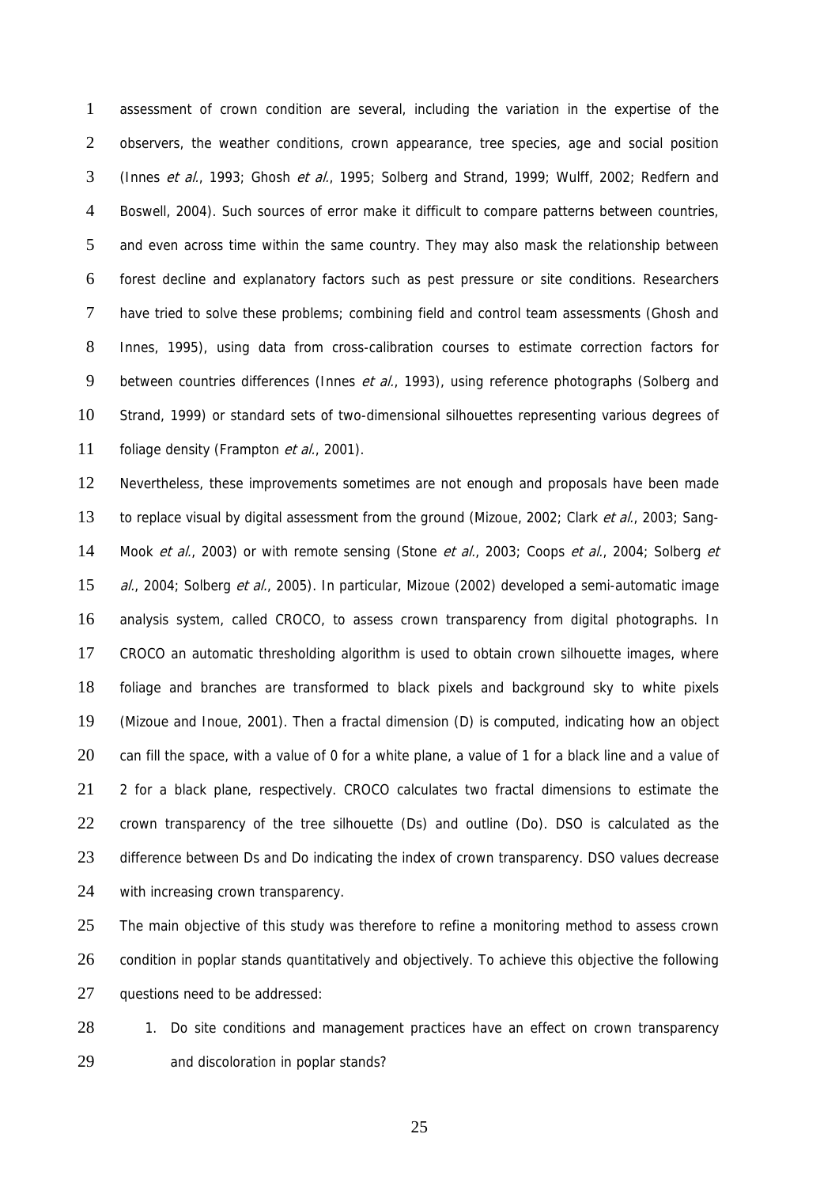assessment of crown condition are several, including the variation in the expertise of the observers, the weather conditions, crown appearance, tree species, age and social position (Innes *et al.*, 1993; Ghosh *et al.*, 1995; Solberg and Strand, 1999; Wulff, 2002; Redfern and Boswell, 2004). Such sources of error make it difficult to compare patterns between countries, and even across time within the same country. They may also mask the relationship between forest decline and explanatory factors such as pest pressure or site conditions. Researchers have tried to solve these problems; combining field and control team assessments (Ghosh and Innes, 1995), using data from cross-calibration courses to estimate correction factors for between countries differences (Innes *et al.*, 1993), using reference photographs (Solberg and Strand, 1999) or standard sets of two-dimensional silhouettes representing various degrees of foliage density (Frampton *et al.*, 2001).

Nevertheless, these improvements sometimes are not enough and proposals have been made to replace visual by digital assessment from the ground (Mizoue, 2002; Clark *et al.*, 2003; Sang-Mook *et al.*, 2003) or with remote sensing (Stone *et al.*, 2003; Coops *et al.*, 2004; Solberg *et al.*, 2004; Solberg *et al.*, 2005). In particular, Mizoue (2002) developed a semi-automatic image analysis system, called CROCO, to assess crown transparency from digital photographs. In CROCO an automatic thresholding algorithm is used to obtain crown silhouette images, where foliage and branches are transformed to black pixels and background sky to white pixels (Mizoue and Inoue, 2001). Then a fractal dimension (D) is computed, indicating how an object can fill the space, with a value of 0 for a white plane, a value of 1 for a black line and a value of 2 for a black plane, respectively. CROCO calculates two fractal dimensions to estimate the crown transparency of the tree silhouette (Ds) and outline (Do). DSO is calculated as the difference between Ds and Do indicating the index of crown transparency. DSO values decrease with increasing crown transparency.

The main objective of this study was therefore to refine a monitoring method to assess crown condition in poplar stands quantitatively and objectively. To achieve this objective the following questions need to be addressed:

1. Do site conditions and management practices have an effect on crown transparency and discoloration in poplar stands?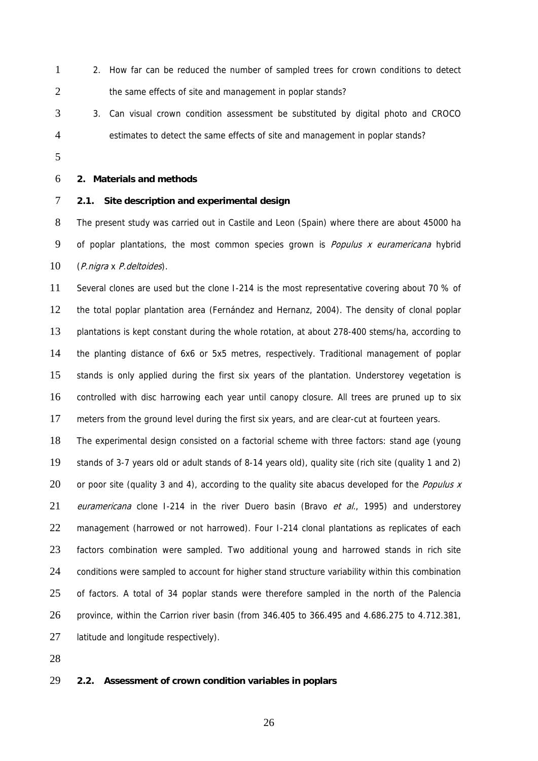2. How far can be reduced the number of sampled trees for crown conditions to detect the same effects of site and management in poplar stands?
3. Can visual crown condition assessment be substituted by digital photo and CROCO estimates to detect the same effects of site and management in poplar stands?

## 2. Materials and methods

### 2.1. Site description and experimental design

The present study was carried out in Castile and Leon (Spain) where there are about 45000 ha of poplar plantations, the most common species grown is *Populus x euramericana* hybrid (*P.nigra* x *P.deltoides*).

Several clones are used but the clone I-214 is the most representative covering about 70 % of the total poplar plantation area (Fernández and Hernanz, 2004). The density of clonal poplar plantations is kept constant during the whole rotation, at about 278-400 stems/ha, according to the planting distance of 6x6 or 5x5 metres, respectively. Traditional management of poplar stands is only applied during the first six years of the plantation. Understorey vegetation is controlled with disc harrowing each year until canopy closure. All trees are pruned up to six meters from the ground level during the first six years, and are clear-cut at fourteen years.

The experimental design consisted on a factorial scheme with three factors: stand age (young stands of 3-7 years old or adult stands of 8-14 years old), quality site (rich site (quality 1 and 2) or poor site (quality 3 and 4), according to the quality site abacus developed for the *Populus x euramericana* clone I-214 in the river Duero basin (Bravo *et al.*, 1995) and understorey management (harrowed or not harrowed). Four I-214 clonal plantations as replicates of each factors combination were sampled. Two additional young and harrowed stands in rich site conditions were sampled to account for higher stand structure variability within this combination of factors. A total of 34 poplar stands were therefore sampled in the north of the Palencia province, within the Carrion river basin (from 346.405 to 366.495 and 4.686.275 to 4.712.381, latitude and longitude respectively).

### 2.2. Assessment of crown condition variables in poplars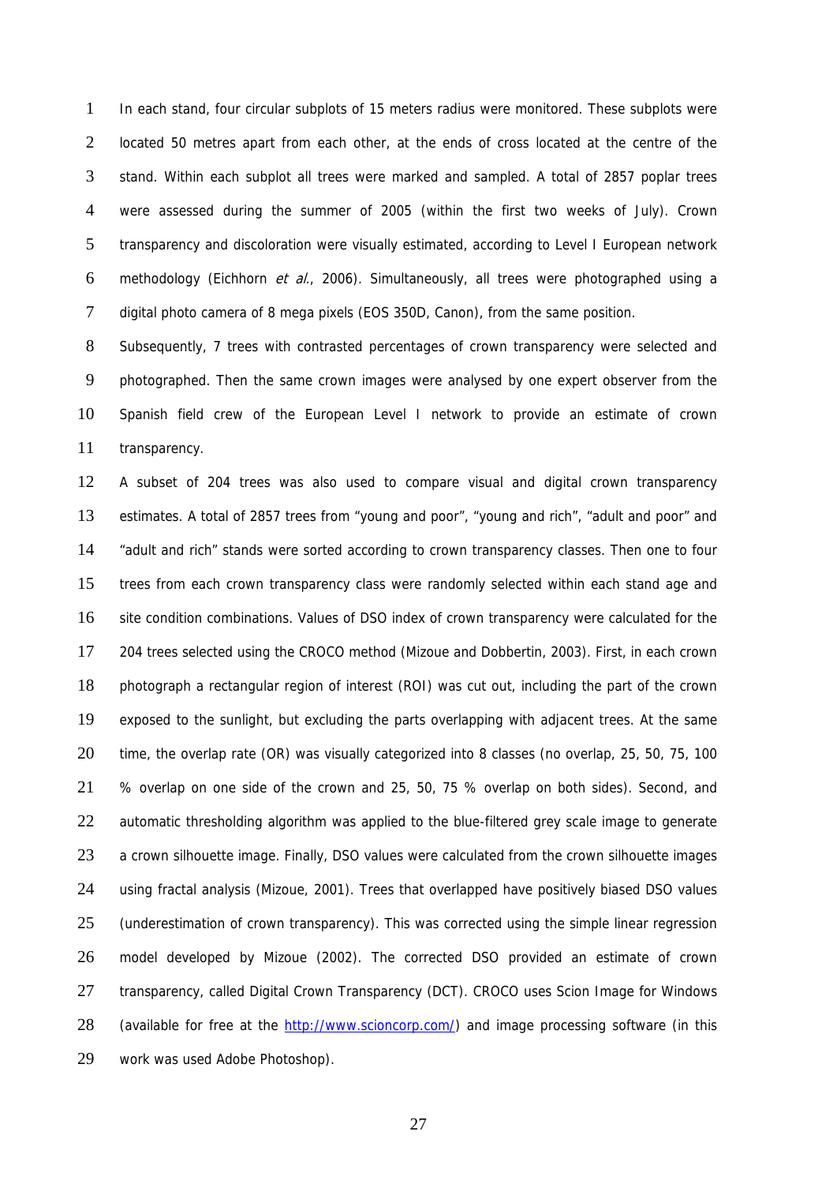In each stand, four circular subplots of 15 meters radius were monitored. These subplots were located 50 metres apart from each other, at the ends of cross located at the centre of the stand. Within each subplot all trees were marked and sampled. A total of 2857 poplar trees were assessed during the summer of 2005 (within the first two weeks of July). Crown transparency and discoloration were visually estimated, according to Level I European network methodology (Eichhorn *et al.*, 2006). Simultaneously, all trees were photographed using a digital photo camera of 8 mega pixels (EOS 350D, Canon), from the same position.

Subsequently, 7 trees with contrasted percentages of crown transparency were selected and photographed. Then the same crown images were analysed by one expert observer from the Spanish field crew of the European Level I network to provide an estimate of crown transparency.

A subset of 204 trees was also used to compare visual and digital crown transparency estimates. A total of 2857 trees from "young and poor", "young and rich", "adult and poor" and "adult and rich" stands were sorted according to crown transparency classes. Then one to four trees from each crown transparency class were randomly selected within each stand age and site condition combinations. Values of DSO index of crown transparency were calculated for the 204 trees selected using the CROCO method (Mizoue and Dobbertin, 2003). First, in each crown photograph a rectangular region of interest (ROI) was cut out, including the part of the crown exposed to the sunlight, but excluding the parts overlapping with adjacent trees. At the same time, the overlap rate (OR) was visually categorized into 8 classes (no overlap, 25, 50, 75, 100 % overlap on one side of the crown and 25, 50, 75 % overlap on both sides). Second, and automatic thresholding algorithm was applied to the blue-filtered grey scale image to generate a crown silhouette image. Finally, DSO values were calculated from the crown silhouette images using fractal analysis (Mizoue, 2001). Trees that overlapped have positively biased DSO values (underestimation of crown transparency). This was corrected using the simple linear regression model developed by Mizoue (2002). The corrected DSO provided an estimate of crown transparency, called Digital Crown Transparency (DCT). CROCO uses Scion Image for Windows (available for free at the http://www.scioncorp.com/) and image processing software (in this work was used Adobe Photoshop).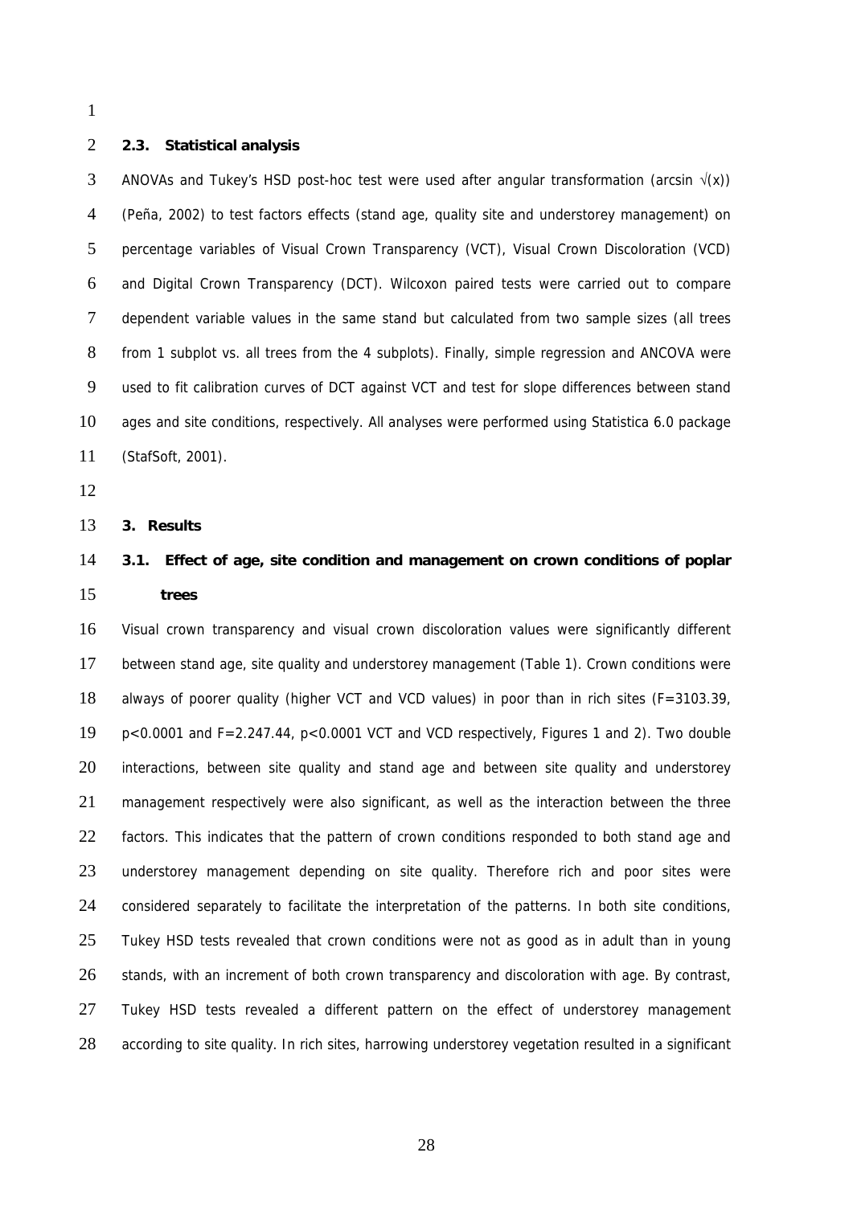### 2.3. Statistical analysis

ANOVAs and Tukey's HSD post-hoc test were used after angular transformation (arcsin $\sqrt{(x)}$) (Peña, 2002) to test factors effects (stand age, quality site and understorey management) on percentage variables of Visual Crown Transparency (VCT), Visual Crown Discoloration (VCD) and Digital Crown Transparency (DCT). Wilcoxon paired tests were carried out to compare dependent variable values in the same stand but calculated from two sample sizes (all trees from 1 subplot vs. all trees from the 4 subplots). Finally, simple regression and ANCOVA were used to fit calibration curves of DCT against VCT and test for slope differences between stand ages and site conditions, respectively. All analyses were performed using Statistica 6.0 package (StafSoft, 2001).

## 3. Results

### 3.1. Effect of age, site condition and management on crown conditions of poplar trees

Visual crown transparency and visual crown discoloration values were significantly different between stand age, site quality and understorey management (Table 1). Crown conditions were always of poorer quality (higher VCT and VCD values) in poor than in rich sites ($F=3103.39$, $p<0.0001$ and $F=2.247.44$, $p<0.0001$ VCT and VCD respectively, Figures 1 and 2). Two double interactions, between site quality and stand age and between site quality and understorey management respectively were also significant, as well as the interaction between the three factors. This indicates that the pattern of crown conditions responded to both stand age and understorey management depending on site quality. Therefore rich and poor sites were considered separately to facilitate the interpretation of the patterns. In both site conditions, Tukey HSD tests revealed that crown conditions were not as good as in adult than in young stands, with an increment of both crown transparency and discoloration with age. By contrast, Tukey HSD tests revealed a different pattern on the effect of understorey management according to site quality. In rich sites, harrowing understorey vegetation resulted in a significant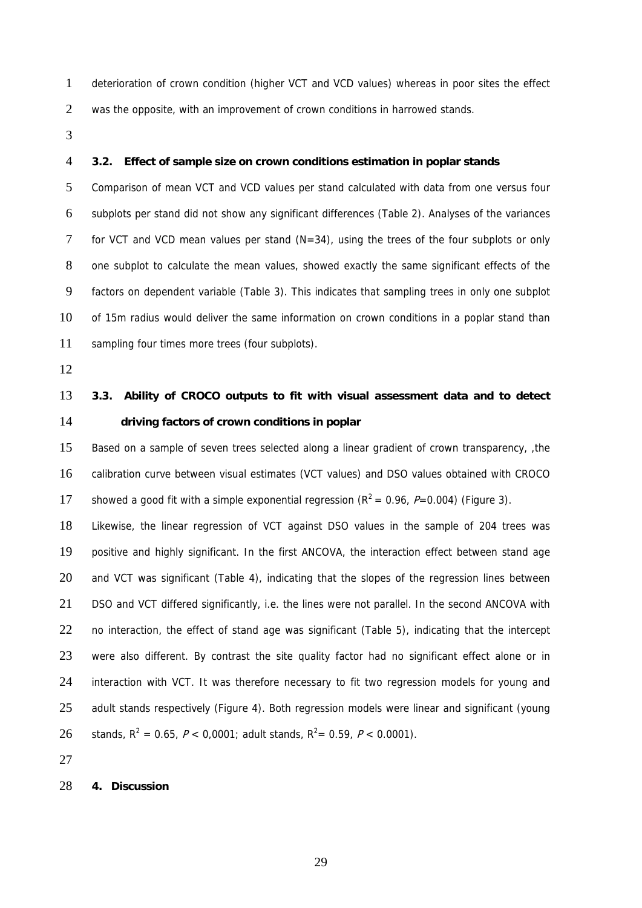deterioration of crown condition (higher VCT and VCD values) whereas in poor sites the effect was the opposite, with an improvement of crown conditions in harrowed stands.

### 3.2. Effect of sample size on crown conditions estimation in poplar stands

Comparison of mean VCT and VCD values per stand calculated with data from one versus four subplots per stand did not show any significant differences (Table 2). Analyses of the variances for VCT and VCD mean values per stand (N=34), using the trees of the four subplots or only one subplot to calculate the mean values, showed exactly the same significant effects of the factors on dependent variable (Table 3). This indicates that sampling trees in only one subplot of 15m radius would deliver the same information on crown conditions in a poplar stand than sampling four times more trees (four subplots).

### 3.3. Ability of CROCO outputs to fit with visual assessment data and to detect driving factors of crown conditions in poplar

Based on a sample of seven trees selected along a linear gradient of crown transparency, ,the calibration curve between visual estimates (VCT values) and DSO values obtained with CROCO showed a good fit with a simple exponential regression ($R^2 = 0.96$, $P=0.004$) (Figure 3).

Likewise, the linear regression of VCT against DSO values in the sample of 204 trees was positive and highly significant. In the first ANCOVA, the interaction effect between stand age and VCT was significant (Table 4), indicating that the slopes of the regression lines between DSO and VCT differed significantly, i.e. the lines were not parallel. In the second ANCOVA with no interaction, the effect of stand age was significant (Table 5), indicating that the intercept were also different. By contrast the site quality factor had no significant effect alone or in interaction with VCT. It was therefore necessary to fit two regression models for young and adult stands respectively (Figure 4). Both regression models were linear and significant (young stands, $R^2 = 0.65$, $P < 0,0001$; adult stands, $R^2 = 0.59$, $P < 0.0001$).

## 4. Discussion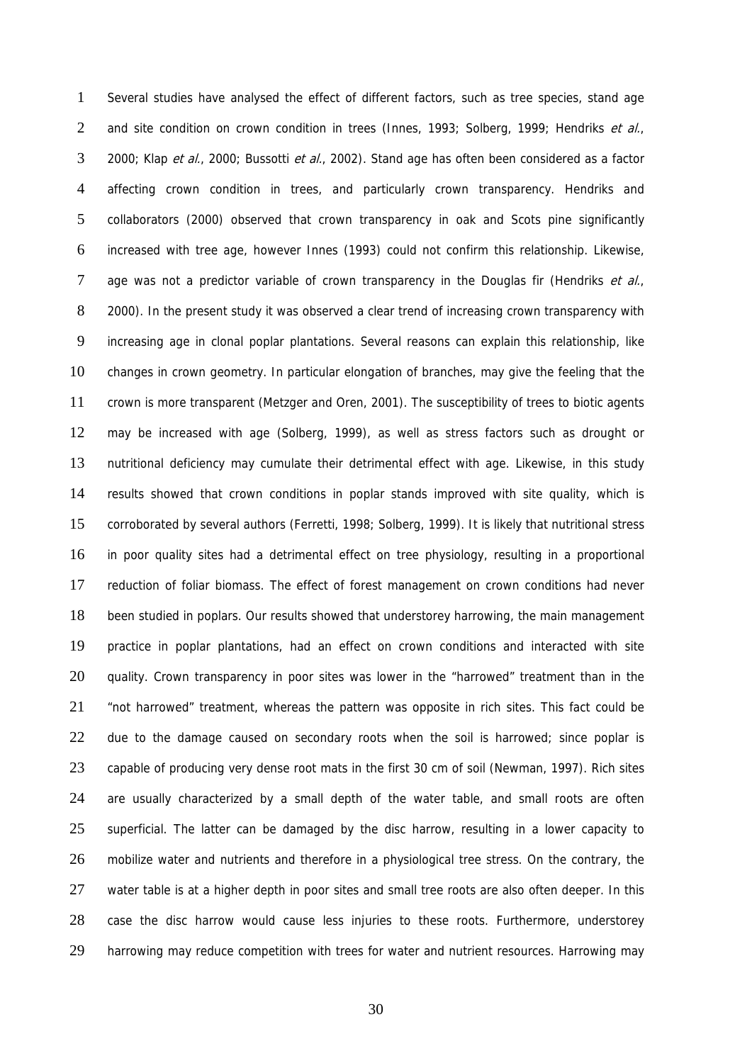Several studies have analysed the effect of different factors, such as tree species, stand age and site condition on crown condition in trees (Innes, 1993; Solberg, 1999; Hendriks *et al.*, 2000; Klap *et al.*, 2000; Bussotti *et al.*, 2002). Stand age has often been considered as a factor affecting crown condition in trees, and particularly crown transparency. Hendriks and collaborators (2000) observed that crown transparency in oak and Scots pine significantly increased with tree age, however Innes (1993) could not confirm this relationship. Likewise, age was not a predictor variable of crown transparency in the Douglas fir (Hendriks *et al.*, 2000). In the present study it was observed a clear trend of increasing crown transparency with increasing age in clonal poplar plantations. Several reasons can explain this relationship, like changes in crown geometry. In particular elongation of branches, may give the feeling that the crown is more transparent (Metzger and Oren, 2001). The susceptibility of trees to biotic agents may be increased with age (Solberg, 1999), as well as stress factors such as drought or nutritional deficiency may cumulate their detrimental effect with age. Likewise, in this study results showed that crown conditions in poplar stands improved with site quality, which is corroborated by several authors (Ferretti, 1998; Solberg, 1999). It is likely that nutritional stress in poor quality sites had a detrimental effect on tree physiology, resulting in a proportional reduction of foliar biomass. The effect of forest management on crown conditions had never been studied in poplars. Our results showed that understorey harrowing, the main management practice in poplar plantations, had an effect on crown conditions and interacted with site quality. Crown transparency in poor sites was lower in the "harrowed" treatment than in the "not harrowed" treatment, whereas the pattern was opposite in rich sites. This fact could be due to the damage caused on secondary roots when the soil is harrowed; since poplar is capable of producing very dense root mats in the first 30 cm of soil (Newman, 1997). Rich sites are usually characterized by a small depth of the water table, and small roots are often superficial. The latter can be damaged by the disc harrow, resulting in a lower capacity to mobilize water and nutrients and therefore in a physiological tree stress. On the contrary, the water table is at a higher depth in poor sites and small tree roots are also often deeper. In this case the disc harrow would cause less injuries to these roots. Furthermore, understorey harrowing may reduce competition with trees for water and nutrient resources. Harrowing may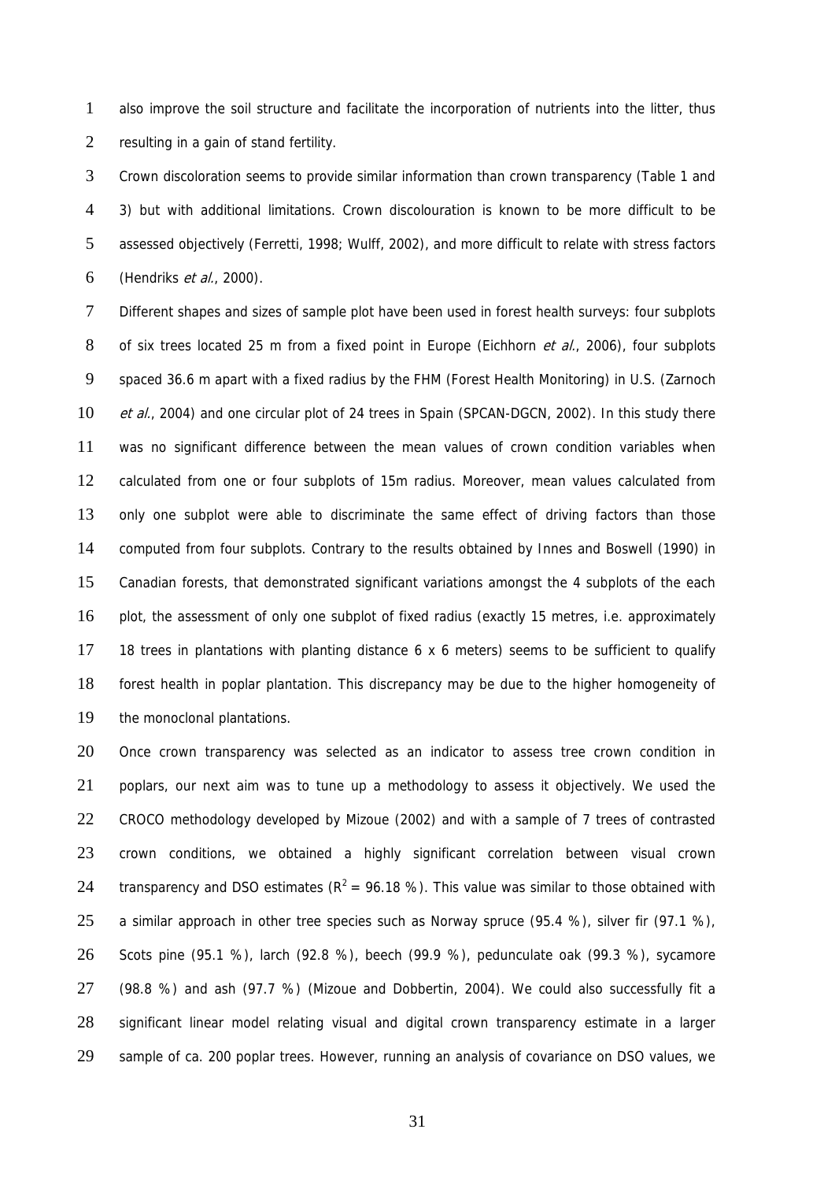also improve the soil structure and facilitate the incorporation of nutrients into the litter, thus resulting in a gain of stand fertility.

Crown discoloration seems to provide similar information than crown transparency (Table 1 and 3) but with additional limitations. Crown discolouration is known to be more difficult to be assessed objectively (Ferretti, 1998; Wulff, 2002), and more difficult to relate with stress factors (Hendriks *et al.*, 2000).

Different shapes and sizes of sample plot have been used in forest health surveys: four subplots of six trees located 25 m from a fixed point in Europe (Eichhorn *et al.*, 2006), four subplots spaced 36.6 m apart with a fixed radius by the FHM (Forest Health Monitoring) in U.S. (Zarnoch *et al.*, 2004) and one circular plot of 24 trees in Spain (SPCAN-DGCN, 2002). In this study there was no significant difference between the mean values of crown condition variables when calculated from one or four subplots of 15m radius. Moreover, mean values calculated from only one subplot were able to discriminate the same effect of driving factors than those computed from four subplots. Contrary to the results obtained by Innes and Boswell (1990) in Canadian forests, that demonstrated significant variations amongst the 4 subplots of the each plot, the assessment of only one subplot of fixed radius (exactly 15 metres, i.e. approximately 18 trees in plantations with planting distance 6 x 6 meters) seems to be sufficient to qualify forest health in poplar plantation. This discrepancy may be due to the higher homogeneity of the monoclonal plantations.

Once crown transparency was selected as an indicator to assess tree crown condition in poplars, our next aim was to tune up a methodology to assess it objectively. We used the CROCO methodology developed by Mizoue (2002) and with a sample of 7 trees of contrasted crown conditions, we obtained a highly significant correlation between visual crown transparency and DSO estimates ($R^2$ = 96.18 %). This value was similar to those obtained with a similar approach in other tree species such as Norway spruce (95.4 %), silver fir (97.1 %), Scots pine (95.1 %), larch (92.8 %), beech (99.9 %), pedunculate oak (99.3 %), sycamore (98.8 %) and ash (97.7 %) (Mizoue and Dobbertin, 2004). We could also successfully fit a significant linear model relating visual and digital crown transparency estimate in a larger sample of ca. 200 poplar trees. However, running an analysis of covariance on DSO values, we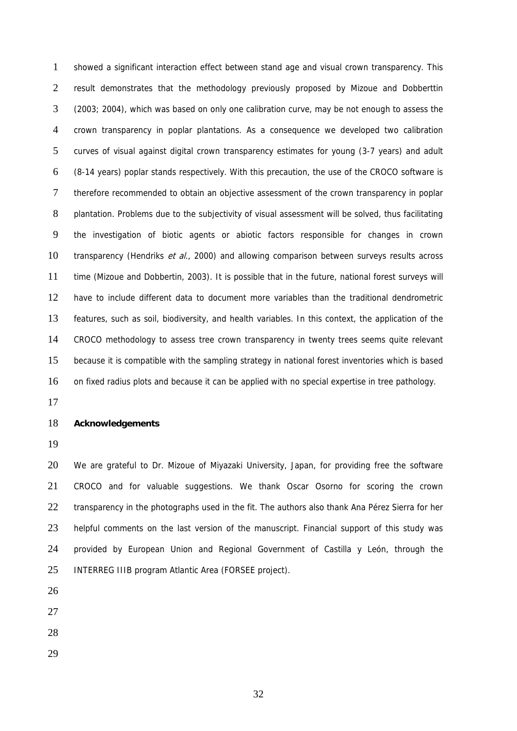showed a significant interaction effect between stand age and visual crown transparency. This result demonstrates that the methodology previously proposed by Mizoue and Dobberttin (2003; 2004), which was based on only one calibration curve, may be not enough to assess the crown transparency in poplar plantations. As a consequence we developed two calibration curves of visual against digital crown transparency estimates for young (3-7 years) and adult (8-14 years) poplar stands respectively. With this precaution, the use of the CROCO software is therefore recommended to obtain an objective assessment of the crown transparency in poplar plantation. Problems due to the subjectivity of visual assessment will be solved, thus facilitating the investigation of biotic agents or abiotic factors responsible for changes in crown transparency (Hendriks *et al.*, 2000) and allowing comparison between surveys results across time (Mizoue and Dobbertin, 2003). It is possible that in the future, national forest surveys will have to include different data to document more variables than the traditional dendrometric features, such as soil, biodiversity, and health variables. In this context, the application of the CROCO methodology to assess tree crown transparency in twenty trees seems quite relevant because it is compatible with the sampling strategy in national forest inventories which is based on fixed radius plots and because it can be applied with no special expertise in tree pathology.

## Acknowledgements

We are grateful to Dr. Mizoue of Miyazaki University, Japan, for providing free the software CROCO and for valuable suggestions. We thank Oscar Osorno for scoring the crown transparency in the photographs used in the fit. The authors also thank Ana Pérez Sierra for her helpful comments on the last version of the manuscript. Financial support of this study was provided by European Union and Regional Government of Castilla y León, through the INTERREG IIIB program Atlantic Area (FORSEE project).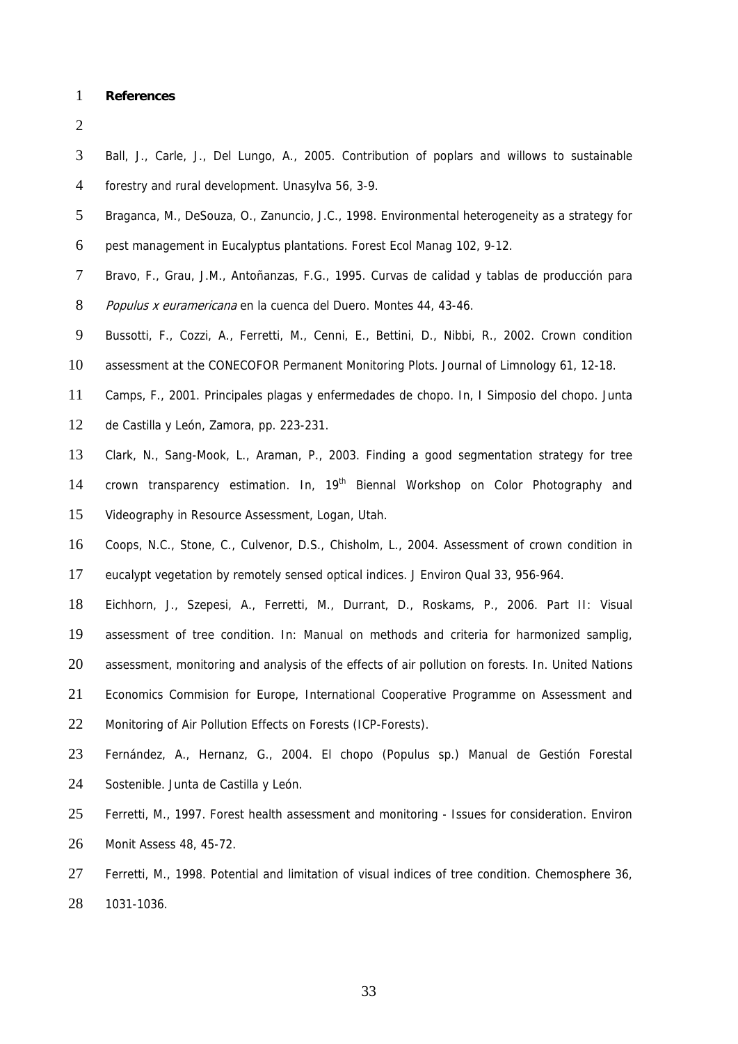## References

Ball, J., Carle, J., Del Lungo, A., 2005. Contribution of poplars and willows to sustainable forestry and rural development. Unasylva 56, 3-9.

Braganca, M., DeSouza, O., Zanuncio, J.C., 1998. Environmental heterogeneity as a strategy for pest management in Eucalyptus plantations. Forest Ecol Manag 102, 9-12.

Bravo, F., Grau, J.M., Antoñanzas, F.G., 1995. Curvas de calidad y tablas de producción para *Populus x euramericana* en la cuenca del Duero. Montes 44, 43-46.

Bussotti, F., Cozzi, A., Ferretti, M., Cenni, E., Bettini, D., Nibbi, R., 2002. Crown condition assessment at the CONECOFOR Permanent Monitoring Plots. Journal of Limnology 61, 12-18.

Camps, F., 2001. Principales plagas y enfermedades de chopo. In, I Simposio del chopo. Junta de Castilla y León, Zamora, pp. 223-231.

Clark, N., Sang-Mook, L., Araman, P., 2003. Finding a good segmentation strategy for tree crown transparency estimation. In, 19th Biennal Workshop on Color Photography and Videography in Resource Assessment, Logan, Utah.

Coops, N.C., Stone, C., Culvenor, D.S., Chisholm, L., 2004. Assessment of crown condition in eucalypt vegetation by remotely sensed optical indices. J Environ Qual 33, 956-964.

Eichhorn, J., Szepesi, A., Ferretti, M., Durrant, D., Roskams, P., 2006. Part II: Visual assessment of tree condition. In: Manual on methods and criteria for harmonized samplig, assessment, monitoring and analysis of the effects of air pollution on forests. In. United Nations Economics Commision for Europe, International Cooperative Programme on Assessment and Monitoring of Air Pollution Effects on Forests (ICP-Forests).

Fernández, A., Hernanz, G., 2004. El chopo (Populus sp.) Manual de Gestión Forestal Sostenible. Junta de Castilla y León.

Ferretti, M., 1997. Forest health assessment and monitoring - Issues for consideration. Environ Monit Assess 48, 45-72.

Ferretti, M., 1998. Potential and limitation of visual indices of tree condition. Chemosphere 36, 1031-1036.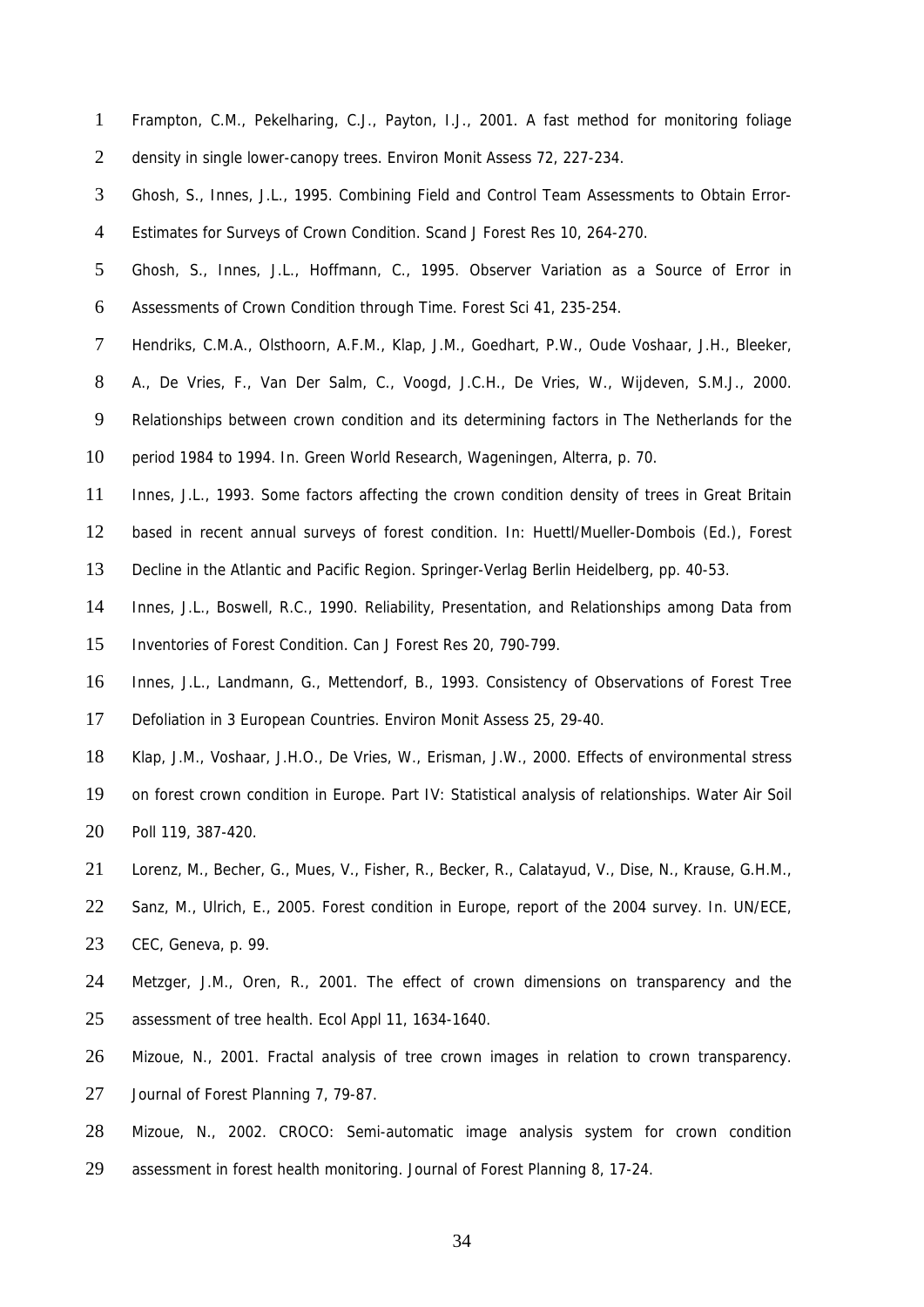Frampton, C.M., Pekelharing, C.J., Payton, I.J., 2001. A fast method for monitoring foliage density in single lower-canopy trees. Environ Monit Assess 72, 227-234.

Ghosh, S., Innes, J.L., 1995. Combining Field and Control Team Assessments to Obtain Error-Estimates for Surveys of Crown Condition. Scand J Forest Res 10, 264-270.

Ghosh, S., Innes, J.L., Hoffmann, C., 1995. Observer Variation as a Source of Error in Assessments of Crown Condition through Time. Forest Sci 41, 235-254.

Hendriks, C.M.A., Olsthoorn, A.F.M., Klap, J.M., Goedhart, P.W., Oude Voshaar, J.H., Bleeker, A., De Vries, F., Van Der Salm, C., Voogd, J.C.H., De Vries, W., Wijdeven, S.M.J., 2000. Relationships between crown condition and its determining factors in The Netherlands for the period 1984 to 1994. In. Green World Research, Wageningen, Alterra, p. 70.

Innes, J.L., 1993. Some factors affecting the crown condition density of trees in Great Britain based in recent annual surveys of forest condition. In: Huettl/Mueller-Dombois (Ed.), Forest Decline in the Atlantic and Pacific Region. Springer-Verlag Berlin Heidelberg, pp. 40-53.

Innes, J.L., Boswell, R.C., 1990. Reliability, Presentation, and Relationships among Data from Inventories of Forest Condition. Can J Forest Res 20, 790-799.

Innes, J.L., Landmann, G., Mettendorf, B., 1993. Consistency of Observations of Forest Tree Defoliation in 3 European Countries. Environ Monit Assess 25, 29-40.

Klap, J.M., Voshaar, J.H.O., De Vries, W., Erisman, J.W., 2000. Effects of environmental stress on forest crown condition in Europe. Part IV: Statistical analysis of relationships. Water Air Soil Poll 119, 387-420.

Lorenz, M., Becher, G., Mues, V., Fisher, R., Becker, R., Calatayud, V., Dise, N., Krause, G.H.M., Sanz, M., Ulrich, E., 2005. Forest condition in Europe, report of the 2004 survey. In. UN/ECE, CEC, Geneva, p. 99.

Metzger, J.M., Oren, R., 2001. The effect of crown dimensions on transparency and the assessment of tree health. Ecol Appl 11, 1634-1640.

Mizoue, N., 2001. Fractal analysis of tree crown images in relation to crown transparency. Journal of Forest Planning 7, 79-87.

Mizoue, N., 2002. CROCO: Semi-automatic image analysis system for crown condition assessment in forest health monitoring. Journal of Forest Planning 8, 17-24.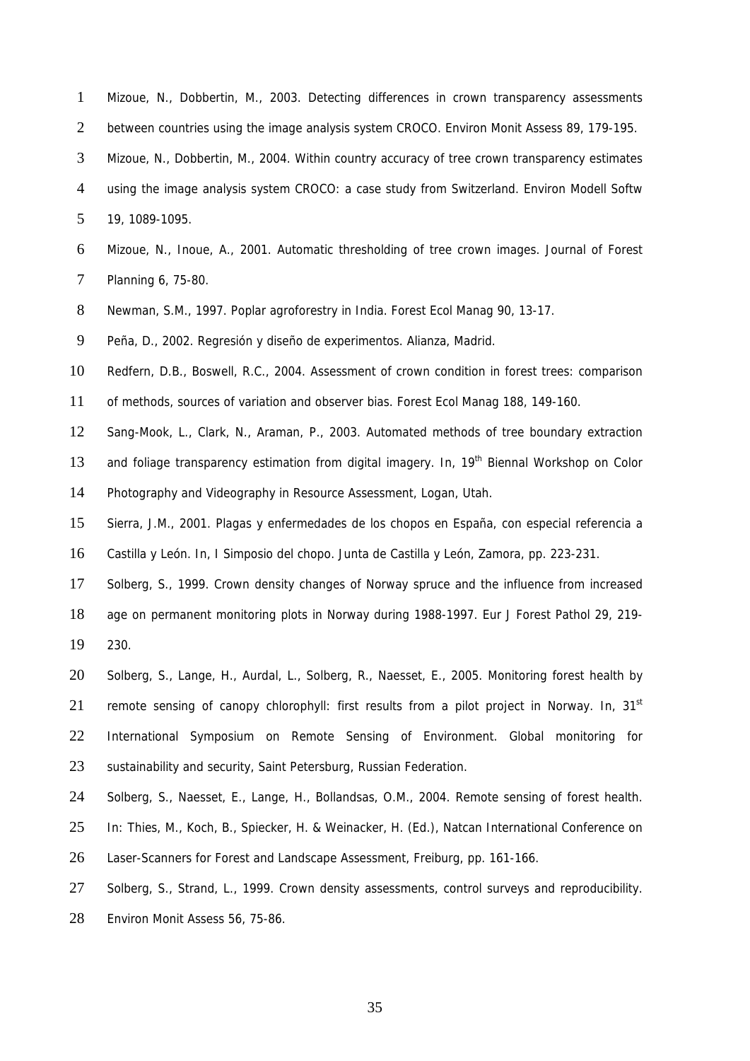Mizoue, N., Dobbertin, M., 2003. Detecting differences in crown transparency assessments between countries using the image analysis system CROCO. Environ Monit Assess 89, 179-195.

Mizoue, N., Dobbertin, M., 2004. Within country accuracy of tree crown transparency estimates using the image analysis system CROCO: a case study from Switzerland. Environ Modell Softw 19, 1089-1095.

Mizoue, N., Inoue, A., 2001. Automatic thresholding of tree crown images. Journal of Forest Planning 6, 75-80.

Newman, S.M., 1997. Poplar agroforestry in India. Forest Ecol Manag 90, 13-17.

Peña, D., 2002. Regresión y diseño de experimentos. Alianza, Madrid.

Redfern, D.B., Boswell, R.C., 2004. Assessment of crown condition in forest trees: comparison of methods, sources of variation and observer bias. Forest Ecol Manag 188, 149-160.

Sang-Mook, L., Clark, N., Araman, P., 2003. Automated methods of tree boundary extraction and foliage transparency estimation from digital imagery. In, 19th Biennal Workshop on Color Photography and Videography in Resource Assessment, Logan, Utah.

Sierra, J.M., 2001. Plagas y enfermedades de los chopos en España, con especial referencia a Castilla y León. In, I Simposio del chopo. Junta de Castilla y León, Zamora, pp. 223-231.

Solberg, S., 1999. Crown density changes of Norway spruce and the influence from increased age on permanent monitoring plots in Norway during 1988-1997. Eur J Forest Pathol 29, 219-230.

Solberg, S., Lange, H., Aurdal, L., Solberg, R., Naesset, E., 2005. Monitoring forest health by remote sensing of canopy chlorophyll: first results from a pilot project in Norway. In, 31st International Symposium on Remote Sensing of Environment. Global monitoring for sustainability and security, Saint Petersburg, Russian Federation.

Solberg, S., Naesset, E., Lange, H., Bollandsas, O.M., 2004. Remote sensing of forest health. In: Thies, M., Koch, B., Spiecker, H. & Weinacker, H. (Ed.), Natcan International Conference on Laser-Scanners for Forest and Landscape Assessment, Freiburg, pp. 161-166.

Solberg, S., Strand, L., 1999. Crown density assessments, control surveys and reproducibility. Environ Monit Assess 56, 75-86.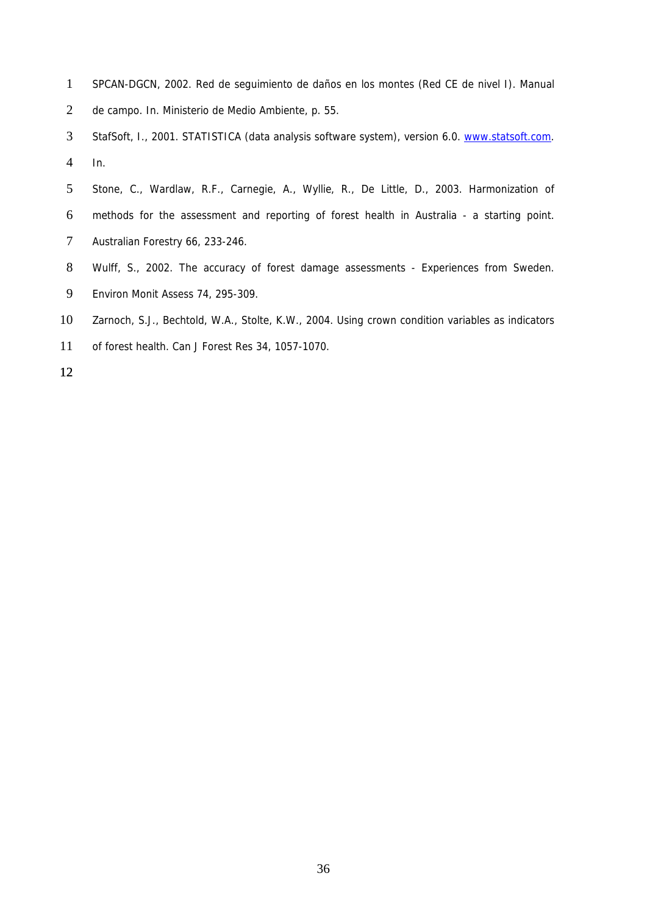SPCAN-DGCN, 2002. Red de seguimiento de daños en los montes (Red CE de nivel I). Manual de campo. In. Ministerio de Medio Ambiente, p. 55.

StafSoft, I., 2001. STATISTICA (data analysis software system), version 6.0. www.statsoft.com. In.

Stone, C., Wardlaw, R.F., Carnegie, A., Wyllie, R., De Little, D., 2003. Harmonization of methods for the assessment and reporting of forest health in Australia - a starting point. Australian Forestry 66, 233-246.

Wulff, S., 2002. The accuracy of forest damage assessments - Experiences from Sweden. Environ Monit Assess 74, 295-309.

Zarnoch, S.J., Bechtold, W.A., Stolte, K.W., 2004. Using crown condition variables as indicators of forest health. Can J Forest Res 34, 1057-1070.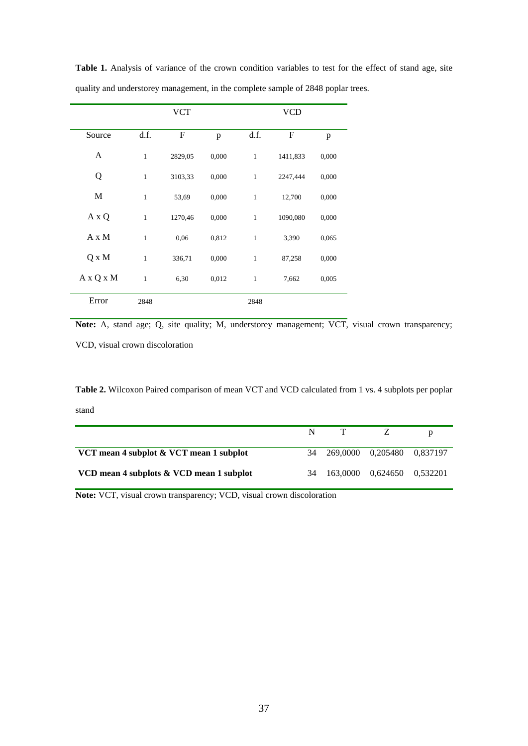**Table 1.** Analysis of variance of the crown condition variables to test for the effect of stand age, site quality and understorey management, in the complete sample of 2848 poplar trees.

| | VCT | | | VCD | | |
|---|---|---|---|---|---|---|
| Source | d.f. | F | p | d.f. | F | p |
| A | 1 | 2829,05 | 0,000 | 1 | 1411,833 | 0,000 |
| Q | 1 | 3103,33 | 0,000 | 1 | 2247,444 | 0,000 |
| M | 1 | 53,69 | 0,000 | 1 | 12,700 | 0,000 |
| A x Q | 1 | 1270,46 | 0,000 | 1 | 1090,080 | 0,000 |
| A x M | 1 | 0,06 | 0,812 | 1 | 3,390 | 0,065 |
| Q x M | 1 | 336,71 | 0,000 | 1 | 87,258 | 0,000 |
| A x Q x M | 1 | 6,30 | 0,012 | 1 | 7,662 | 0,005 |
| Error | 2848 | | | 2848 | | |

**Note:** A, stand age; Q, site quality; M, understorey management; VCT, visual crown transparency; VCD, visual crown discoloration

**Table 2.** Wilcoxon Paired comparison of mean VCT and VCD calculated from 1 vs. 4 subplots per poplar stand

| | N | T | Z | p |
|---|---|---|---|---|
| **VCT mean 4 subplot & VCT mean 1 subplot** | 34 | 269,0000 | 0,205480 | 0,837197 |
| **VCD mean 4 subplots & VCD mean 1 subplot** | 34 | 163,0000 | 0,624650 | 0,532201 |

**Note:** VCT, visual crown transparency; VCD, visual crown discoloration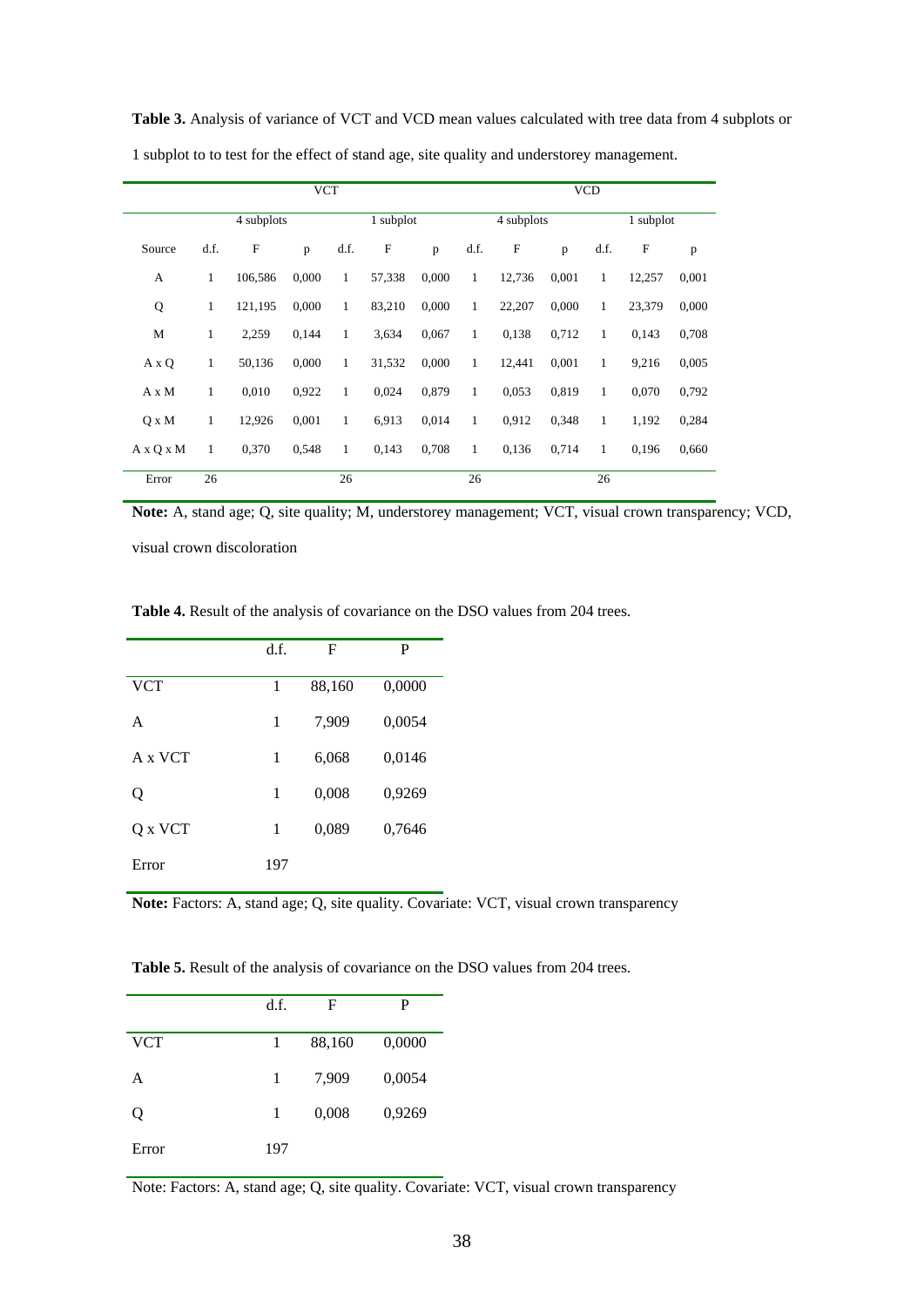**Table 3.** Analysis of variance of VCT and VCD mean values calculated with tree data from 4 subplots or 1 subplot to to test for the effect of stand age, site quality and understorey management.

| | VCT | | | | | | VCD | | | | | |
|---|---|---|---|---|---|---|---|---|---|---|---|---|
| | 4 subplots | | | 1 subplot | | | 4 subplots | | | 1 subplot | | |
| Source | d.f. | F | p | d.f. | F | p | d.f. | F | p | d.f. | F | p |
| A | 1 | 106,586 | 0,000 | 1 | 57,338 | 0,000 | 1 | 12,736 | 0,001 | 1 | 12,257 | 0,001 |
| Q | 1 | 121,195 | 0,000 | 1 | 83,210 | 0,000 | 1 | 22,207 | 0,000 | 1 | 23,379 | 0,000 |
| M | 1 | 2,259 | 0,144 | 1 | 3,634 | 0,067 | 1 | 0,138 | 0,712 | 1 | 0,143 | 0,708 |
| A x Q | 1 | 50,136 | 0,000 | 1 | 31,532 | 0,000 | 1 | 12,441 | 0,001 | 1 | 9,216 | 0,005 |
| A x M | 1 | 0,010 | 0,922 | 1 | 0,024 | 0,879 | 1 | 0,053 | 0,819 | 1 | 0,070 | 0,792 |
| Q x M | 1 | 12,926 | 0,001 | 1 | 6,913 | 0,014 | 1 | 0,912 | 0,348 | 1 | 1,192 | 0,284 |
| A x Q x M | 1 | 0,370 | 0,548 | 1 | 0,143 | 0,708 | 1 | 0,136 | 0,714 | 1 | 0,196 | 0,660 |
| Error | 26 | | | 26 | | | 26 | | | 26 | | |

**Note:** A, stand age; Q, site quality; M, understorey management; VCT, visual crown transparency; VCD, visual crown discoloration

**Table 4.** Result of the analysis of covariance on the DSO values from 204 trees.

| | d.f. | F | P |
|---|---|---|---|
| VCT | 1 | 88,160 | 0,0000 |
| A | 1 | 7,909 | 0,0054 |
| A x VCT | 1 | 6,068 | 0,0146 |
| Q | 1 | 0,008 | 0,9269 |
| Q x VCT | 1 | 0,089 | 0,7646 |
| Error | 197 | | |

**Note:** Factors: A, stand age; Q, site quality. Covariate: VCT, visual crown transparency

**Table 5.** Result of the analysis of covariance on the DSO values from 204 trees.

| | d.f. | F | P |
|---|---|---|---|
| VCT | 1 | 88,160 | 0,0000 |
| A | 1 | 7,909 | 0,0054 |
| Q | 1 | 0,008 | 0,9269 |
| Error | 197 | | |

Note: Factors: A, stand age; Q, site quality. Covariate: VCT, visual crown transparency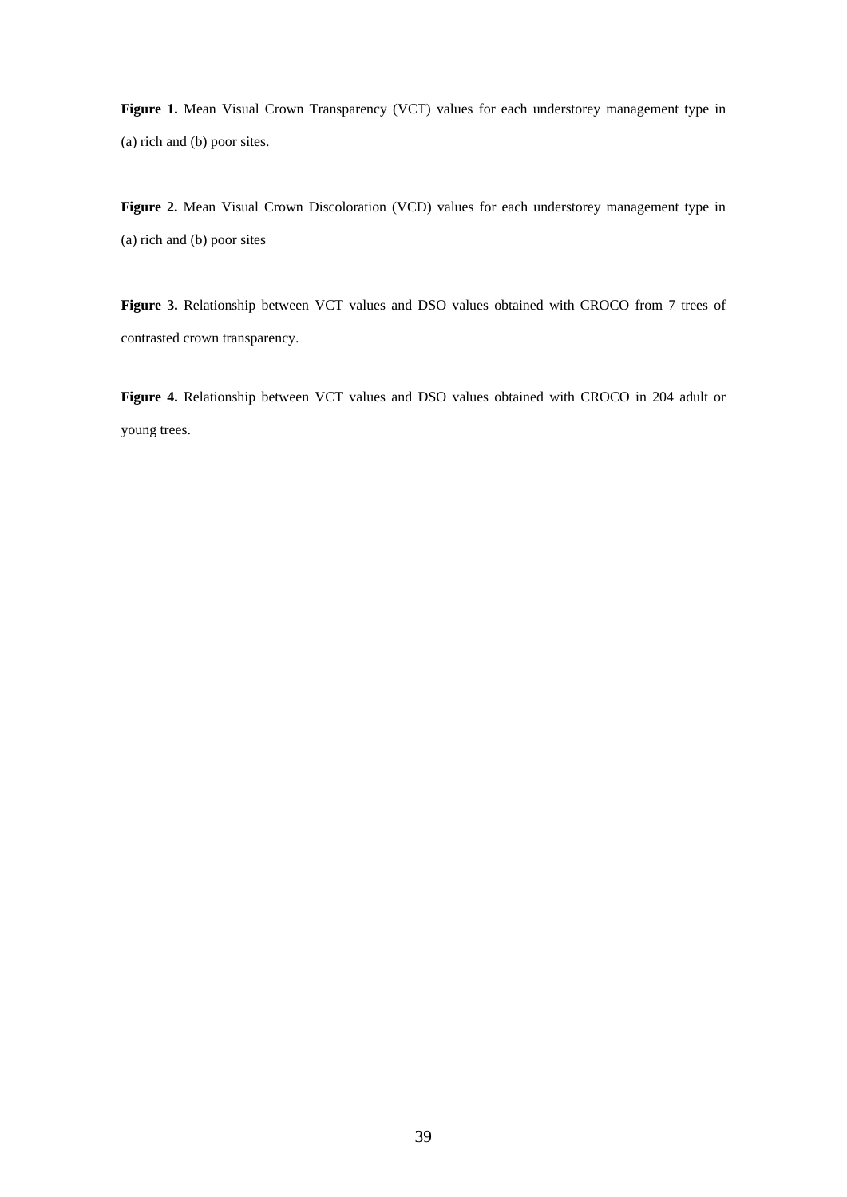**Figure 1.** Mean Visual Crown Transparency (VCT) values for each understorey management type in (a) rich and (b) poor sites.

**Figure 2.** Mean Visual Crown Discoloration (VCD) values for each understorey management type in (a) rich and (b) poor sites

**Figure 3.** Relationship between VCT values and DSO values obtained with CROCO from 7 trees of contrasted crown transparency.

**Figure 4.** Relationship between VCT values and DSO values obtained with CROCO in 204 adult or young trees.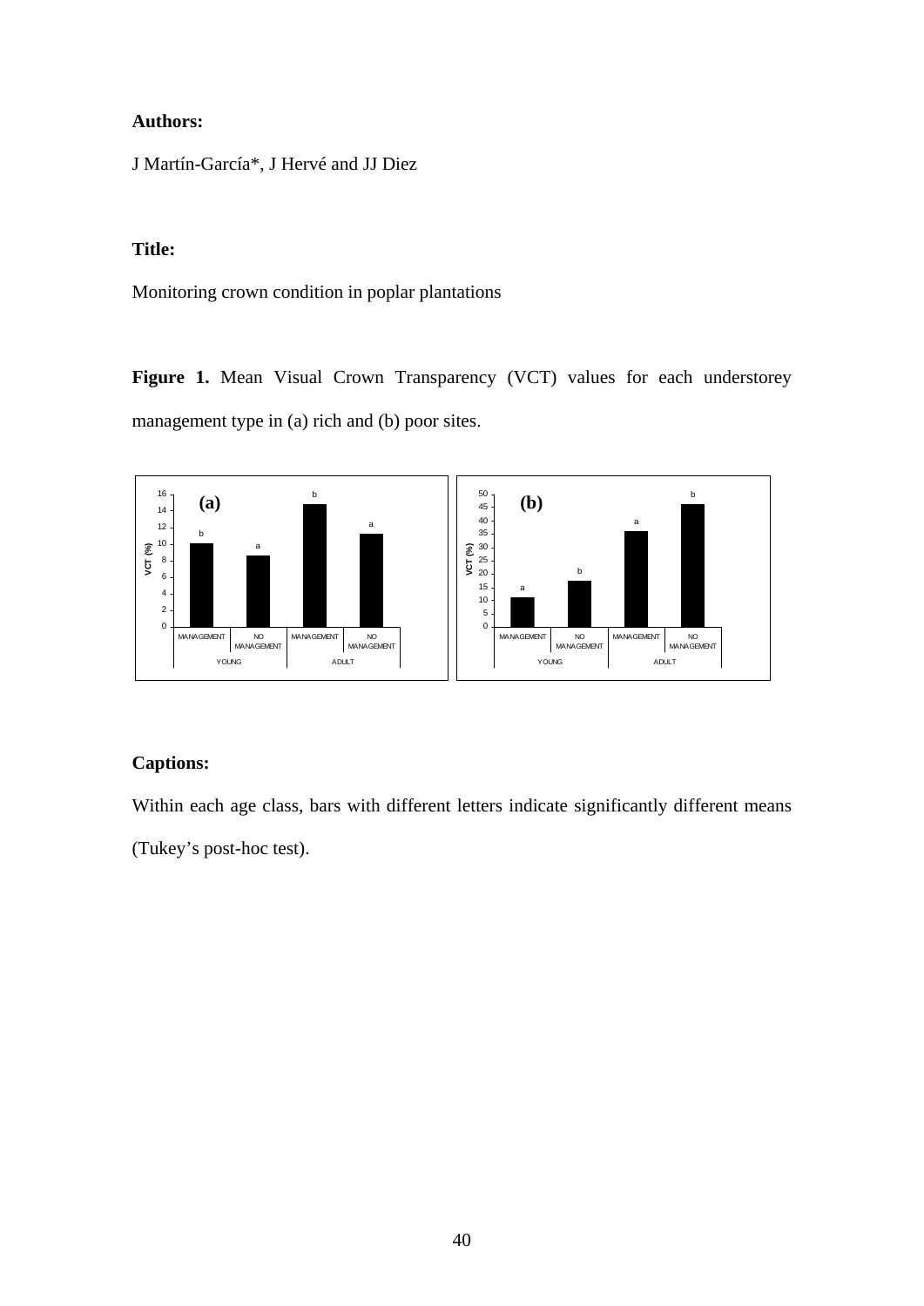**Authors:**

J Martín-García*, J Hervé and JJ Diez

**Title:**

Monitoring crown condition in poplar plantations

**Figure 1.** Mean Visual Crown Transparency (VCT) values for each understorey management type in (a) rich and (b) poor sites.

**Captions:**

Within each age class, bars with different letters indicate significantly different means (Tukey's post-hoc test).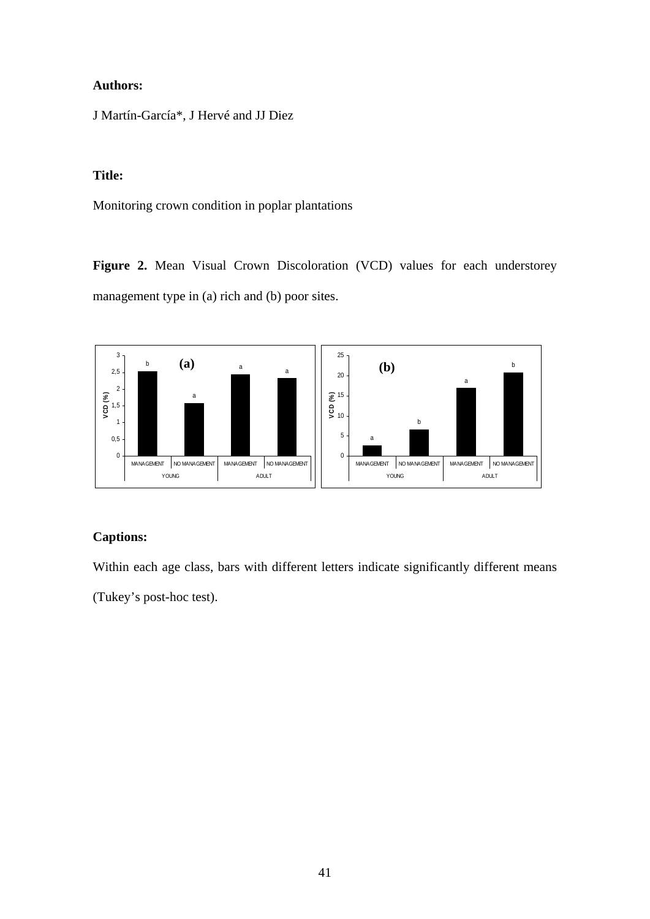**Authors:**

J Martín-García*, J Hervé and JJ Diez

**Title:**

Monitoring crown condition in poplar plantations

**Figure 2.** Mean Visual Crown Discoloration (VCD) values for each understorey management type in (a) rich and (b) poor sites.

**Captions:**

Within each age class, bars with different letters indicate significantly different means (Tukey's post-hoc test).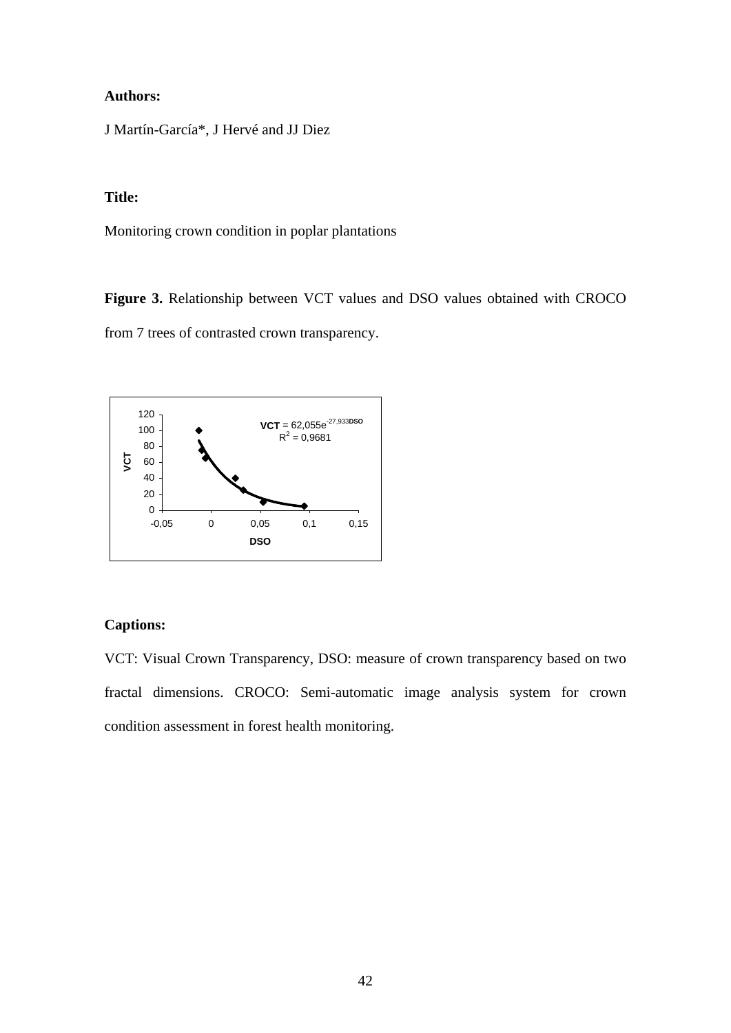**Authors:**

J Martín-García*, J Hervé and JJ Diez

**Title:**

Monitoring crown condition in poplar plantations

**Figure 3.** Relationship between VCT values and DSO values obtained with CROCO from 7 trees of contrasted crown transparency.

**Captions:**

VCT: Visual Crown Transparency, DSO: measure of crown transparency based on two fractal dimensions. CROCO: Semi-automatic image analysis system for crown condition assessment in forest health monitoring.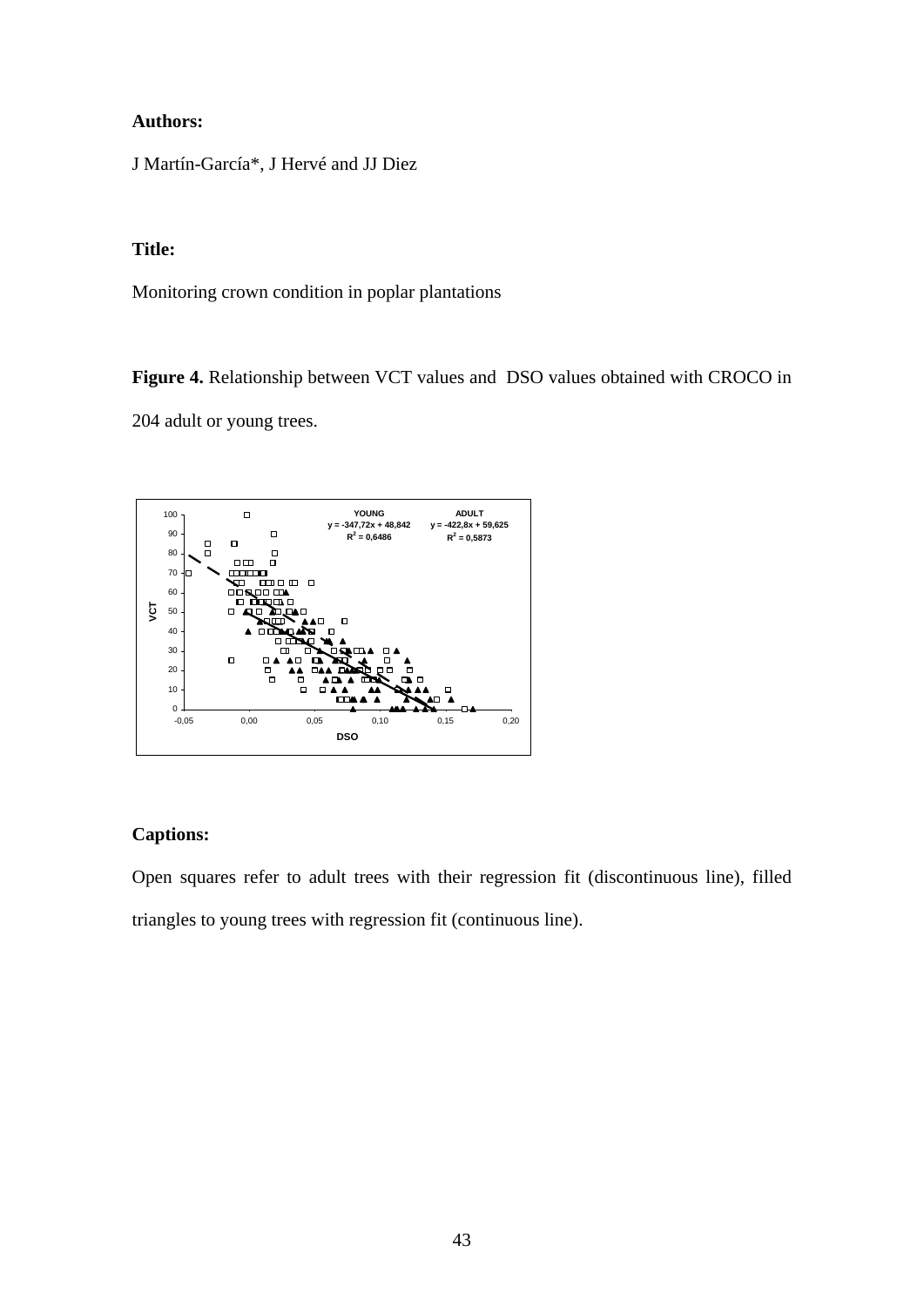**Authors:**

J Martín-García*, J Hervé and JJ Diez

**Title:**

Monitoring crown condition in poplar plantations

**Figure 4.** Relationship between VCT values and DSO values obtained with CROCO in 204 adult or young trees.

**Captions:**

Open squares refer to adult trees with their regression fit (discontinuous line), filled triangles to young trees with regression fit (continuous line).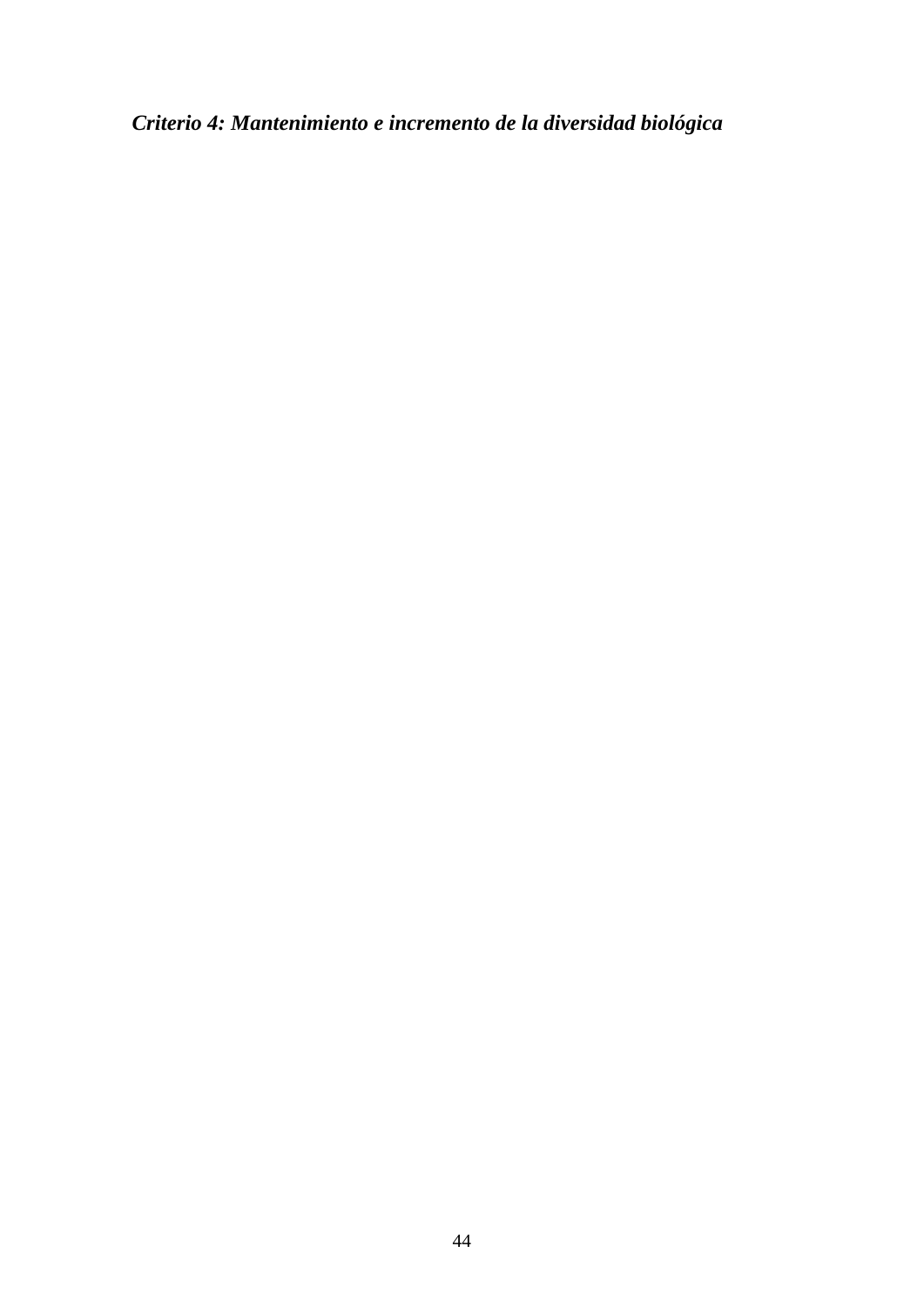***Criterio 4: Mantenimiento e incremento de la diversidad biológica***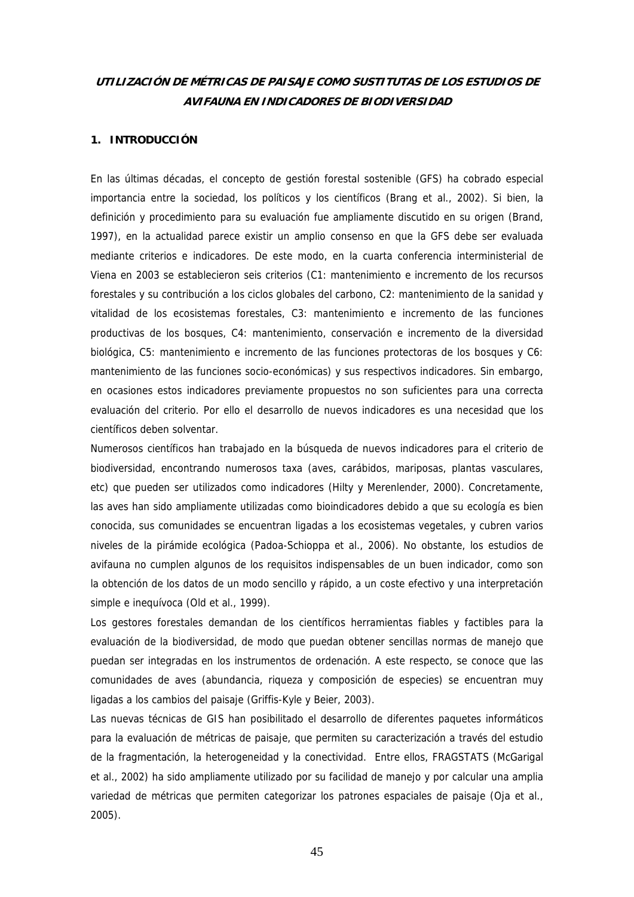***UTILIZACIÓN DE MÉTRICAS DE PAISAJE COMO SUSTITUTAS DE LOS ESTUDIOS DE AVIFAUNA EN INDICADORES DE BIODIVERSIDAD***

## 1. INTRODUCCIÓN

En las últimas décadas, el concepto de gestión forestal sostenible (GFS) ha cobrado especial importancia entre la sociedad, los políticos y los científicos (Brang et al., 2002). Si bien, la definición y procedimiento para su evaluación fue ampliamente discutido en su origen (Brand, 1997), en la actualidad parece existir un amplio consenso en que la GFS debe ser evaluada mediante criterios e indicadores. De este modo, en la cuarta conferencia interministerial de Viena en 2003 se establecieron seis criterios (C1: mantenimiento e incremento de los recursos forestales y su contribución a los ciclos globales del carbono, C2: mantenimiento de la sanidad y vitalidad de los ecosistemas forestales, C3: mantenimiento e incremento de las funciones productivas de los bosques, C4: mantenimiento, conservación e incremento de la diversidad biológica, C5: mantenimiento e incremento de las funciones protectoras de los bosques y C6: mantenimiento de las funciones socio-económicas) y sus respectivos indicadores. Sin embargo, en ocasiones estos indicadores previamente propuestos no son suficientes para una correcta evaluación del criterio. Por ello el desarrollo de nuevos indicadores es una necesidad que los científicos deben solventar.

Numerosos científicos han trabajado en la búsqueda de nuevos indicadores para el criterio de biodiversidad, encontrando numerosos taxa (aves, carábidos, mariposas, plantas vasculares, etc) que pueden ser utilizados como indicadores (Hilty y Merenlender, 2000). Concretamente, las aves han sido ampliamente utilizadas como bioindicadores debido a que su ecología es bien conocida, sus comunidades se encuentran ligadas a los ecosistemas vegetales, y cubren varios niveles de la pirámide ecológica (Padoa-Schioppa et al., 2006). No obstante, los estudios de avifauna no cumplen algunos de los requisitos indispensables de un buen indicador, como son la obtención de los datos de un modo sencillo y rápido, a un coste efectivo y una interpretación simple e inequívoca (Old et al., 1999).

Los gestores forestales demandan de los científicos herramientas fiables y factibles para la evaluación de la biodiversidad, de modo que puedan obtener sencillas normas de manejo que puedan ser integradas en los instrumentos de ordenación. A este respecto, se conoce que las comunidades de aves (abundancia, riqueza y composición de especies) se encuentran muy ligadas a los cambios del paisaje (Griffis-Kyle y Beier, 2003).

Las nuevas técnicas de GIS han posibilitado el desarrollo de diferentes paquetes informáticos para la evaluación de métricas de paisaje, que permiten su caracterización a través del estudio de la fragmentación, la heterogeneidad y la conectividad. Entre ellos, FRAGSTATS (McGarigal et al., 2002) ha sido ampliamente utilizado por su facilidad de manejo y por calcular una amplia variedad de métricas que permiten categorizar los patrones espaciales de paisaje (Oja et al., 2005).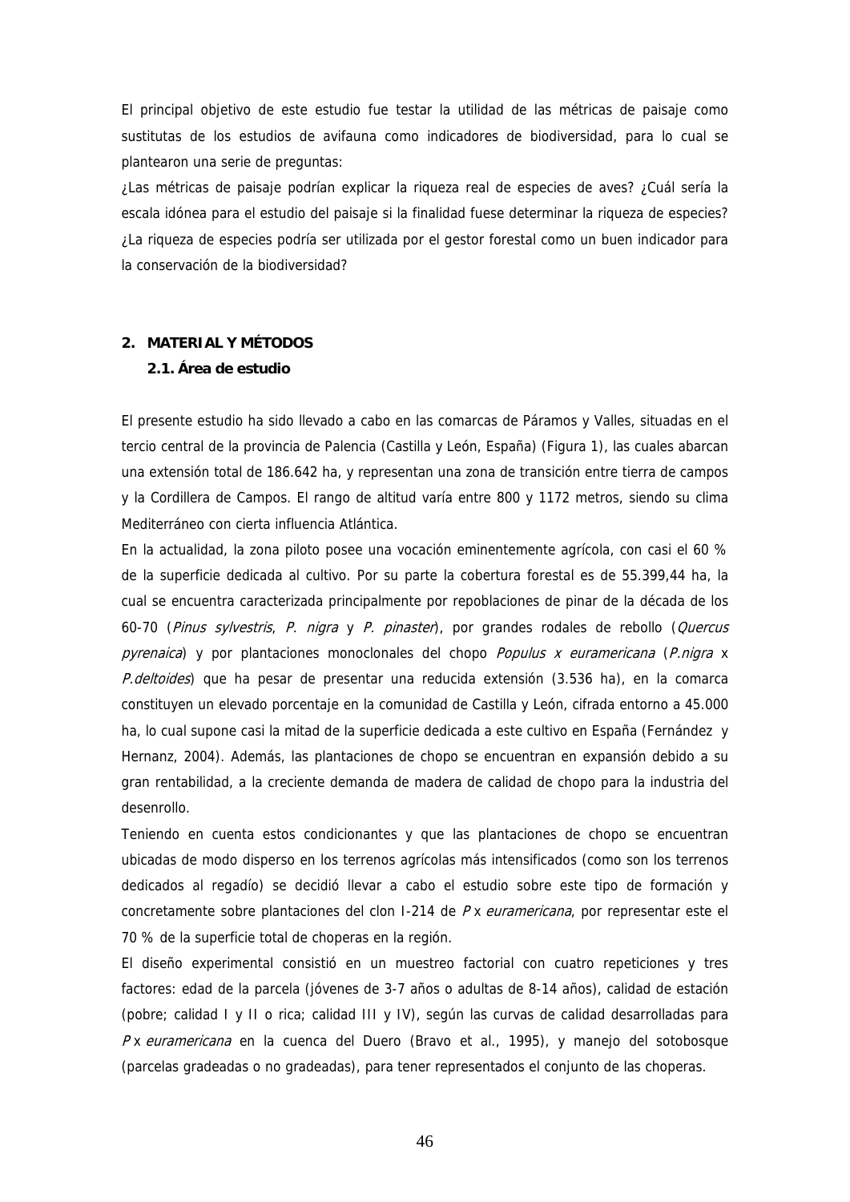El principal objetivo de este estudio fue testar la utilidad de las métricas de paisaje como sustitutas de los estudios de avifauna como indicadores de biodiversidad, para lo cual se plantearon una serie de preguntas:

¿Las métricas de paisaje podrían explicar la riqueza real de especies de aves? ¿Cuál sería la escala idónea para el estudio del paisaje si la finalidad fuese determinar la riqueza de especies? ¿La riqueza de especies podría ser utilizada por el gestor forestal como un buen indicador para la conservación de la biodiversidad?

## 2. MATERIAL Y MÉTODOS

### 2.1. Área de estudio

El presente estudio ha sido llevado a cabo en las comarcas de Páramos y Valles, situadas en el tercio central de la provincia de Palencia (Castilla y León, España) (Figura 1), las cuales abarcan una extensión total de 186.642 ha, y representan una zona de transición entre tierra de campos y la Cordillera de Campos. El rango de altitud varía entre 800 y 1172 metros, siendo su clima Mediterráneo con cierta influencia Atlántica.

En la actualidad, la zona piloto posee una vocación eminentemente agrícola, con casi el 60 % de la superficie dedicada al cultivo. Por su parte la cobertura forestal es de 55.399,44 ha, la cual se encuentra caracterizada principalmente por repoblaciones de pinar de la década de los 60-70 (*Pinus sylvestris*, *P. nigra* y *P. pinaster*), por grandes rodales de rebollo (*Quercus pyrenaica*) y por plantaciones monoclonales del chopo *Populus x euramericana* (*P.nigra* x *P.deltoides*) que ha pesar de presentar una reducida extensión (3.536 ha), en la comarca constituyen un elevado porcentaje en la comunidad de Castilla y León, cifrada entorno a 45.000 ha, lo cual supone casi la mitad de la superficie dedicada a este cultivo en España (Fernández y Hernanz, 2004). Además, las plantaciones de chopo se encuentran en expansión debido a su gran rentabilidad, a la creciente demanda de madera de calidad de chopo para la industria del desenrollo.

Teniendo en cuenta estos condicionantes y que las plantaciones de chopo se encuentran ubicadas de modo disperso en los terrenos agrícolas más intensificados (como son los terrenos dedicados al regadío) se decidió llevar a cabo el estudio sobre este tipo de formación y concretamente sobre plantaciones del clon I-214 de *P* x *euramericana*, por representar este el 70 % de la superficie total de choperas en la región.

El diseño experimental consistió en un muestreo factorial con cuatro repeticiones y tres factores: edad de la parcela (jóvenes de 3-7 años o adultas de 8-14 años), calidad de estación (pobre; calidad I y II o rica; calidad III y IV), según las curvas de calidad desarrolladas para *P* x *euramericana* en la cuenca del Duero (Bravo et al., 1995), y manejo del sotobosque (parcelas gradeadas o no gradeadas), para tener representados el conjunto de las choperas.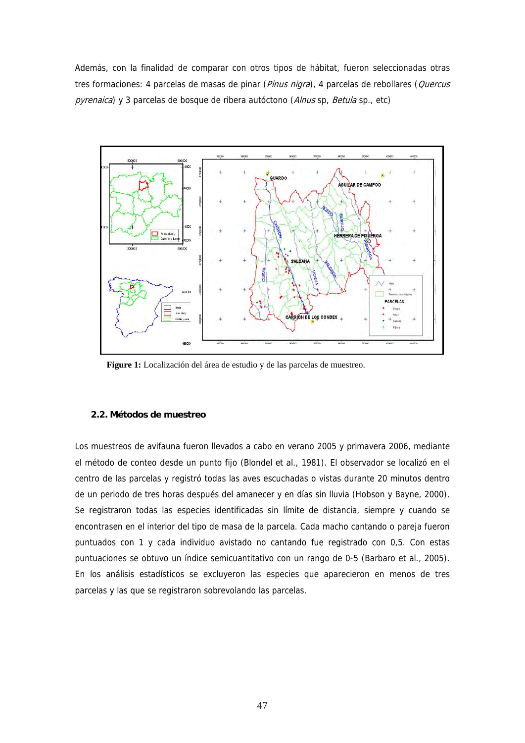Además, con la finalidad de comparar con otros tipos de hábitat, fueron seleccionadas otras tres formaciones: 4 parcelas de masas de pinar (*Pinus nigra*), 4 parcelas de rebollares (*Quercus pyrenaica*) y 3 parcelas de bosque de ribera autóctono (*Alnus* sp, *Betula* sp., etc)

**Figure 1:** Localización del área de estudio y de las parcelas de muestreo.

### 2.2. Métodos de muestreo

Los muestreos de avifauna fueron llevados a cabo en verano 2005 y primavera 2006, mediante el método de conteo desde un punto fijo (Blondel et al., 1981). El observador se localizó en el centro de las parcelas y registró todas las aves escuchadas o vistas durante 20 minutos dentro de un periodo de tres horas después del amanecer y en días sin lluvia (Hobson y Bayne, 2000). Se registraron todas las especies identificadas sin límite de distancia, siempre y cuando se encontrasen en el interior del tipo de masa de la parcela. Cada macho cantando o pareja fueron puntuados con 1 y cada individuo avistado no cantando fue registrado con 0,5. Con estas puntuaciones se obtuvo un índice semicuantitativo con un rango de 0-5 (Barbaro et al., 2005). En los análisis estadísticos se excluyeron las especies que aparecieron en menos de tres parcelas y las que se registraron sobrevolando las parcelas.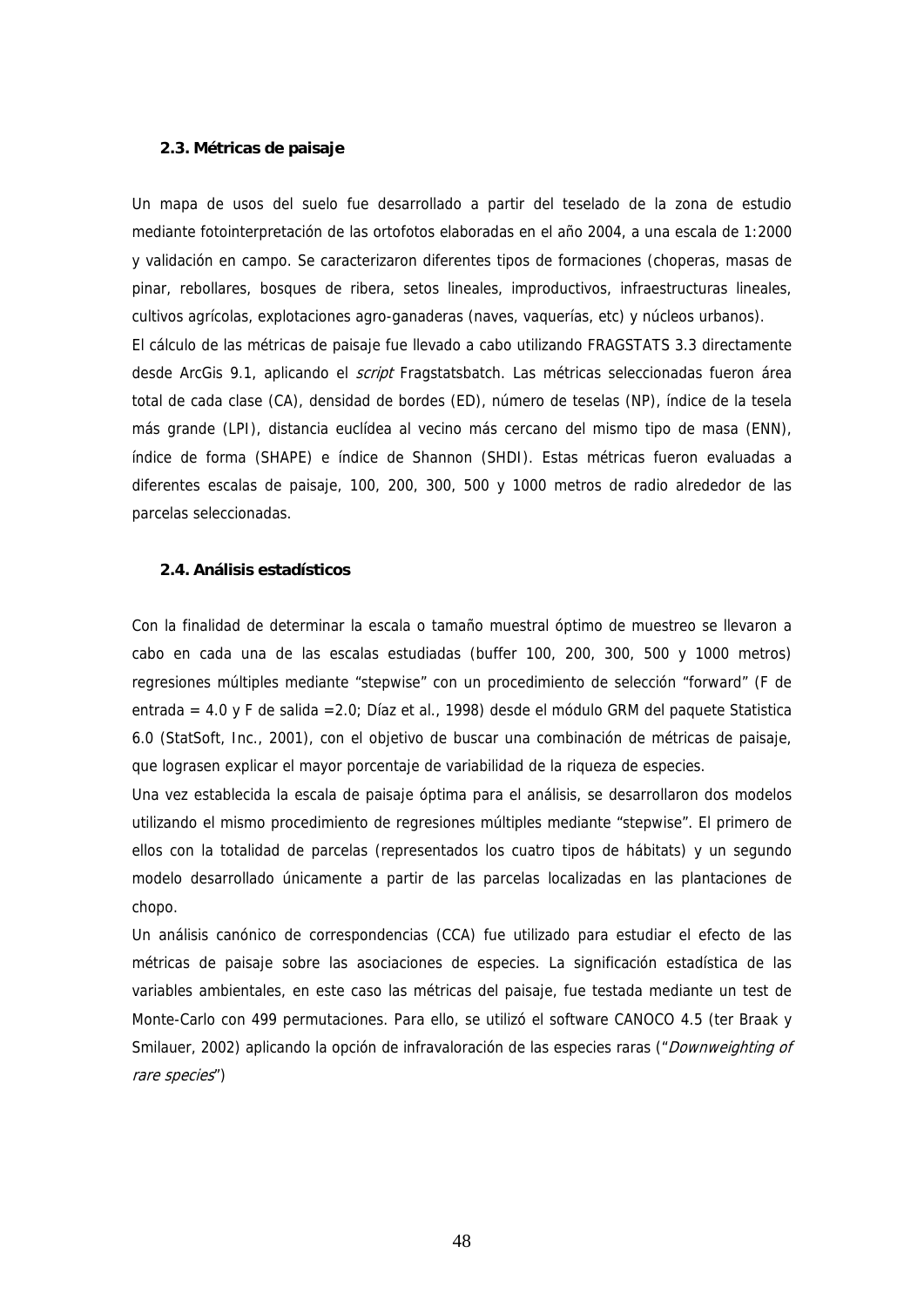### 2.3. Métricas de paisaje

Un mapa de usos del suelo fue desarrollado a partir del teselado de la zona de estudio mediante fotointerpretación de las ortofotos elaboradas en el año 2004, a una escala de 1:2000 y validación en campo. Se caracterizaron diferentes tipos de formaciones (choperas, masas de pinar, rebollares, bosques de ribera, setos lineales, improductivos, infraestructuras lineales, cultivos agrícolas, explotaciones agro-ganaderas (naves, vaquerías, etc) y núcleos urbanos).

El cálculo de las métricas de paisaje fue llevado a cabo utilizando FRAGSTATS 3.3 directamente desde ArcGis 9.1, aplicando el *script* Fragstatsbatch. Las métricas seleccionadas fueron área total de cada clase (CA), densidad de bordes (ED), número de teselas (NP), índice de la tesela más grande (LPI), distancia euclídea al vecino más cercano del mismo tipo de masa (ENN), índice de forma (SHAPE) e índice de Shannon (SHDI). Estas métricas fueron evaluadas a diferentes escalas de paisaje, 100, 200, 300, 500 y 1000 metros de radio alrededor de las parcelas seleccionadas.

### 2.4. Análisis estadísticos

Con la finalidad de determinar la escala o tamaño muestral óptimo de muestreo se llevaron a cabo en cada una de las escalas estudiadas (buffer 100, 200, 300, 500 y 1000 metros) regresiones múltiples mediante "stepwise" con un procedimiento de selección "forward" (F de entrada = 4.0 y F de salida =2.0; Díaz et al., 1998) desde el módulo GRM del paquete Statistica 6.0 (StatSoft, Inc., 2001), con el objetivo de buscar una combinación de métricas de paisaje, que lograsen explicar el mayor porcentaje de variabilidad de la riqueza de especies.

Una vez establecida la escala de paisaje óptima para el análisis, se desarrollaron dos modelos utilizando el mismo procedimiento de regresiones múltiples mediante "stepwise". El primero de ellos con la totalidad de parcelas (representados los cuatro tipos de hábitats) y un segundo modelo desarrollado únicamente a partir de las parcelas localizadas en las plantaciones de chopo.

Un análisis canónico de correspondencias (CCA) fue utilizado para estudiar el efecto de las métricas de paisaje sobre las asociaciones de especies. La significación estadística de las variables ambientales, en este caso las métricas del paisaje, fue testada mediante un test de Monte-Carlo con 499 permutaciones. Para ello, se utilizó el software CANOCO 4.5 (ter Braak y Smilauer, 2002) aplicando la opción de infravaloración de las especies raras ("*Downweighting of rare species*")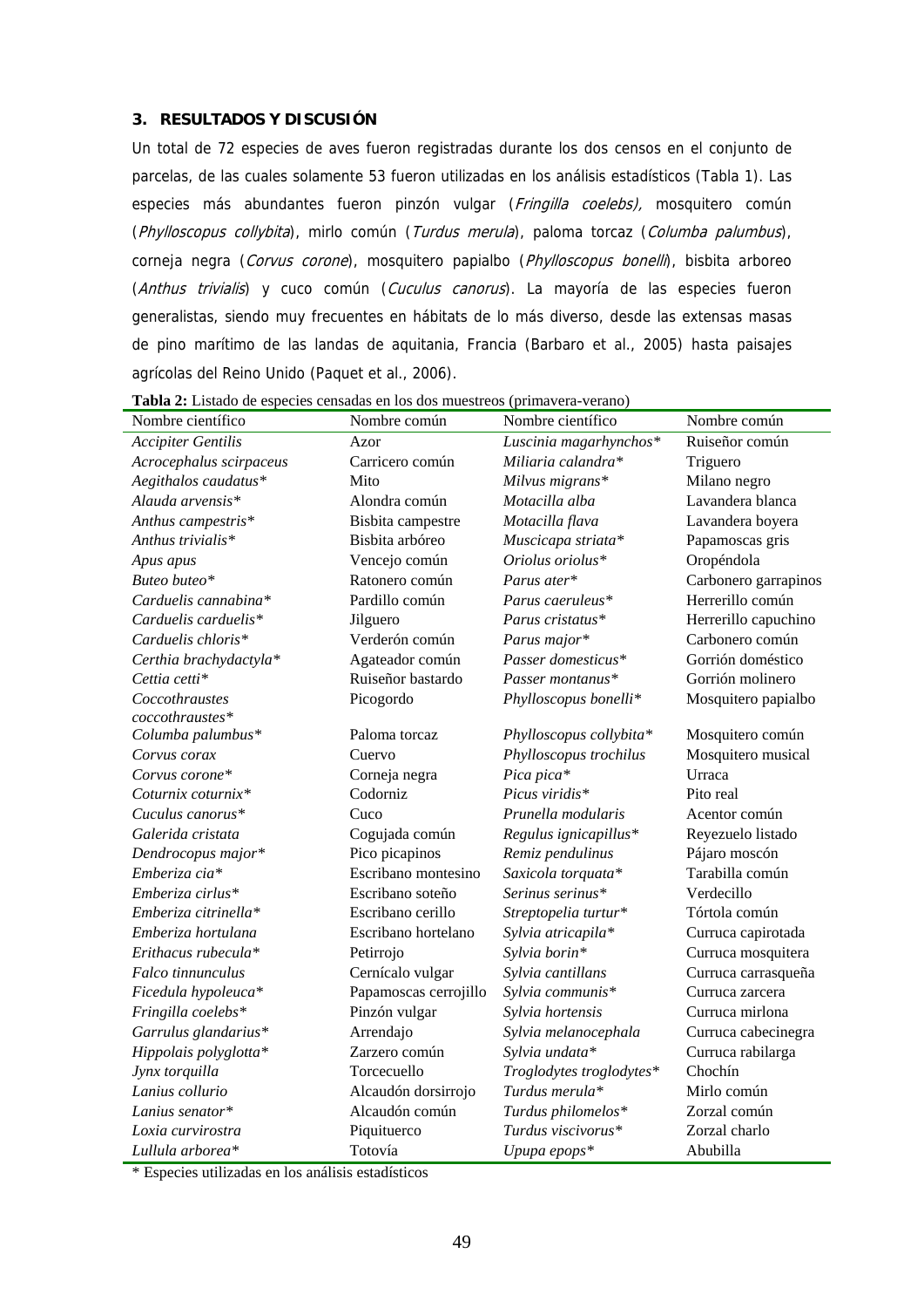## 3. RESULTADOS Y DISCUSIÓN

Un total de 72 especies de aves fueron registradas durante los dos censos en el conjunto de parcelas, de las cuales solamente 53 fueron utilizadas en los análisis estadísticos (Tabla 1). Las especies más abundantes fueron pinzón vulgar (*Fringilla coelebs),* mosquitero común (*Phylloscopus collybita*), mirlo común (*Turdus merula*), paloma torcaz (*Columba palumbus*), corneja negra (*Corvus corone*), mosquitero papialbo (*Phylloscopus bonelli*), bisbita arboreo (*Anthus trivialis*) y cuco común (*Cuculus canorus*). La mayoría de las especies fueron generalistas, siendo muy frecuentes en hábitats de lo más diverso, desde las extensas masas de pino marítimo de las landas de aquitania, Francia (Barbaro et al., 2005) hasta paisajes agrícolas del Reino Unido (Paquet et al., 2006).

**Tabla 2:** Listado de especies censadas en los dos muestreos (primavera-verano)

| Nombre científico | Nombre común | Nombre científico | Nombre común |
|---|---|---|---|
| *Accipiter Gentilis* | Azor | *Luscinia magarhynchos** | Ruiseñor común |
| *Acrocephalus scirpaceus* | Carricero común | *Miliaria calandra** | Triguero |
| *Aegithalos caudatus** | Mito | *Milvus migrans** | Milano negro |
| *Alauda arvensis** | Alondra común | *Motacilla alba* | Lavandera blanca |
| *Anthus campestris** | Bisbita campestre | *Motacilla flava* | Lavandera boyera |
| *Anthus trivialis** | Bisbita arbóreo | *Muscicapa striata** | Papamoscas gris |
| *Apus apus* | Vencejo común | *Oriolus oriolus** | Oropéndola |
| *Buteo buteo** | Ratonero común | *Parus ater** | Carbonero garrapinos |
| *Carduelis cannabina** | Pardillo común | *Parus caeruleus** | Herrerillo común |
| *Carduelis carduelis** | Jilguero | *Parus cristatus** | Herrerillo capuchino |
| *Carduelis chloris** | Verderón común | *Parus major** | Carbonero común |
| *Certhia brachydactyla** | Agateador común | *Passer domesticus** | Gorrión doméstico |
| *Cettia cetti** | Ruiseñor bastardo | *Passer montanus** | Gorrión molinero |
| *Coccothraustes coccothraustes** | Picogordo | *Phylloscopus bonelli** | Mosquitero papialbo |
| *Columba palumbus** | Paloma torcaz | *Phylloscopus collybita** | Mosquitero común |
| *Corvus corax* | Cuervo | *Phylloscopus trochilus* | Mosquitero musical |
| *Corvus corone** | Corneja negra | *Pica pica** | Urraca |
| *Coturnix coturnix** | Codorniz | *Picus viridis** | Pito real |
| *Cuculus canorus** | Cuco | *Prunella modularis* | Acentor común |
| *Galerida cristata* | Cogujada común | *Regulus ignicapillus** | Reyezuelo listado |
| *Dendrocopus major** | Pico picapinos | *Remiz pendulinus* | Pájaro moscón |
| *Emberiza cia** | Escribano montesino | *Saxicola torquata** | Tarabilla común |
| *Emberiza cirlus** | Escribano soteño | *Serinus serinus** | Verdecillo |
| *Emberiza citrinella** | Escribano cerillo | *Streptopelia turtur** | Tórtola común |
| *Emberiza hortulana* | Escribano hortelano | *Sylvia atricapila** | Curruca capirotada |
| *Erithacus rubecula** | Petirrojo | *Sylvia borin** | Curruca mosquitera |
| *Falco tinnunculus* | Cernícalo vulgar | *Sylvia cantillans* | Curruca carrasqueña |
| *Ficedula hypoleuca** | Papamoscas cerrojillo | *Sylvia communis** | Curruca zarcera |
| *Fringilla coelebs** | Pinzón vulgar | *Sylvia hortensis* | Curruca mirlona |
| *Garrulus glandarius** | Arrendajo | *Sylvia melanocephala* | Curruca cabecinegra |
| *Hippolais polyglotta** | Zarzero común | *Sylvia undata** | Curruca rabilarga |
| *Jynx torquilla* | Torcecuello | *Troglodytes troglodytes** | Chochín |
| *Lanius collurio* | Alcaudón dorsirrojo | *Turdus merula** | Mirlo común |
| *Lanius senator** | Alcaudón común | *Turdus philomelos** | Zorzal común |
| *Loxia curvirostra* | Piquituerco | *Turdus viscivorus** | Zorzal charlo |
| *Lullula arborea** | Totovía | *Upupa epops** | Abubilla |

\* Especies utilizadas en los análisis estadísticos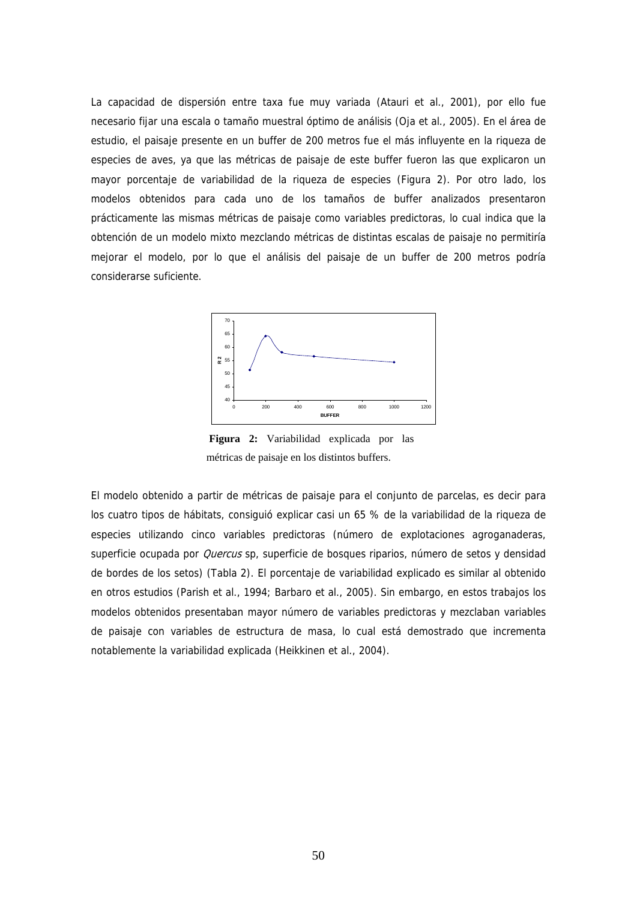La capacidad de dispersión entre taxa fue muy variada (Atauri et al., 2001), por ello fue necesario fijar una escala o tamaño muestral óptimo de análisis (Oja et al., 2005). En el área de estudio, el paisaje presente en un buffer de 200 metros fue el más influyente en la riqueza de especies de aves, ya que las métricas de paisaje de este buffer fueron las que explicaron un mayor porcentaje de variabilidad de la riqueza de especies (Figura 2). Por otro lado, los modelos obtenidos para cada uno de los tamaños de buffer analizados presentaron prácticamente las mismas métricas de paisaje como variables predictoras, lo cual indica que la obtención de un modelo mixto mezclando métricas de distintas escalas de paisaje no permitiría mejorar el modelo, por lo que el análisis del paisaje de un buffer de 200 metros podría considerarse suficiente.

**Figura 2:** Variabilidad explicada por las métricas de paisaje en los distintos buffers.

El modelo obtenido a partir de métricas de paisaje para el conjunto de parcelas, es decir para los cuatro tipos de hábitats, consiguió explicar casi un 65 % de la variabilidad de la riqueza de especies utilizando cinco variables predictoras (número de explotaciones agroganaderas, superficie ocupada por *Quercus* sp, superficie de bosques riparios, número de setos y densidad de bordes de los setos) (Tabla 2). El porcentaje de variabilidad explicado es similar al obtenido en otros estudios (Parish et al., 1994; Barbaro et al., 2005). Sin embargo, en estos trabajos los modelos obtenidos presentaban mayor número de variables predictoras y mezclaban variables de paisaje con variables de estructura de masa, lo cual está demostrado que incrementa notablemente la variabilidad explicada (Heikkinen et al., 2004).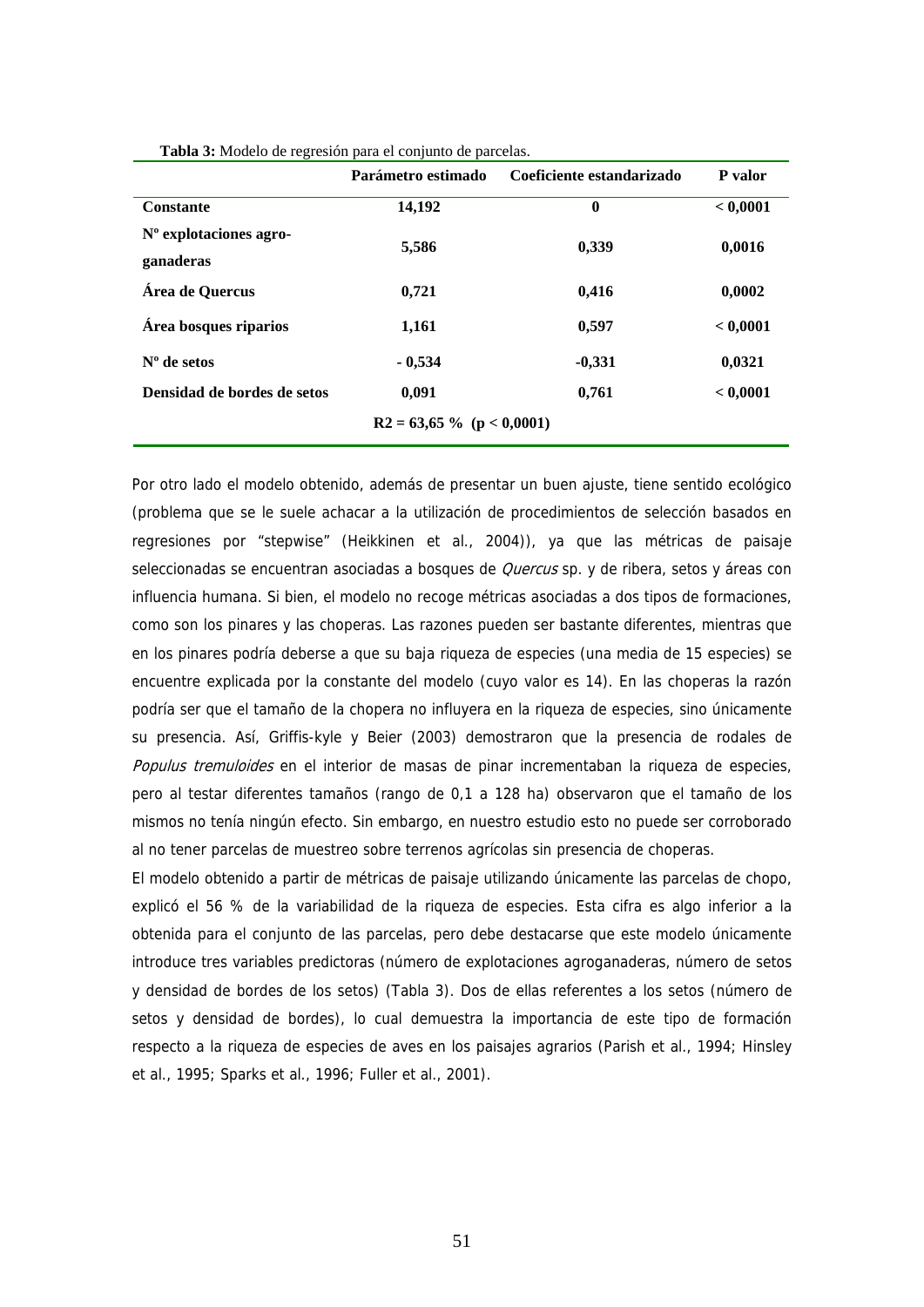**Tabla 3:** Modelo de regresión para el conjunto de parcelas.

| | Parámetro estimado | Coeficiente estandarizado | P valor |
|---|---|---|---|
| **Constante** | **14,192** | **0** | **< 0,0001** |
| **Nº explotaciones agro-ganaderas** | **5,586** | **0,339** | **0,0016** |
| **Área de Quercus** | **0,721** | **0,416** | **0,0002** |
| **Área bosques riparios** | **1,161** | **0,597** | **< 0,0001** |
| **Nº de setos** | **- 0,534** | **-0,331** | **0,0321** |
| **Densidad de bordes de setos** | **0,091** | **0,761** | **< 0,0001** |
| | **R2 = 63,65 % (p < 0,0001)** | | |

Por otro lado el modelo obtenido, además de presentar un buen ajuste, tiene sentido ecológico (problema que se le suele achacar a la utilización de procedimientos de selección basados en regresiones por "stepwise" (Heikkinen et al., 2004)), ya que las métricas de paisaje seleccionadas se encuentran asociadas a bosques de *Quercus* sp. y de ribera, setos y áreas con influencia humana. Si bien, el modelo no recoge métricas asociadas a dos tipos de formaciones, como son los pinares y las choperas. Las razones pueden ser bastante diferentes, mientras que en los pinares podría deberse a que su baja riqueza de especies (una media de 15 especies) se encuentre explicada por la constante del modelo (cuyo valor es 14). En las choperas la razón podría ser que el tamaño de la chopera no influyera en la riqueza de especies, sino únicamente su presencia. Así, Griffis-kyle y Beier (2003) demostraron que la presencia de rodales de *Populus tremuloides* en el interior de masas de pinar incrementaban la riqueza de especies, pero al testar diferentes tamaños (rango de 0,1 a 128 ha) observaron que el tamaño de los mismos no tenía ningún efecto. Sin embargo, en nuestro estudio esto no puede ser corroborado al no tener parcelas de muestreo sobre terrenos agrícolas sin presencia de choperas.

El modelo obtenido a partir de métricas de paisaje utilizando únicamente las parcelas de chopo, explicó el 56 % de la variabilidad de la riqueza de especies. Esta cifra es algo inferior a la obtenida para el conjunto de las parcelas, pero debe destacarse que este modelo únicamente introduce tres variables predictoras (número de explotaciones agroganaderas, número de setos y densidad de bordes de los setos) (Tabla 3). Dos de ellas referentes a los setos (número de setos y densidad de bordes), lo cual demuestra la importancia de este tipo de formación respecto a la riqueza de especies de aves en los paisajes agrarios (Parish et al., 1994; Hinsley et al., 1995; Sparks et al., 1996; Fuller et al., 2001).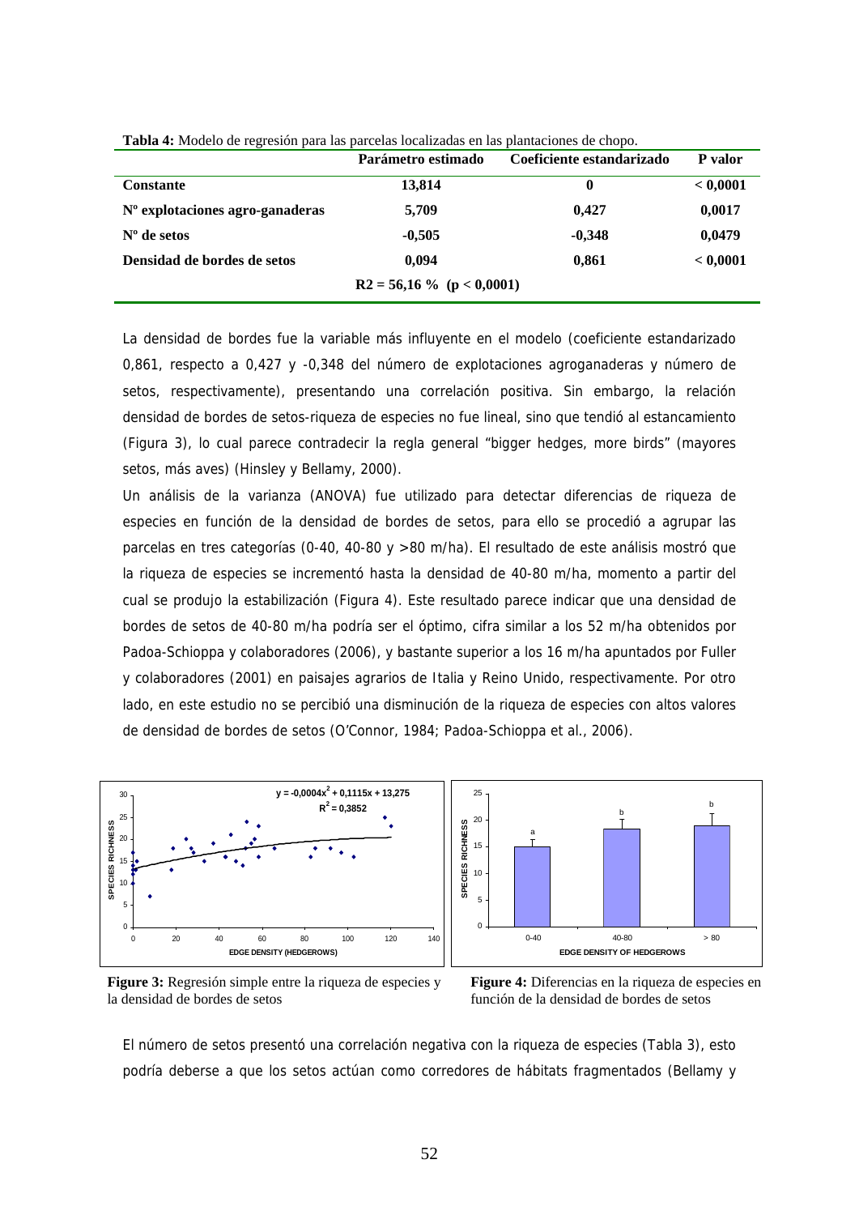**Tabla 4:** Modelo de regresión para las parcelas localizadas en las plantaciones de chopo.

| | Parámetro estimado | Coeficiente estandarizado | P valor |
|---|---|---|---|
| **Constante** | **13,814** | **0** | **< 0,0001** |
| **Nº explotaciones agro-ganaderas** | **5,709** | **0,427** | **0,0017** |
| **Nº de setos** | **-0,505** | **-0,348** | **0,0479** |
| **Densidad de bordes de setos** | **0,094** | **0,861** | **< 0,0001** |
| | **R2 = 56,16 % (p < 0,0001)** | | |

La densidad de bordes fue la variable más influyente en el modelo (coeficiente estandarizado 0,861, respecto a 0,427 y -0,348 del número de explotaciones agroganaderas y número de setos, respectivamente), presentando una correlación positiva. Sin embargo, la relación densidad de bordes de setos-riqueza de especies no fue lineal, sino que tendió al estancamiento (Figura 3), lo cual parece contradecir la regla general "bigger hedges, more birds" (mayores setos, más aves) (Hinsley y Bellamy, 2000).

Un análisis de la varianza (ANOVA) fue utilizado para detectar diferencias de riqueza de especies en función de la densidad de bordes de setos, para ello se procedió a agrupar las parcelas en tres categorías (0-40, 40-80 y >80 m/ha). El resultado de este análisis mostró que la riqueza de especies se incrementó hasta la densidad de 40-80 m/ha, momento a partir del cual se produjo la estabilización (Figura 4). Este resultado parece indicar que una densidad de bordes de setos de 40-80 m/ha podría ser el óptimo, cifra similar a los 52 m/ha obtenidos por Padoa-Schioppa y colaboradores (2006), y bastante superior a los 16 m/ha apuntados por Fuller y colaboradores (2001) en paisajes agrarios de Italia y Reino Unido, respectivamente. Por otro lado, en este estudio no se percibió una disminución de la riqueza de especies con altos valores de densidad de bordes de setos (O'Connor, 1984; Padoa-Schioppa et al., 2006).

$$y = -0{,}0004x^2 + 0{,}1115x + 13{,}275$$
$$R^2 = 0{,}3852$$

**Figure 3:** Regresión simple entre la riqueza de especies y la densidad de bordes de setos

**Figure 4:** Diferencias en la riqueza de especies en función de la densidad de bordes de setos

El número de setos presentó una correlación negativa con la riqueza de especies (Tabla 3), esto podría deberse a que los setos actúan como corredores de hábitats fragmentados (Bellamy y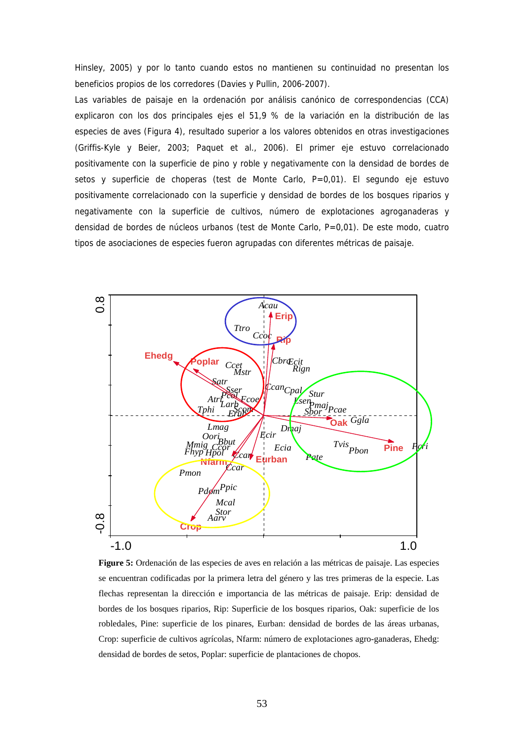Hinsley, 2005) y por lo tanto cuando estos no mantienen su continuidad no presentan los beneficios propios de los corredores (Davies y Pullin, 2006-2007).

Las variables de paisaje en la ordenación por análisis canónico de correspondencias (CCA) explicaron con los dos principales ejes el 51,9 % de la variación en la distribución de las especies de aves (Figura 4), resultado superior a los valores obtenidos en otras investigaciones (Griffis-Kyle y Beier, 2003; Paquet et al., 2006). El primer eje estuvo correlacionado positivamente con la superficie de pino y roble y negativamente con la densidad de bordes de setos y superficie de choperas (test de Monte Carlo, P=0,01). El segundo eje estuvo positivamente correlacionado con la superficie y densidad de bordes de los bosques riparios y negativamente con la superficie de cultivos, número de explotaciones agroganaderas y densidad de bordes de núcleos urbanos (test de Monte Carlo, P=0,01). De este modo, cuatro tipos de asociaciones de especies fueron agrupadas con diferentes métricas de paisaje.

**Figure 5:** Ordenación de las especies de aves en relación a las métricas de paisaje. Las especies se encuentran codificadas por la primera letra del género y las tres primeras de la especie. Las flechas representan la dirección e importancia de las métricas de paisaje. Erip: densidad de bordes de los bosques riparios, Rip: Superficie de los bosques riparios, Oak: superficie de los robledales, Pine: superficie de los pinares, Eurban: densidad de bordes de las áreas urbanas, Crop: superficie de cultivos agrícolas, Nfarm: número de explotaciones agro-ganaderas, Ehedg: densidad de bordes de setos, Poplar: superficie de plantaciones de chopos.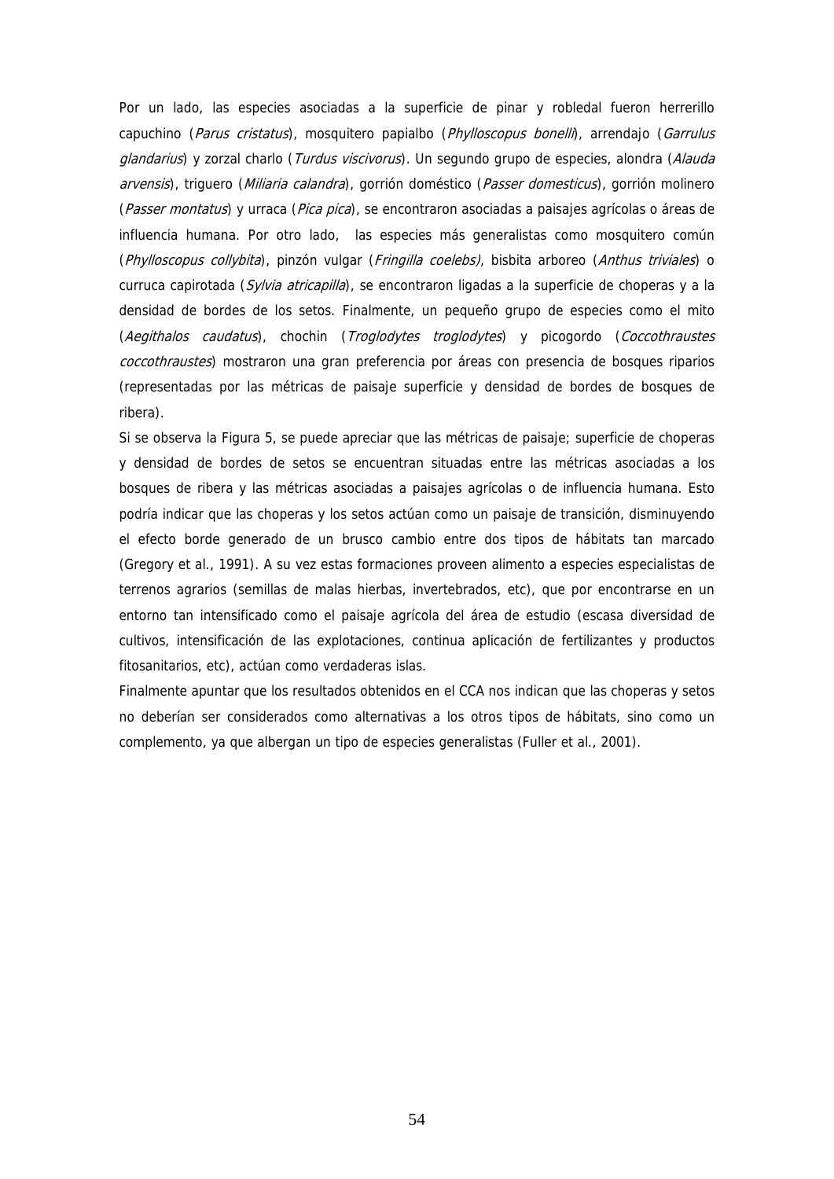Por un lado, las especies asociadas a la superficie de pinar y robledal fueron herrerillo capuchino (*Parus cristatus*), mosquitero papialbo (*Phylloscopus bonelli*), arrendajo (*Garrulus glandarius*) y zorzal charlo (*Turdus viscivorus*). Un segundo grupo de especies, alondra (*Alauda arvensis*), triguero (*Miliaria calandra*), gorrión doméstico (*Passer domesticus*), gorrión molinero (*Passer montatus*) y urraca (*Pica pica*), se encontraron asociadas a paisajes agrícolas o áreas de influencia humana. Por otro lado, las especies más generalistas como mosquitero común (*Phylloscopus collybita*), pinzón vulgar (*Fringilla coelebs)*, bisbita arboreo (*Anthus triviales*) o curruca capirotada (*Sylvia atricapilla*), se encontraron ligadas a la superficie de choperas y a la densidad de bordes de los setos. Finalmente, un pequeño grupo de especies como el mito (*Aegithalos caudatus*), chochin (*Troglodytes troglodytes*) y picogordo (*Coccothraustes coccothraustes*) mostraron una gran preferencia por áreas con presencia de bosques riparios (representadas por las métricas de paisaje superficie y densidad de bordes de bosques de ribera).

Si se observa la Figura 5, se puede apreciar que las métricas de paisaje; superficie de choperas y densidad de bordes de setos se encuentran situadas entre las métricas asociadas a los bosques de ribera y las métricas asociadas a paisajes agrícolas o de influencia humana. Esto podría indicar que las choperas y los setos actúan como un paisaje de transición, disminuyendo el efecto borde generado de un brusco cambio entre dos tipos de hábitats tan marcado (Gregory et al., 1991). A su vez estas formaciones proveen alimento a especies especialistas de terrenos agrarios (semillas de malas hierbas, invertebrados, etc), que por encontrarse en un entorno tan intensificado como el paisaje agrícola del área de estudio (escasa diversidad de cultivos, intensificación de las explotaciones, continua aplicación de fertilizantes y productos fitosanitarios, etc), actúan como verdaderas islas.

Finalmente apuntar que los resultados obtenidos en el CCA nos indican que las choperas y setos no deberían ser considerados como alternativas a los otros tipos de hábitats, sino como un complemento, ya que albergan un tipo de especies generalistas (Fuller et al., 2001).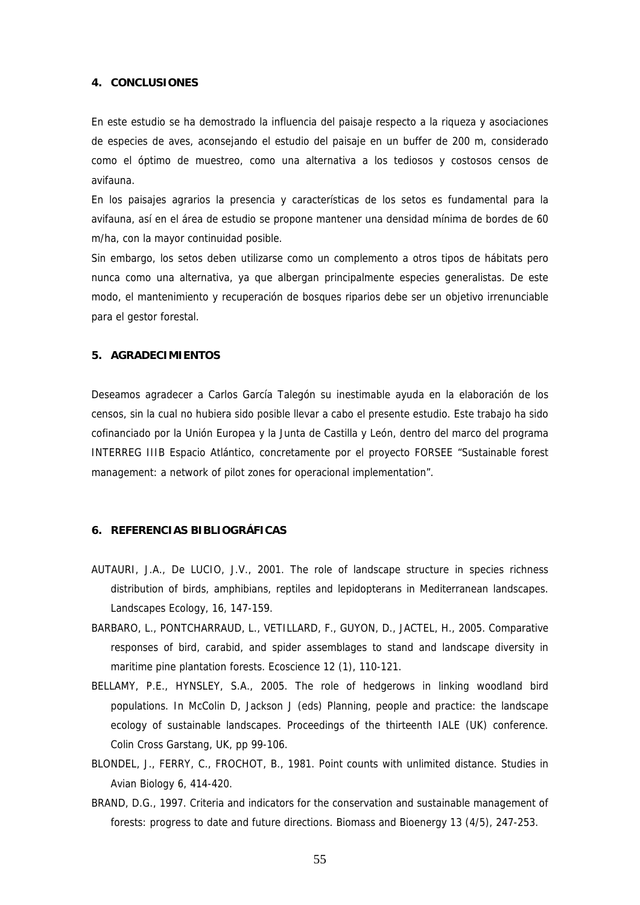## 4. CONCLUSIONES

En este estudio se ha demostrado la influencia del paisaje respecto a la riqueza y asociaciones de especies de aves, aconsejando el estudio del paisaje en un buffer de 200 m, considerado como el óptimo de muestreo, como una alternativa a los tediosos y costosos censos de avifauna.

En los paisajes agrarios la presencia y características de los setos es fundamental para la avifauna, así en el área de estudio se propone mantener una densidad mínima de bordes de 60 m/ha, con la mayor continuidad posible.

Sin embargo, los setos deben utilizarse como un complemento a otros tipos de hábitats pero nunca como una alternativa, ya que albergan principalmente especies generalistas. De este modo, el mantenimiento y recuperación de bosques riparios debe ser un objetivo irrenunciable para el gestor forestal.

## 5. AGRADECIMIENTOS

Deseamos agradecer a Carlos García Talegón su inestimable ayuda en la elaboración de los censos, sin la cual no hubiera sido posible llevar a cabo el presente estudio. Este trabajo ha sido cofinanciado por la Unión Europea y la Junta de Castilla y León, dentro del marco del programa INTERREG IIIB Espacio Atlántico, concretamente por el proyecto FORSEE "Sustainable forest management: a network of pilot zones for operacional implementation".

## 6. REFERENCIAS BIBLIOGRÁFICAS

AUTAURI, J.A., De LUCIO, J.V., 2001. The role of landscape structure in species richness distribution of birds, amphibians, reptiles and lepidopterans in Mediterranean landscapes. Landscapes Ecology, 16, 147-159.

BARBARO, L., PONTCHARRAUD, L., VETILLARD, F., GUYON, D., JACTEL, H., 2005. Comparative responses of bird, carabid, and spider assemblages to stand and landscape diversity in maritime pine plantation forests. Ecoscience 12 (1), 110-121.

BELLAMY, P.E., HYNSLEY, S.A., 2005. The role of hedgerows in linking woodland bird populations. In McColin D, Jackson J (eds) Planning, people and practice: the landscape ecology of sustainable landscapes. Proceedings of the thirteenth IALE (UK) conference. Colin Cross Garstang, UK, pp 99-106.

BLONDEL, J., FERRY, C., FROCHOT, B., 1981. Point counts with unlimited distance. Studies in Avian Biology 6, 414-420.

BRAND, D.G., 1997. Criteria and indicators for the conservation and sustainable management of forests: progress to date and future directions. Biomass and Bioenergy 13 (4/5), 247-253.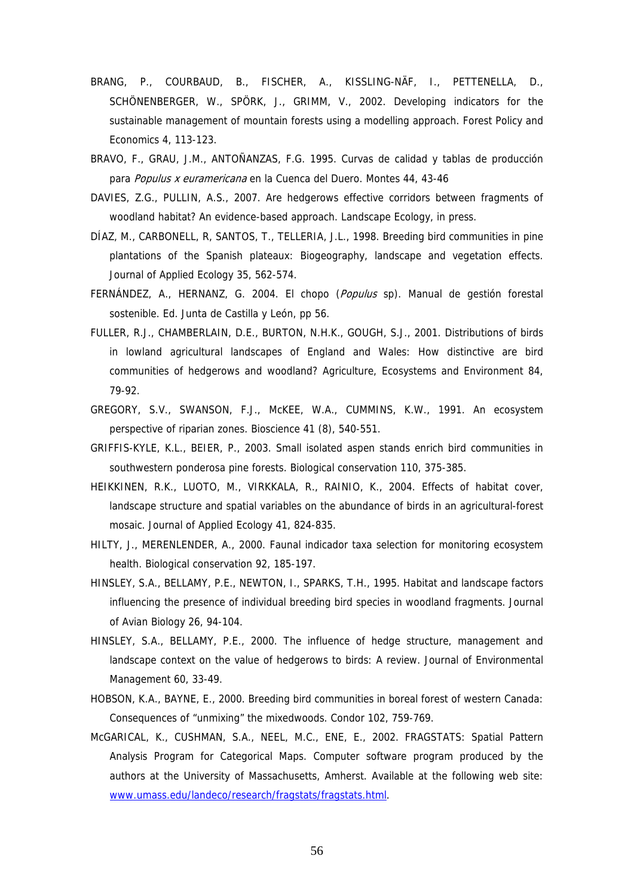BRANG, P., COURBAUD, B., FISCHER, A., KISSLING-NÄF, I., PETTENELLA, D., SCHÖNENBERGER, W., SPÖRK, J., GRIMM, V., 2002. Developing indicators for the sustainable management of mountain forests using a modelling approach. Forest Policy and Economics 4, 113-123.

BRAVO, F., GRAU, J.M., ANTOÑANZAS, F.G. 1995. Curvas de calidad y tablas de producción para *Populus x euramericana* en la Cuenca del Duero. Montes 44, 43-46

DAVIES, Z.G., PULLIN, A.S., 2007. Are hedgerows effective corridors between fragments of woodland habitat? An evidence-based approach. Landscape Ecology, in press.

DÍAZ, M., CARBONELL, R, SANTOS, T., TELLERIA, J.L., 1998. Breeding bird communities in pine plantations of the Spanish plateaux: Biogeography, landscape and vegetation effects. Journal of Applied Ecology 35, 562-574.

FERNÁNDEZ, A., HERNANZ, G. 2004. El chopo (*Populus* sp). Manual de gestión forestal sostenible. Ed. Junta de Castilla y León, pp 56.

FULLER, R.J., CHAMBERLAIN, D.E., BURTON, N.H.K., GOUGH, S.J., 2001. Distributions of birds in lowland agricultural landscapes of England and Wales: How distinctive are bird communities of hedgerows and woodland? Agriculture, Ecosystems and Environment 84, 79-92.

GREGORY, S.V., SWANSON, F.J., McKEE, W.A., CUMMINS, K.W., 1991. An ecosystem perspective of riparian zones. Bioscience 41 (8), 540-551.

GRIFFIS-KYLE, K.L., BEIER, P., 2003. Small isolated aspen stands enrich bird communities in southwestern ponderosa pine forests. Biological conservation 110, 375-385.

HEIKKINEN, R.K., LUOTO, M., VIRKKALA, R., RAINIO, K., 2004. Effects of habitat cover, landscape structure and spatial variables on the abundance of birds in an agricultural-forest mosaic. Journal of Applied Ecology 41, 824-835.

HILTY, J., MERENLENDER, A., 2000. Faunal indicador taxa selection for monitoring ecosystem health. Biological conservation 92, 185-197.

HINSLEY, S.A., BELLAMY, P.E., NEWTON, I., SPARKS, T.H., 1995. Habitat and landscape factors influencing the presence of individual breeding bird species in woodland fragments. Journal of Avian Biology 26, 94-104.

HINSLEY, S.A., BELLAMY, P.E., 2000. The influence of hedge structure, management and landscape context on the value of hedgerows to birds: A review. Journal of Environmental Management 60, 33-49.

HOBSON, K.A., BAYNE, E., 2000. Breeding bird communities in boreal forest of western Canada: Consequences of "unmixing" the mixedwoods. Condor 102, 759-769.

McGARICAL, K., CUSHMAN, S.A., NEEL, M.C., ENE, E., 2002. FRAGSTATS: Spatial Pattern Analysis Program for Categorical Maps. Computer software program produced by the authors at the University of Massachusetts, Amherst. Available at the following web site: www.umass.edu/landeco/research/fragstats/fragstats.html.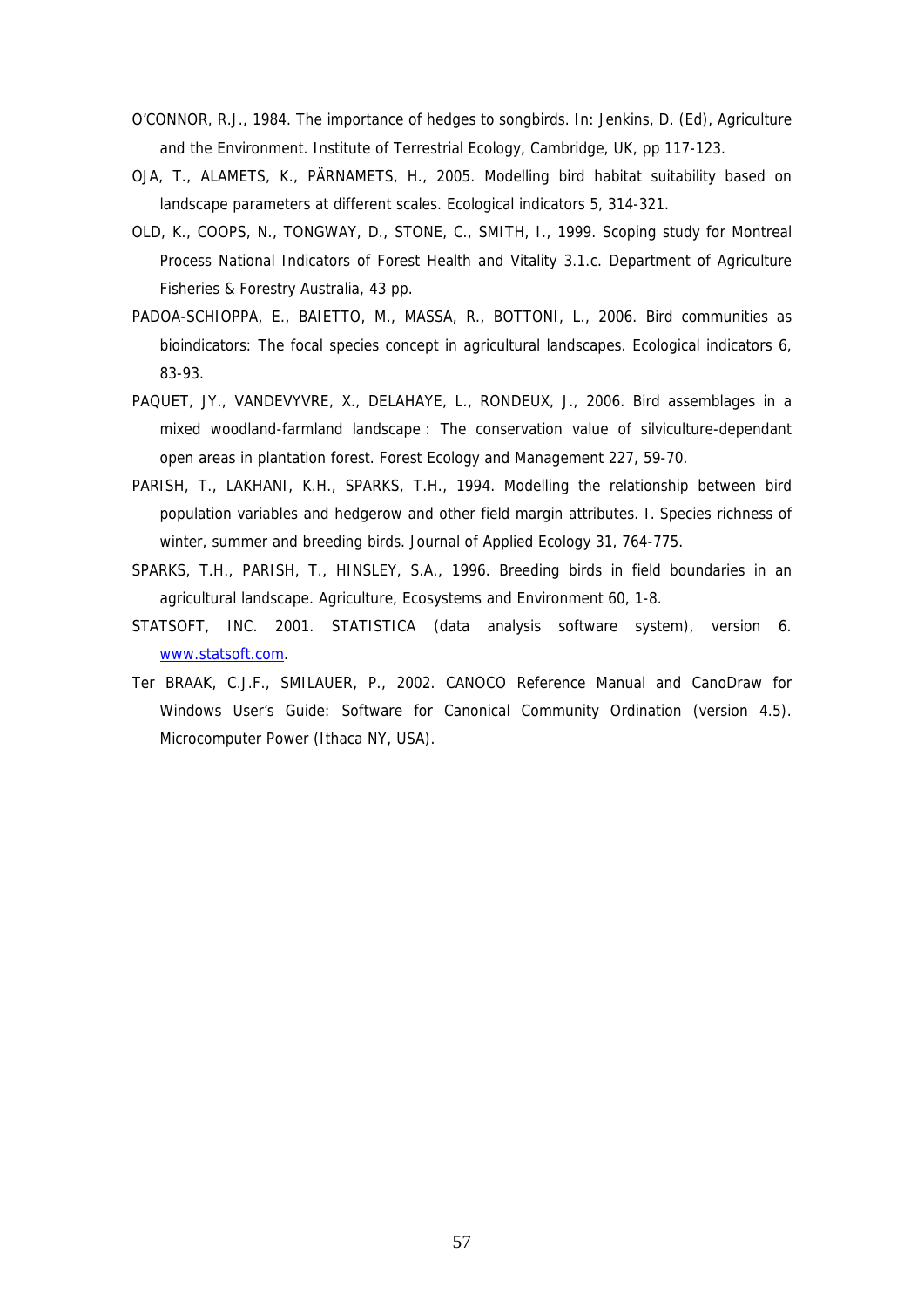O'CONNOR, R.J., 1984. The importance of hedges to songbirds. In: Jenkins, D. (Ed), Agriculture and the Environment. Institute of Terrestrial Ecology, Cambridge, UK, pp 117-123.

OJA, T., ALAMETS, K., PÄRNAMETS, H., 2005. Modelling bird habitat suitability based on landscape parameters at different scales. Ecological indicators 5, 314-321.

OLD, K., COOPS, N., TONGWAY, D., STONE, C., SMITH, I., 1999. Scoping study for Montreal Process National Indicators of Forest Health and Vitality 3.1.c. Department of Agriculture Fisheries & Forestry Australia, 43 pp.

PADOA-SCHIOPPA, E., BAIETTO, M., MASSA, R., BOTTONI, L., 2006. Bird communities as bioindicators: The focal species concept in agricultural landscapes. Ecological indicators 6, 83-93.

PAQUET, JY., VANDEVYVRE, X., DELAHAYE, L., RONDEUX, J., 2006. Bird assemblages in a mixed woodland-farmland landscape : The conservation value of silviculture-dependant open areas in plantation forest. Forest Ecology and Management 227, 59-70.

PARISH, T., LAKHANI, K.H., SPARKS, T.H., 1994. Modelling the relationship between bird population variables and hedgerow and other field margin attributes. I. Species richness of winter, summer and breeding birds. Journal of Applied Ecology 31, 764-775.

SPARKS, T.H., PARISH, T., HINSLEY, S.A., 1996. Breeding birds in field boundaries in an agricultural landscape. Agriculture, Ecosystems and Environment 60, 1-8.

STATSOFT, INC. 2001. STATISTICA (data analysis software system), version 6. www.statsoft.com.

Ter BRAAK, C.J.F., SMILAUER, P., 2002. CANOCO Reference Manual and CanoDraw for Windows User's Guide: Software for Canonical Community Ordination (version 4.5). Microcomputer Power (Ithaca NY, USA).